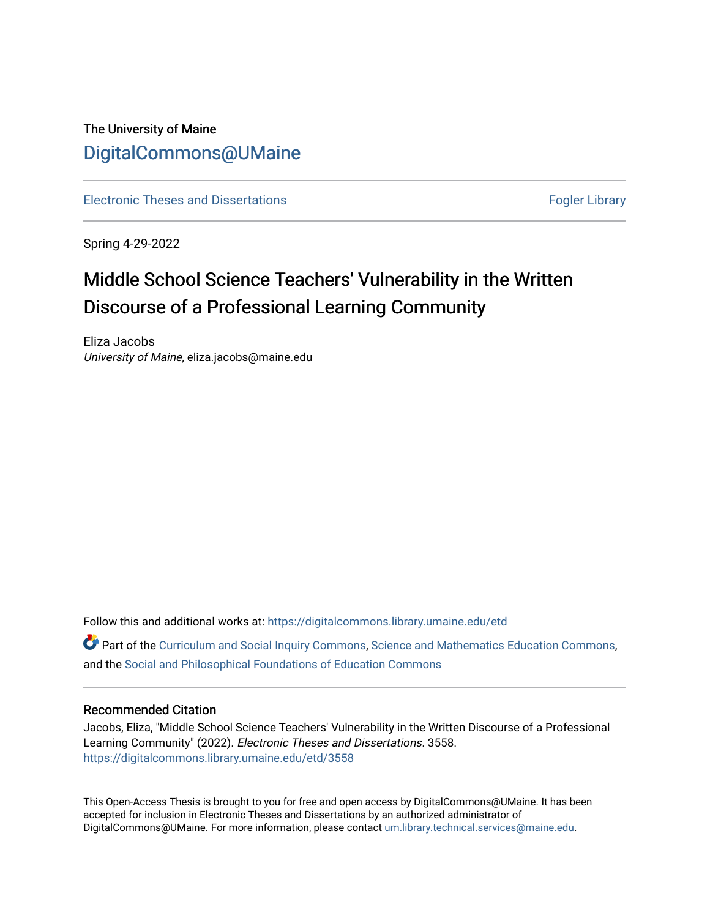The University of Maine

# DigitalCommons@UMaine

Electronic Theses and Dissertations | Fogler Library

Spring 4-29-2022

# Middle School Science Teachers' Vulnerability in the Written Discourse of a Professional Learning Community

Eliza Jacobs
*University of Maine*, eliza.jacobs@maine.edu

Follow this and additional works at: https://digitalcommons.library.umaine.edu/etd

Part of the Curriculum and Social Inquiry Commons, Science and Mathematics Education Commons, and the Social and Philosophical Foundations of Education Commons

## Recommended Citation

Jacobs, Eliza, "Middle School Science Teachers' Vulnerability in the Written Discourse of a Professional Learning Community" (2022). *Electronic Theses and Dissertations*. 3558.
https://digitalcommons.library.umaine.edu/etd/3558

This Open-Access Thesis is brought to you for free and open access by DigitalCommons@UMaine. It has been accepted for inclusion in Electronic Theses and Dissertations by an authorized administrator of DigitalCommons@UMaine. For more information, please contact um.library.technical.services@maine.edu.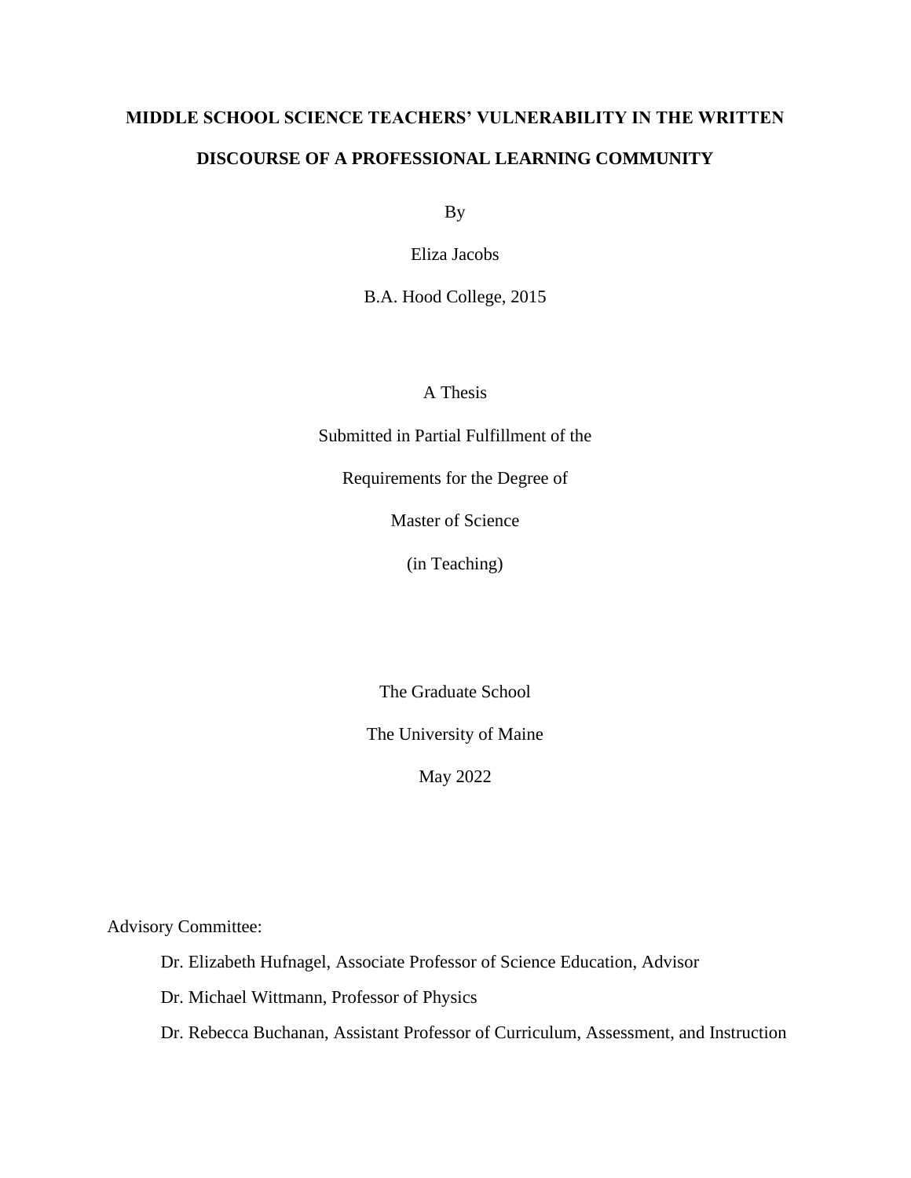# MIDDLE SCHOOL SCIENCE TEACHERS' VULNERABILITY IN THE WRITTEN DISCOURSE OF A PROFESSIONAL LEARNING COMMUNITY

By

Eliza Jacobs

B.A. Hood College, 2015

A Thesis

Submitted in Partial Fulfillment of the

Requirements for the Degree of

Master of Science

(in Teaching)

The Graduate School

The University of Maine

May 2022

Advisory Committee:

Dr. Elizabeth Hufnagel, Associate Professor of Science Education, Advisor

Dr. Michael Wittmann, Professor of Physics

Dr. Rebecca Buchanan, Assistant Professor of Curriculum, Assessment, and Instruction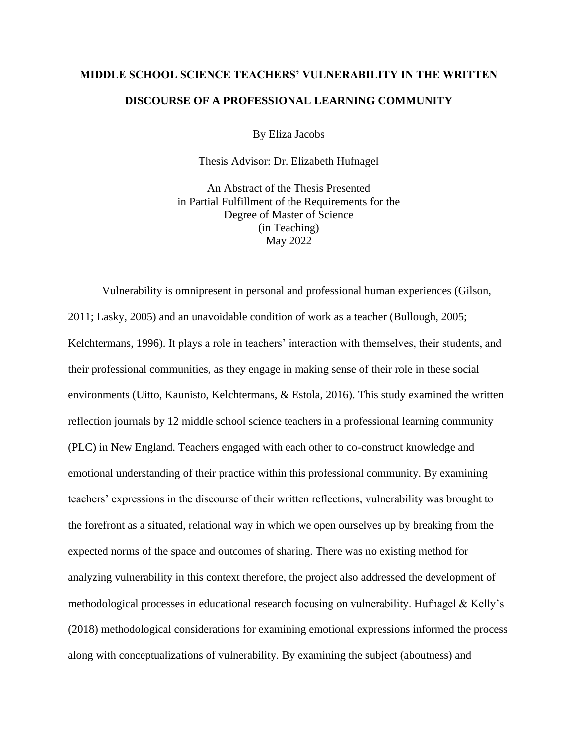# MIDDLE SCHOOL SCIENCE TEACHERS' VULNERABILITY IN THE WRITTEN DISCOURSE OF A PROFESSIONAL LEARNING COMMUNITY

By Eliza Jacobs

Thesis Advisor: Dr. Elizabeth Hufnagel

An Abstract of the Thesis Presented
in Partial Fulfillment of the Requirements for the
Degree of Master of Science
(in Teaching)
May 2022

Vulnerability is omnipresent in personal and professional human experiences (Gilson, 2011; Lasky, 2005) and an unavoidable condition of work as a teacher (Bullough, 2005; Kelchtermans, 1996). It plays a role in teachers' interaction with themselves, their students, and their professional communities, as they engage in making sense of their role in these social environments (Uitto, Kaunisto, Kelchtermans, & Estola, 2016). This study examined the written reflection journals by 12 middle school science teachers in a professional learning community (PLC) in New England. Teachers engaged with each other to co-construct knowledge and emotional understanding of their practice within this professional community. By examining teachers' expressions in the discourse of their written reflections, vulnerability was brought to the forefront as a situated, relational way in which we open ourselves up by breaking from the expected norms of the space and outcomes of sharing. There was no existing method for analyzing vulnerability in this context therefore, the project also addressed the development of methodological processes in educational research focusing on vulnerability. Hufnagel & Kelly's (2018) methodological considerations for examining emotional expressions informed the process along with conceptualizations of vulnerability. By examining the subject (aboutness) and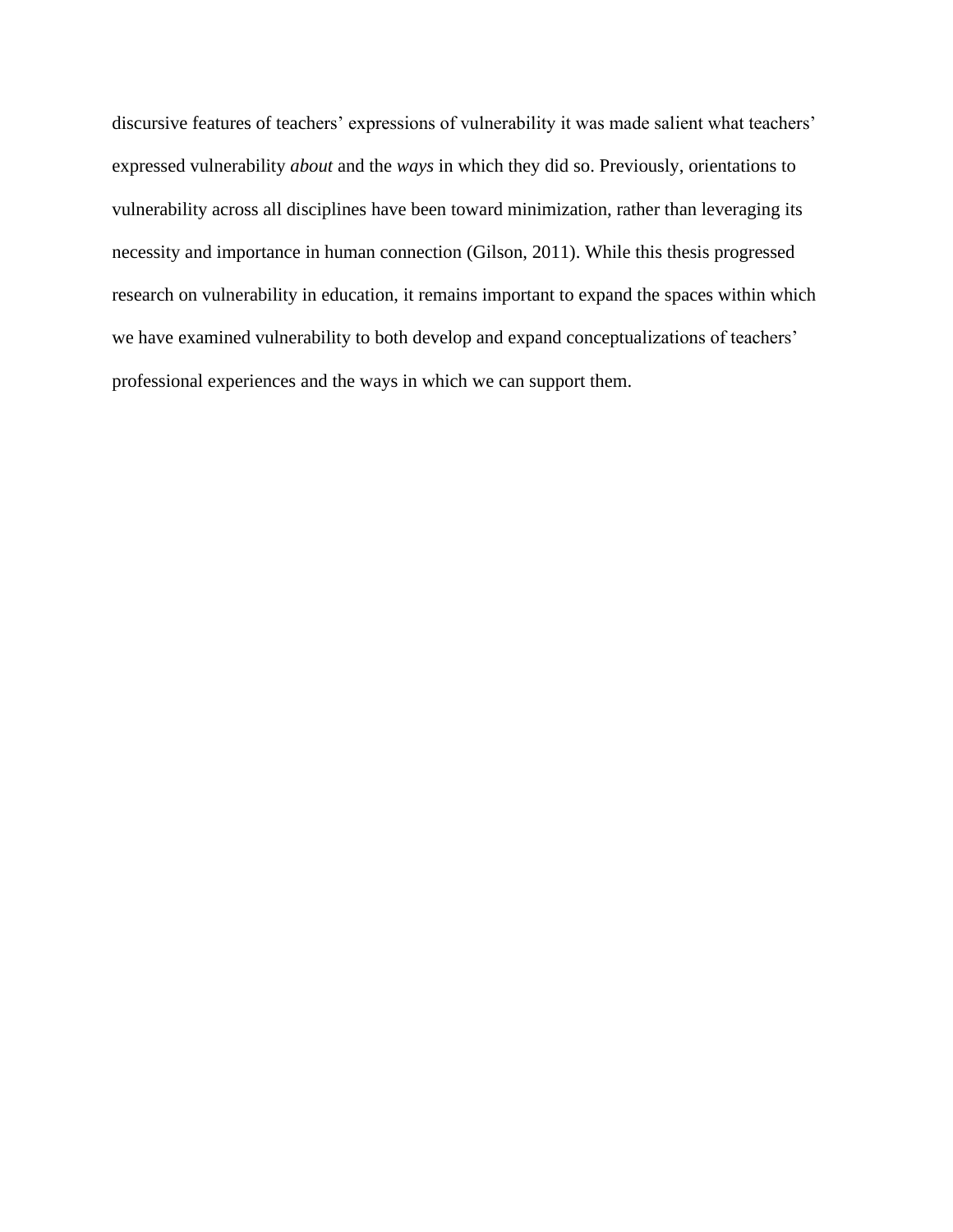discursive features of teachers' expressions of vulnerability it was made salient what teachers' expressed vulnerability *about* and the *ways* in which they did so. Previously, orientations to vulnerability across all disciplines have been toward minimization, rather than leveraging its necessity and importance in human connection (Gilson, 2011). While this thesis progressed research on vulnerability in education, it remains important to expand the spaces within which we have examined vulnerability to both develop and expand conceptualizations of teachers' professional experiences and the ways in which we can support them.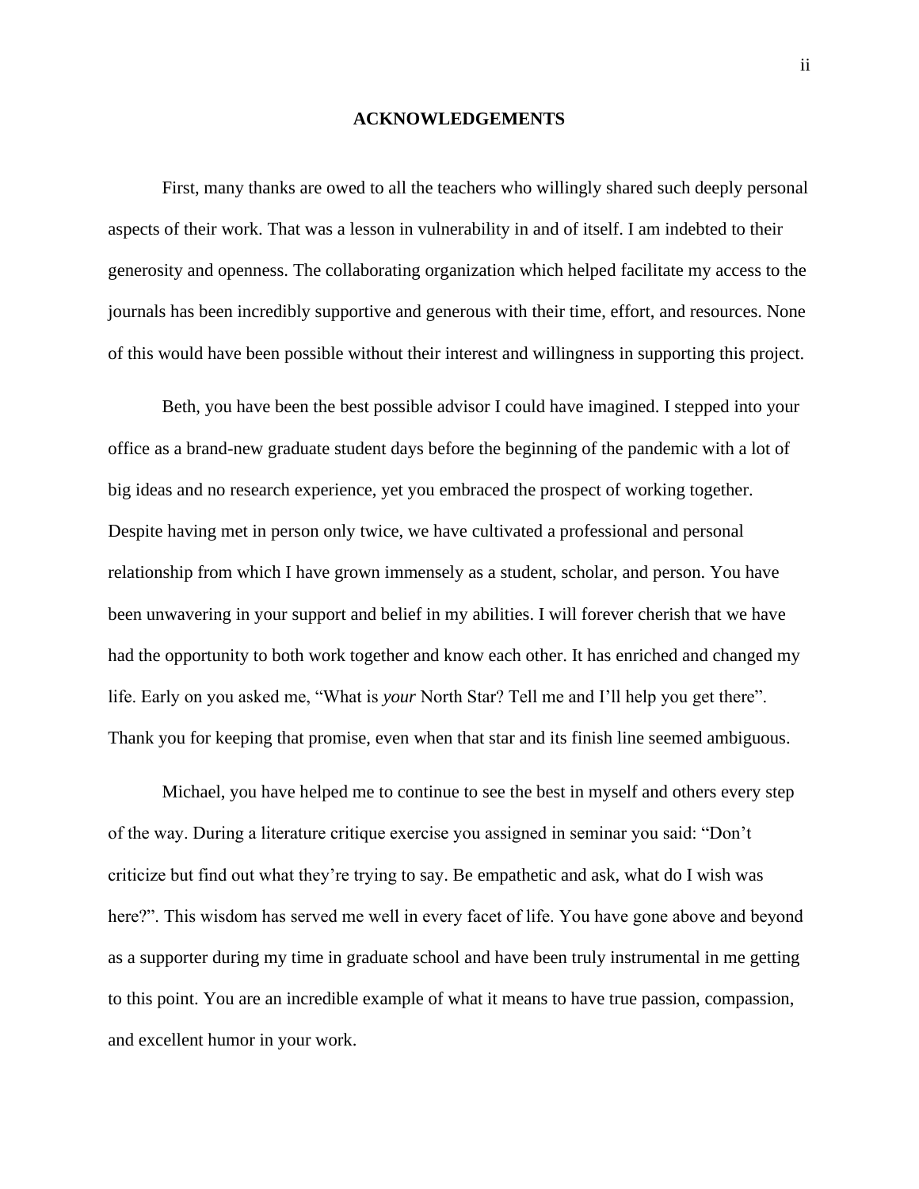# ACKNOWLEDGEMENTS

First, many thanks are owed to all the teachers who willingly shared such deeply personal aspects of their work. That was a lesson in vulnerability in and of itself. I am indebted to their generosity and openness. The collaborating organization which helped facilitate my access to the journals has been incredibly supportive and generous with their time, effort, and resources. None of this would have been possible without their interest and willingness in supporting this project.

Beth, you have been the best possible advisor I could have imagined. I stepped into your office as a brand-new graduate student days before the beginning of the pandemic with a lot of big ideas and no research experience, yet you embraced the prospect of working together. Despite having met in person only twice, we have cultivated a professional and personal relationship from which I have grown immensely as a student, scholar, and person. You have been unwavering in your support and belief in my abilities. I will forever cherish that we have had the opportunity to both work together and know each other. It has enriched and changed my life. Early on you asked me, "What is *your* North Star? Tell me and I'll help you get there". Thank you for keeping that promise, even when that star and its finish line seemed ambiguous.

Michael, you have helped me to continue to see the best in myself and others every step of the way. During a literature critique exercise you assigned in seminar you said: "Don't criticize but find out what they're trying to say. Be empathetic and ask, what do I wish was here?". This wisdom has served me well in every facet of life. You have gone above and beyond as a supporter during my time in graduate school and have been truly instrumental in me getting to this point. You are an incredible example of what it means to have true passion, compassion, and excellent humor in your work.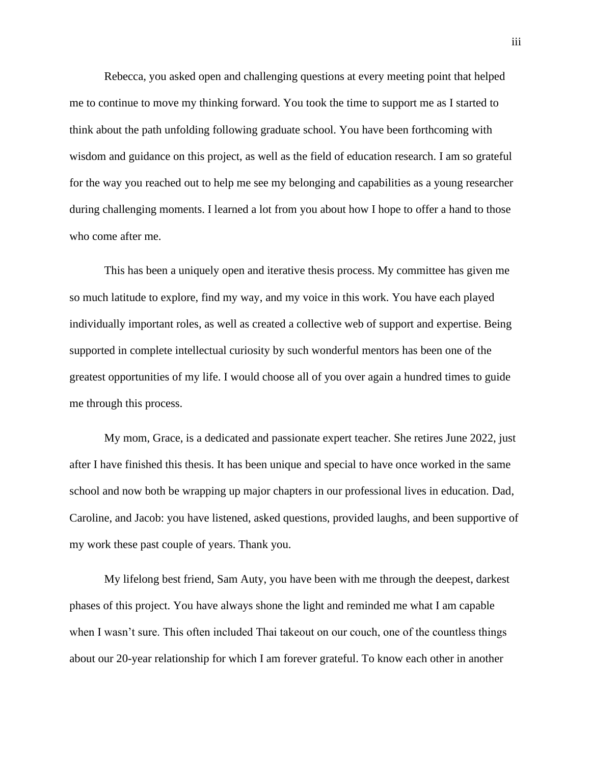Rebecca, you asked open and challenging questions at every meeting point that helped me to continue to move my thinking forward. You took the time to support me as I started to think about the path unfolding following graduate school. You have been forthcoming with wisdom and guidance on this project, as well as the field of education research. I am so grateful for the way you reached out to help me see my belonging and capabilities as a young researcher during challenging moments. I learned a lot from you about how I hope to offer a hand to those who come after me.

This has been a uniquely open and iterative thesis process. My committee has given me so much latitude to explore, find my way, and my voice in this work. You have each played individually important roles, as well as created a collective web of support and expertise. Being supported in complete intellectual curiosity by such wonderful mentors has been one of the greatest opportunities of my life. I would choose all of you over again a hundred times to guide me through this process.

My mom, Grace, is a dedicated and passionate expert teacher. She retires June 2022, just after I have finished this thesis. It has been unique and special to have once worked in the same school and now both be wrapping up major chapters in our professional lives in education. Dad, Caroline, and Jacob: you have listened, asked questions, provided laughs, and been supportive of my work these past couple of years. Thank you.

My lifelong best friend, Sam Auty, you have been with me through the deepest, darkest phases of this project. You have always shone the light and reminded me what I am capable when I wasn't sure. This often included Thai takeout on our couch, one of the countless things about our 20-year relationship for which I am forever grateful. To know each other in another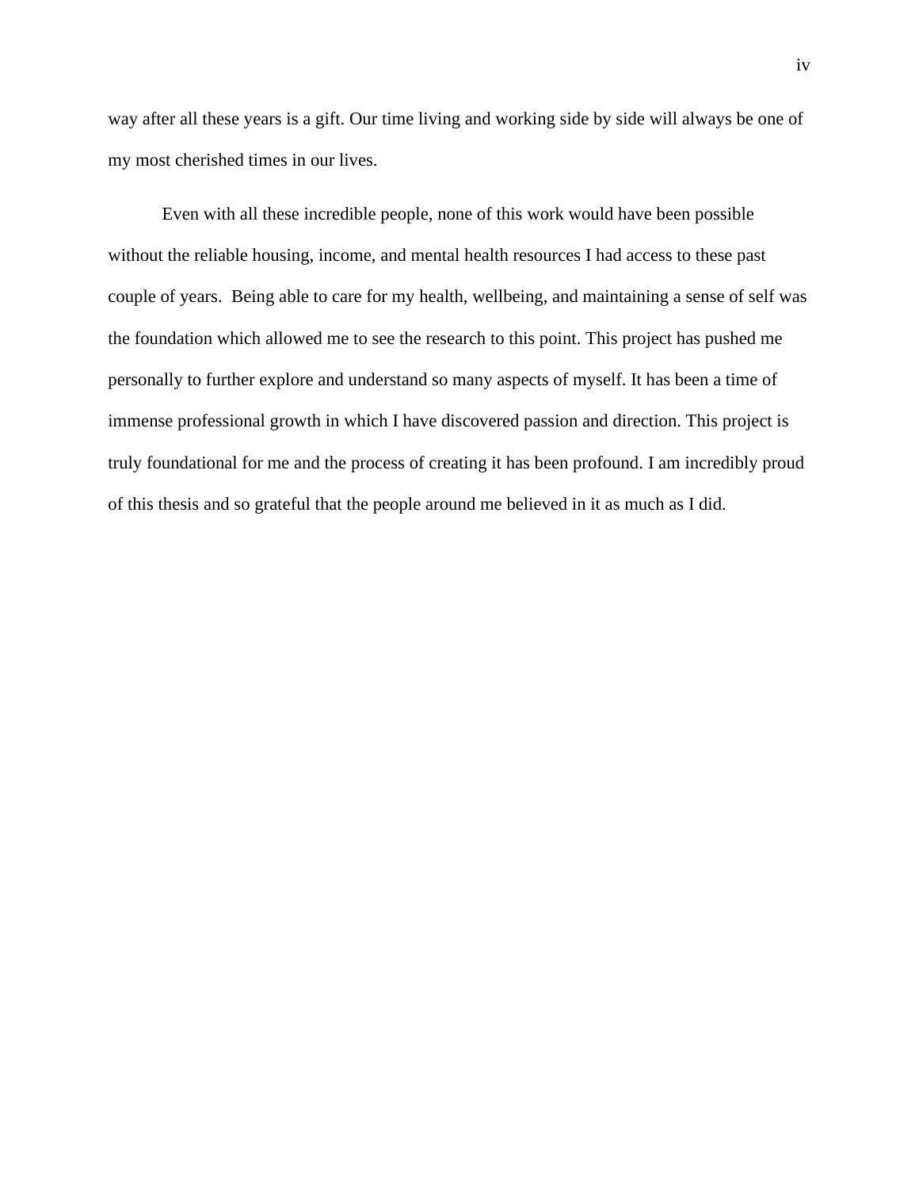way after all these years is a gift. Our time living and working side by side will always be one of my most cherished times in our lives.

Even with all these incredible people, none of this work would have been possible without the reliable housing, income, and mental health resources I had access to these past couple of years. Being able to care for my health, wellbeing, and maintaining a sense of self was the foundation which allowed me to see the research to this point. This project has pushed me personally to further explore and understand so many aspects of myself. It has been a time of immense professional growth in which I have discovered passion and direction. This project is truly foundational for me and the process of creating it has been profound. I am incredibly proud of this thesis and so grateful that the people around me believed in it as much as I did.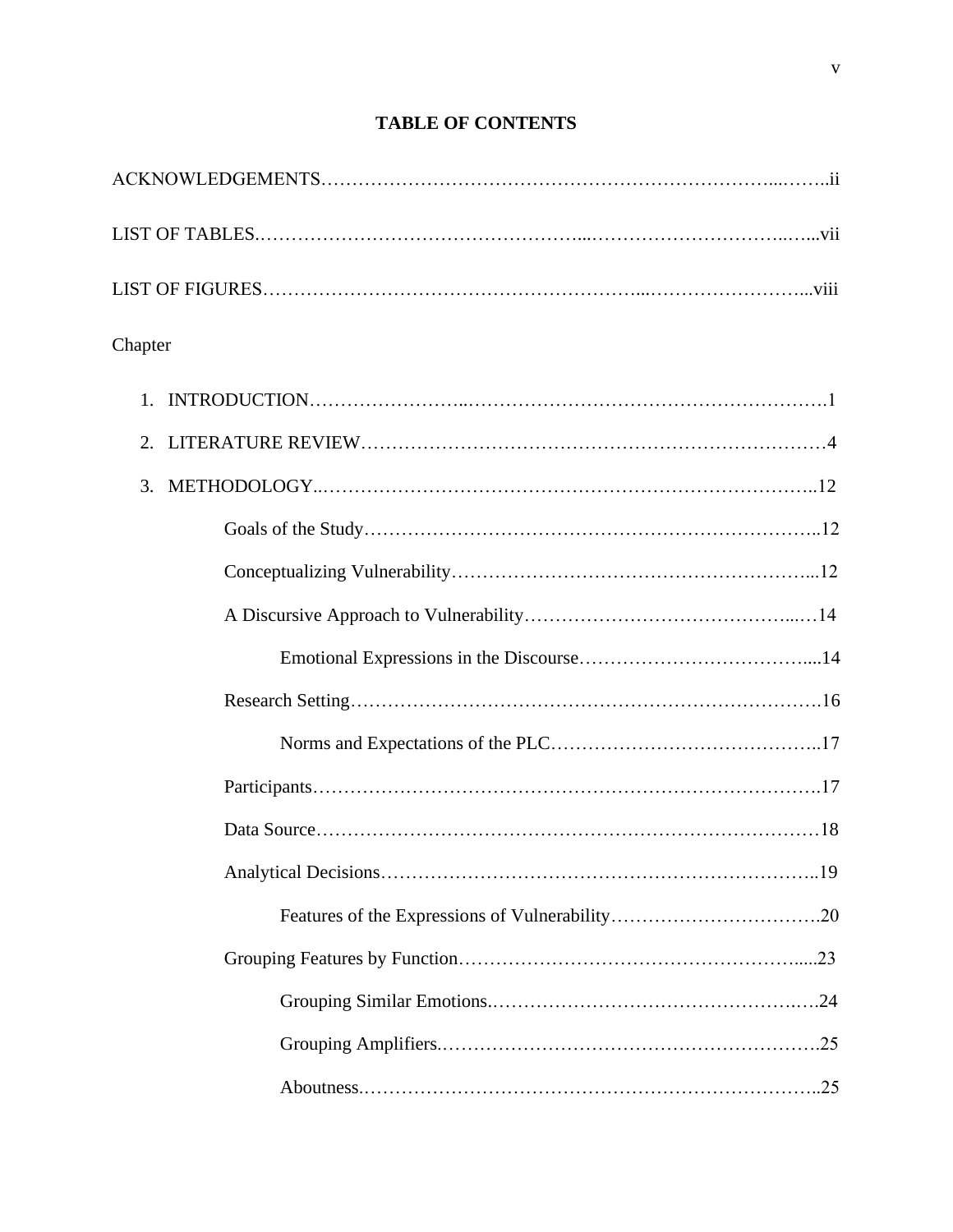# TABLE OF CONTENTS

ACKNOWLEDGEMENTS ........ ii

LIST OF TABLES ........ vii

LIST OF FIGURES ........ viii

Chapter

1. INTRODUCTION ........ 1
2. LITERATURE REVIEW ........ 4
3. METHODOLOGY ........ 12
   - Goals of the Study ........ 12
   - Conceptualizing Vulnerability ........ 12
   - A Discursive Approach to Vulnerability ........ 14
     - Emotional Expressions in the Discourse ........ 14
   - Research Setting ........ 16
     - Norms and Expectations of the PLC ........ 17
   - Participants ........ 17
   - Data Source ........ 18
   - Analytical Decisions ........ 19
     - Features of the Expressions of Vulnerability ........ 20
   - Grouping Features by Function ........ 23
     - Grouping Similar Emotions ........ 24
     - Grouping Amplifiers ........ 25
     - Aboutness ........ 25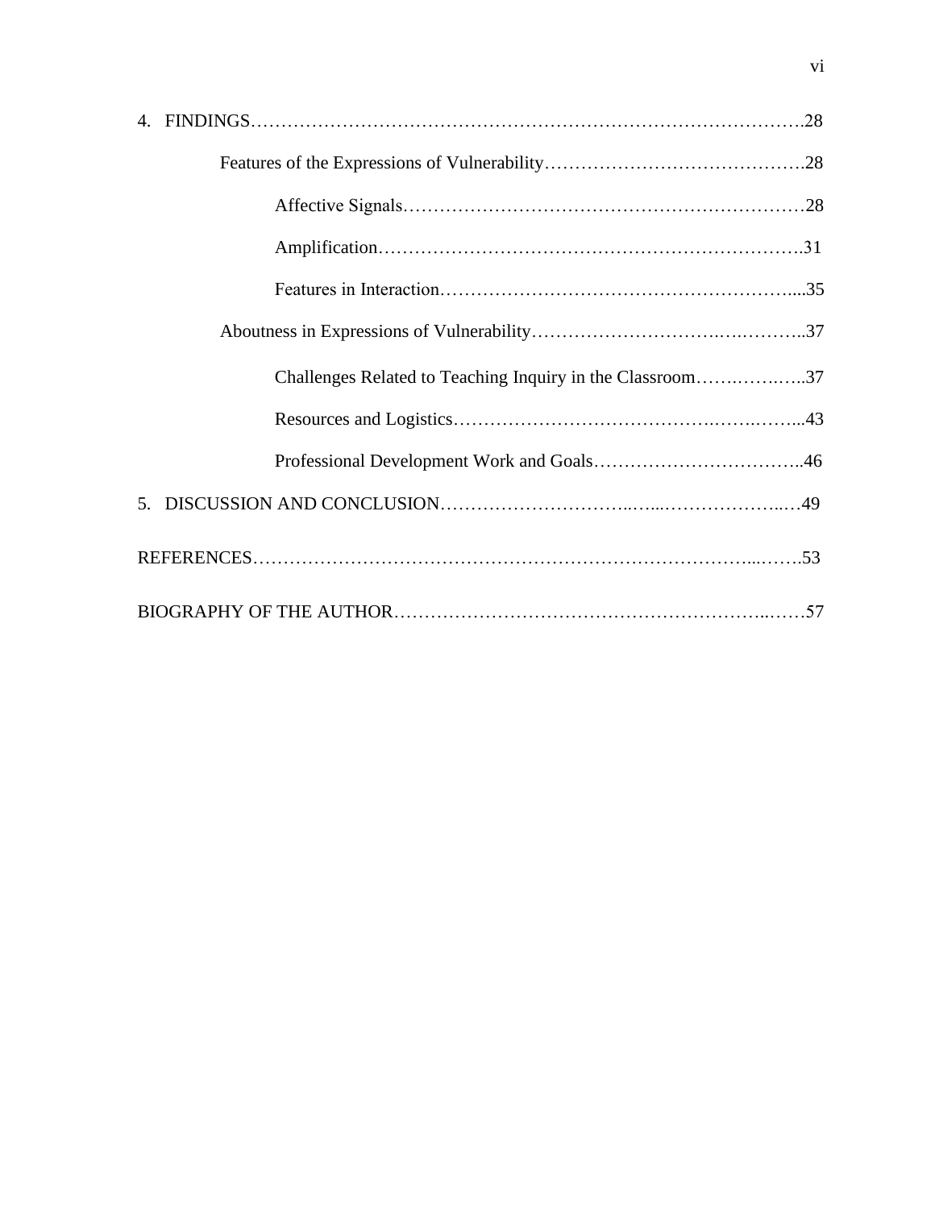4. FINDINGS……………………………………………………………………………………….28

Features of the Expressions of Vulnerability…………………………………….28

Affective Signals…………………………………………………………………28

Amplification……………………………………………………………………….31

Features in Interaction………………………………………………………....35

Aboutness in Expressions of Vulnerability………………………….….………..37

Challenges Related to Teaching Inquiry in the Classroom…….…….…..37

Resources and Logistics……………………………………….…….……...43

Professional Development Work and Goals……………………………..46

5. DISCUSSION AND CONCLUSION…………………………..…...………………..…49

REFERENCES…………………………………………………………………………...…….53

BIOGRAPHY OF THE AUTHOR…………………………………………………..……57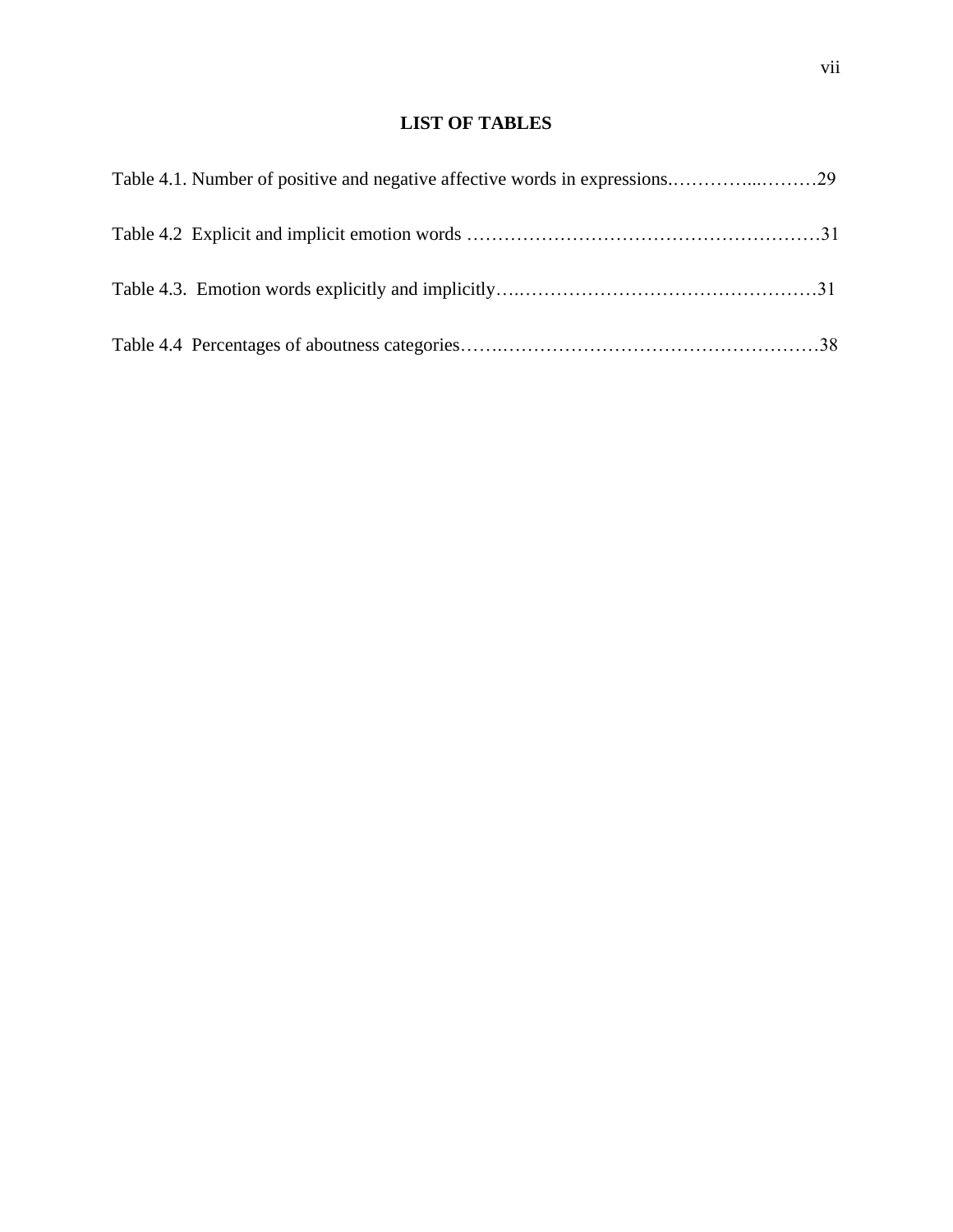## LIST OF TABLES

Table 4.1. Number of positive and negative affective words in expressions.…………...………29

Table 4.2 Explicit and implicit emotion words …………………………………………………31

Table 4.3. Emotion words explicitly and implicitly…..…………………………………………31

Table 4.4 Percentages of aboutness categories…….……………………………………………38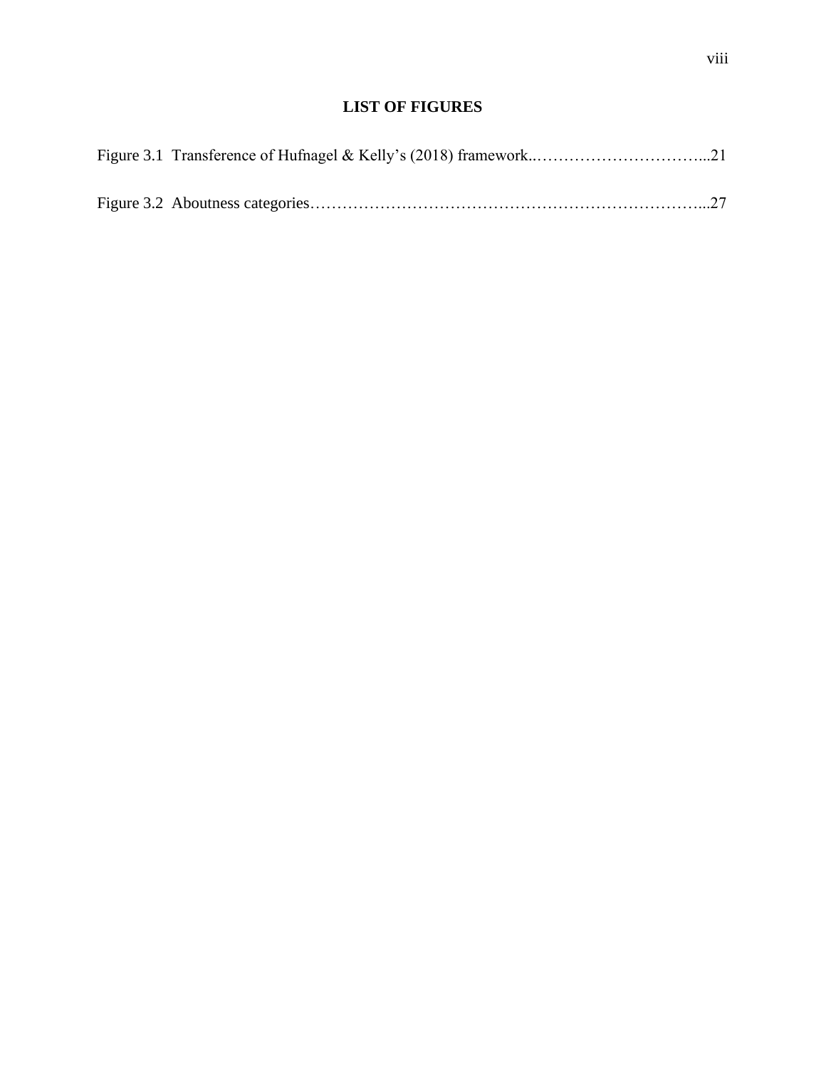## LIST OF FIGURES

Figure 3.1 Transference of Hufnagel & Kelly's (2018) framework..............................21

Figure 3.2 Aboutness categories..................................................................27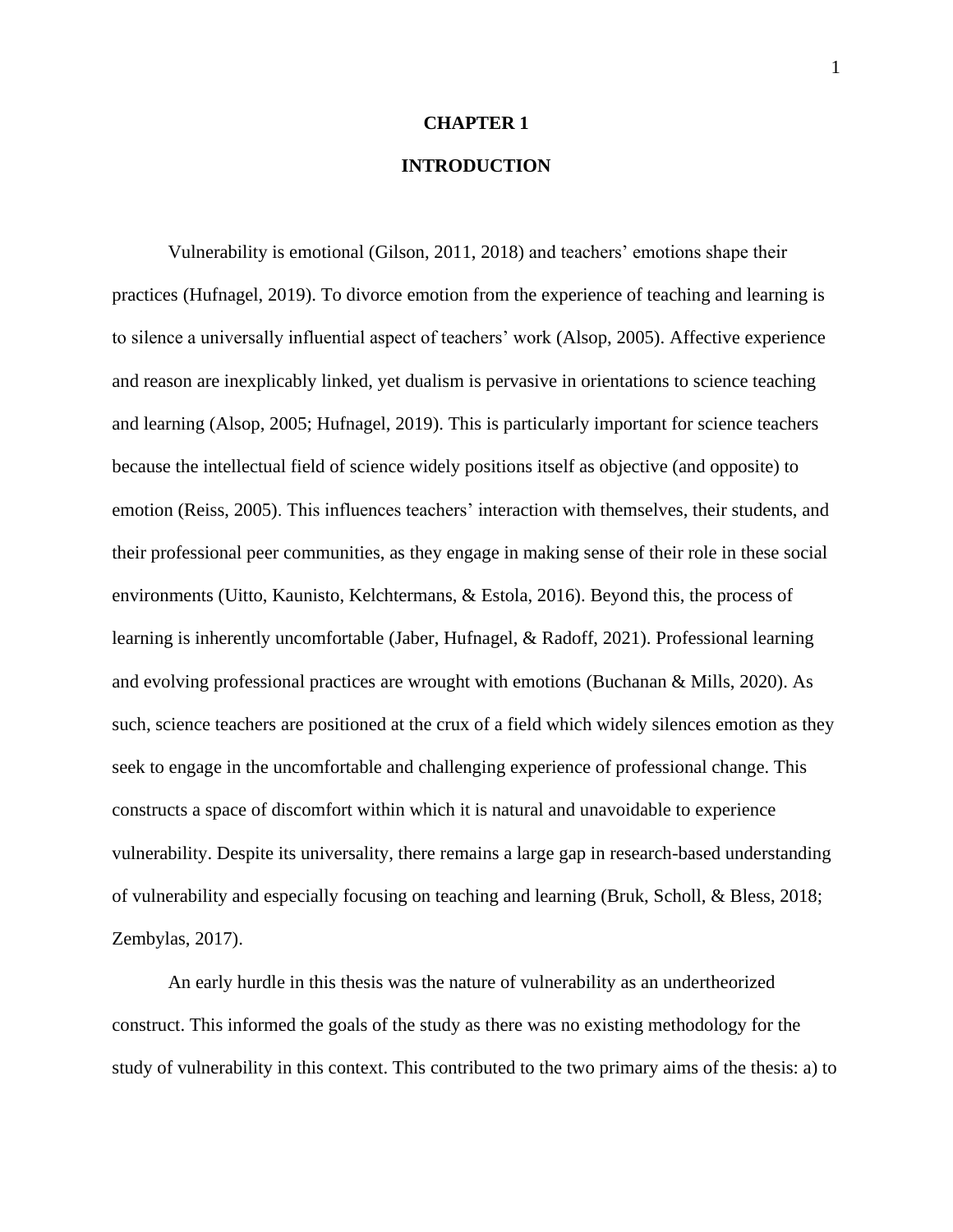# CHAPTER 1

# INTRODUCTION

Vulnerability is emotional (Gilson, 2011, 2018) and teachers' emotions shape their practices (Hufnagel, 2019). To divorce emotion from the experience of teaching and learning is to silence a universally influential aspect of teachers' work (Alsop, 2005). Affective experience and reason are inexplicably linked, yet dualism is pervasive in orientations to science teaching and learning (Alsop, 2005; Hufnagel, 2019). This is particularly important for science teachers because the intellectual field of science widely positions itself as objective (and opposite) to emotion (Reiss, 2005). This influences teachers' interaction with themselves, their students, and their professional peer communities, as they engage in making sense of their role in these social environments (Uitto, Kaunisto, Kelchtermans, & Estola, 2016). Beyond this, the process of learning is inherently uncomfortable (Jaber, Hufnagel, & Radoff, 2021). Professional learning and evolving professional practices are wrought with emotions (Buchanan & Mills, 2020). As such, science teachers are positioned at the crux of a field which widely silences emotion as they seek to engage in the uncomfortable and challenging experience of professional change. This constructs a space of discomfort within which it is natural and unavoidable to experience vulnerability. Despite its universality, there remains a large gap in research-based understanding of vulnerability and especially focusing on teaching and learning (Bruk, Scholl, & Bless, 2018; Zembylas, 2017).

An early hurdle in this thesis was the nature of vulnerability as an undertheorized construct. This informed the goals of the study as there was no existing methodology for the study of vulnerability in this context. This contributed to the two primary aims of the thesis: a) to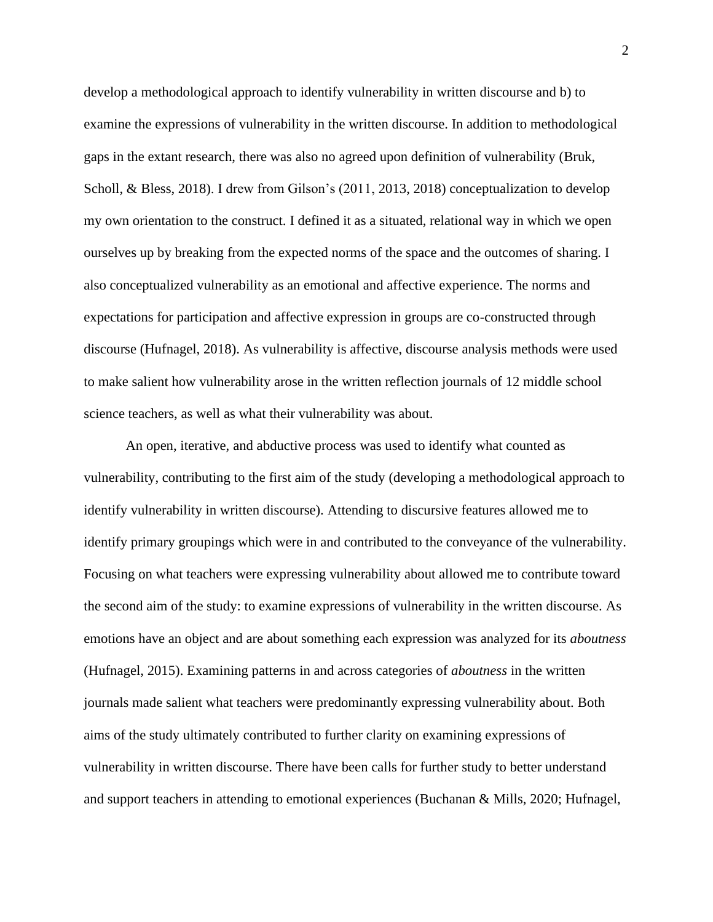develop a methodological approach to identify vulnerability in written discourse and b) to examine the expressions of vulnerability in the written discourse. In addition to methodological gaps in the extant research, there was also no agreed upon definition of vulnerability (Bruk, Scholl, & Bless, 2018). I drew from Gilson's (2011, 2013, 2018) conceptualization to develop my own orientation to the construct. I defined it as a situated, relational way in which we open ourselves up by breaking from the expected norms of the space and the outcomes of sharing. I also conceptualized vulnerability as an emotional and affective experience. The norms and expectations for participation and affective expression in groups are co-constructed through discourse (Hufnagel, 2018). As vulnerability is affective, discourse analysis methods were used to make salient how vulnerability arose in the written reflection journals of 12 middle school science teachers, as well as what their vulnerability was about.

An open, iterative, and abductive process was used to identify what counted as vulnerability, contributing to the first aim of the study (developing a methodological approach to identify vulnerability in written discourse). Attending to discursive features allowed me to identify primary groupings which were in and contributed to the conveyance of the vulnerability. Focusing on what teachers were expressing vulnerability about allowed me to contribute toward the second aim of the study: to examine expressions of vulnerability in the written discourse. As emotions have an object and are about something each expression was analyzed for its *aboutness* (Hufnagel, 2015). Examining patterns in and across categories of *aboutness* in the written journals made salient what teachers were predominantly expressing vulnerability about. Both aims of the study ultimately contributed to further clarity on examining expressions of vulnerability in written discourse. There have been calls for further study to better understand and support teachers in attending to emotional experiences (Buchanan & Mills, 2020; Hufnagel,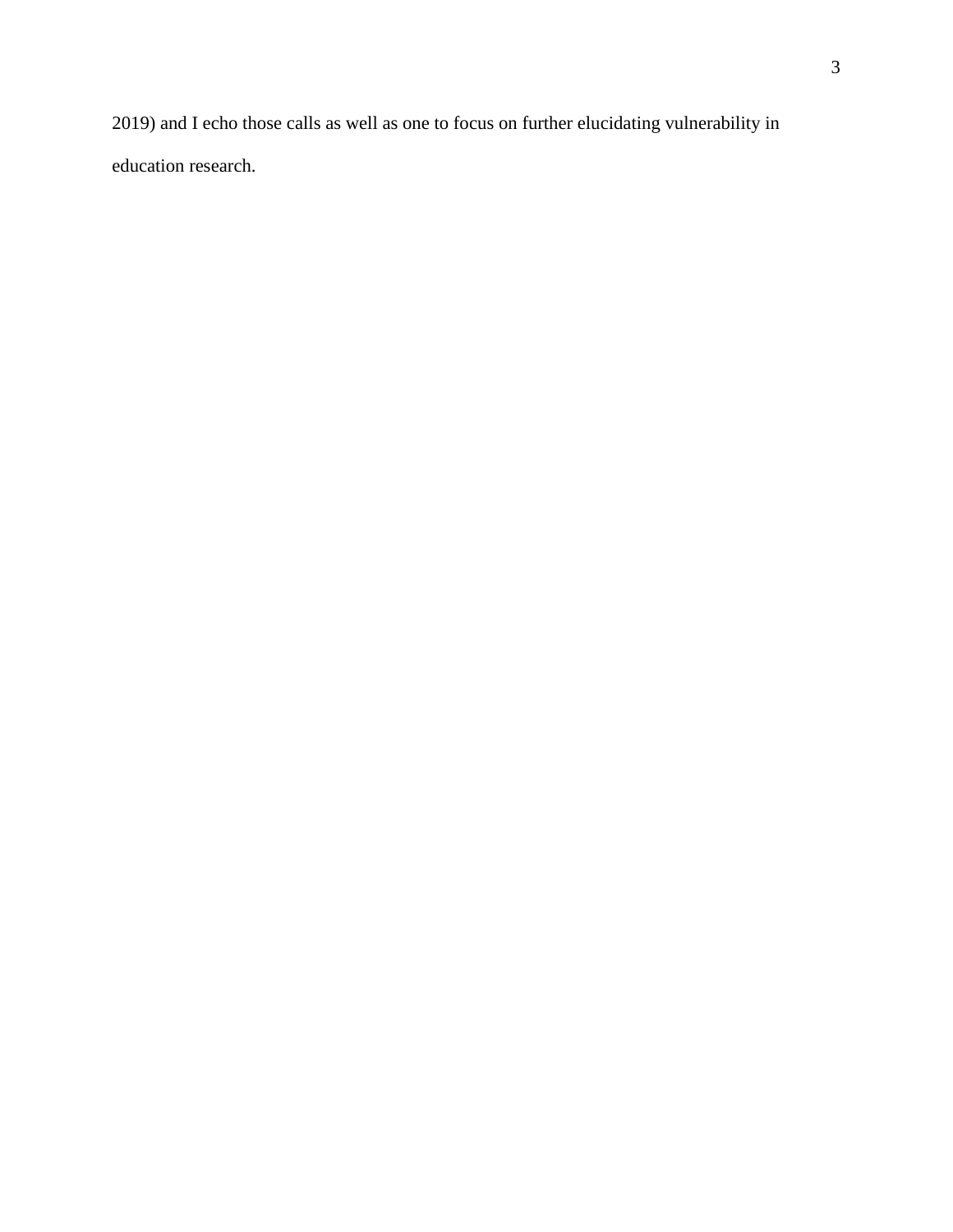2019) and I echo those calls as well as one to focus on further elucidating vulnerability in education research.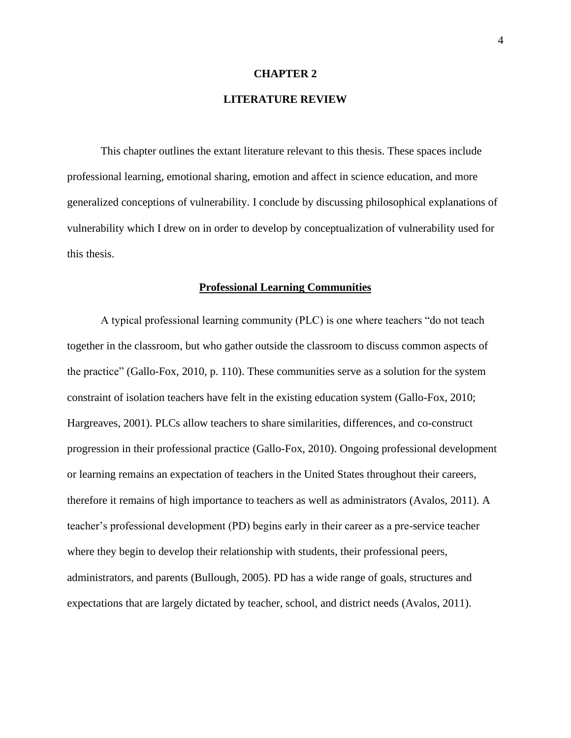# CHAPTER 2

# LITERATURE REVIEW

This chapter outlines the extant literature relevant to this thesis. These spaces include professional learning, emotional sharing, emotion and affect in science education, and more generalized conceptions of vulnerability. I conclude by discussing philosophical explanations of vulnerability which I drew on in order to develop by conceptualization of vulnerability used for this thesis.

## Professional Learning Communities

A typical professional learning community (PLC) is one where teachers "do not teach together in the classroom, but who gather outside the classroom to discuss common aspects of the practice" (Gallo-Fox, 2010, p. 110). These communities serve as a solution for the system constraint of isolation teachers have felt in the existing education system (Gallo-Fox, 2010; Hargreaves, 2001). PLCs allow teachers to share similarities, differences, and co-construct progression in their professional practice (Gallo-Fox, 2010). Ongoing professional development or learning remains an expectation of teachers in the United States throughout their careers, therefore it remains of high importance to teachers as well as administrators (Avalos, 2011). A teacher's professional development (PD) begins early in their career as a pre-service teacher where they begin to develop their relationship with students, their professional peers, administrators, and parents (Bullough, 2005). PD has a wide range of goals, structures and expectations that are largely dictated by teacher, school, and district needs (Avalos, 2011).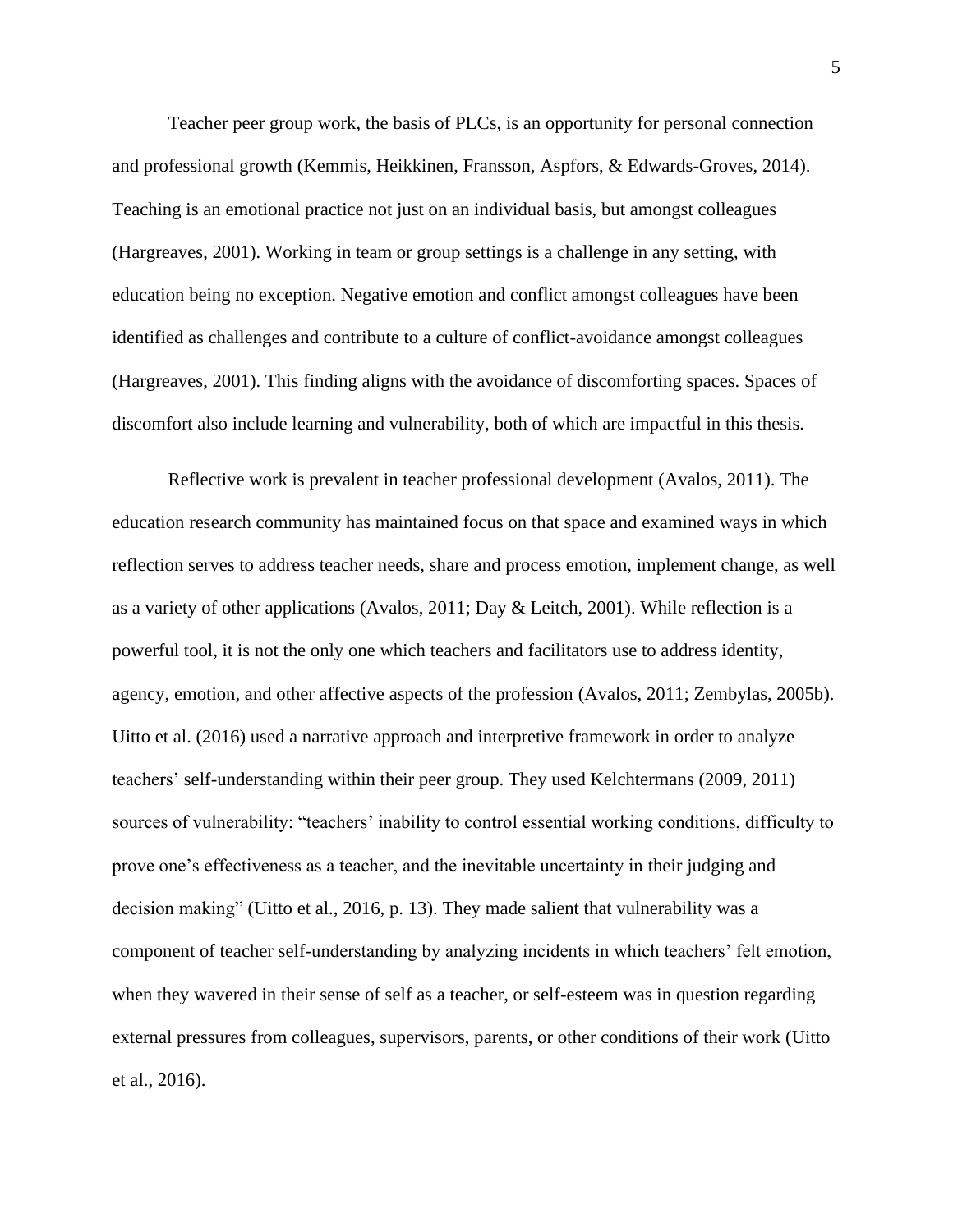Teacher peer group work, the basis of PLCs, is an opportunity for personal connection and professional growth (Kemmis, Heikkinen, Fransson, Aspfors, & Edwards-Groves, 2014). Teaching is an emotional practice not just on an individual basis, but amongst colleagues (Hargreaves, 2001). Working in team or group settings is a challenge in any setting, with education being no exception. Negative emotion and conflict amongst colleagues have been identified as challenges and contribute to a culture of conflict-avoidance amongst colleagues (Hargreaves, 2001). This finding aligns with the avoidance of discomforting spaces. Spaces of discomfort also include learning and vulnerability, both of which are impactful in this thesis.

Reflective work is prevalent in teacher professional development (Avalos, 2011). The education research community has maintained focus on that space and examined ways in which reflection serves to address teacher needs, share and process emotion, implement change, as well as a variety of other applications (Avalos, 2011; Day & Leitch, 2001). While reflection is a powerful tool, it is not the only one which teachers and facilitators use to address identity, agency, emotion, and other affective aspects of the profession (Avalos, 2011; Zembylas, 2005b). Uitto et al. (2016) used a narrative approach and interpretive framework in order to analyze teachers' self-understanding within their peer group. They used Kelchtermans (2009, 2011) sources of vulnerability: "teachers' inability to control essential working conditions, difficulty to prove one's effectiveness as a teacher, and the inevitable uncertainty in their judging and decision making" (Uitto et al., 2016, p. 13). They made salient that vulnerability was a component of teacher self-understanding by analyzing incidents in which teachers' felt emotion, when they wavered in their sense of self as a teacher, or self-esteem was in question regarding external pressures from colleagues, supervisors, parents, or other conditions of their work (Uitto et al., 2016).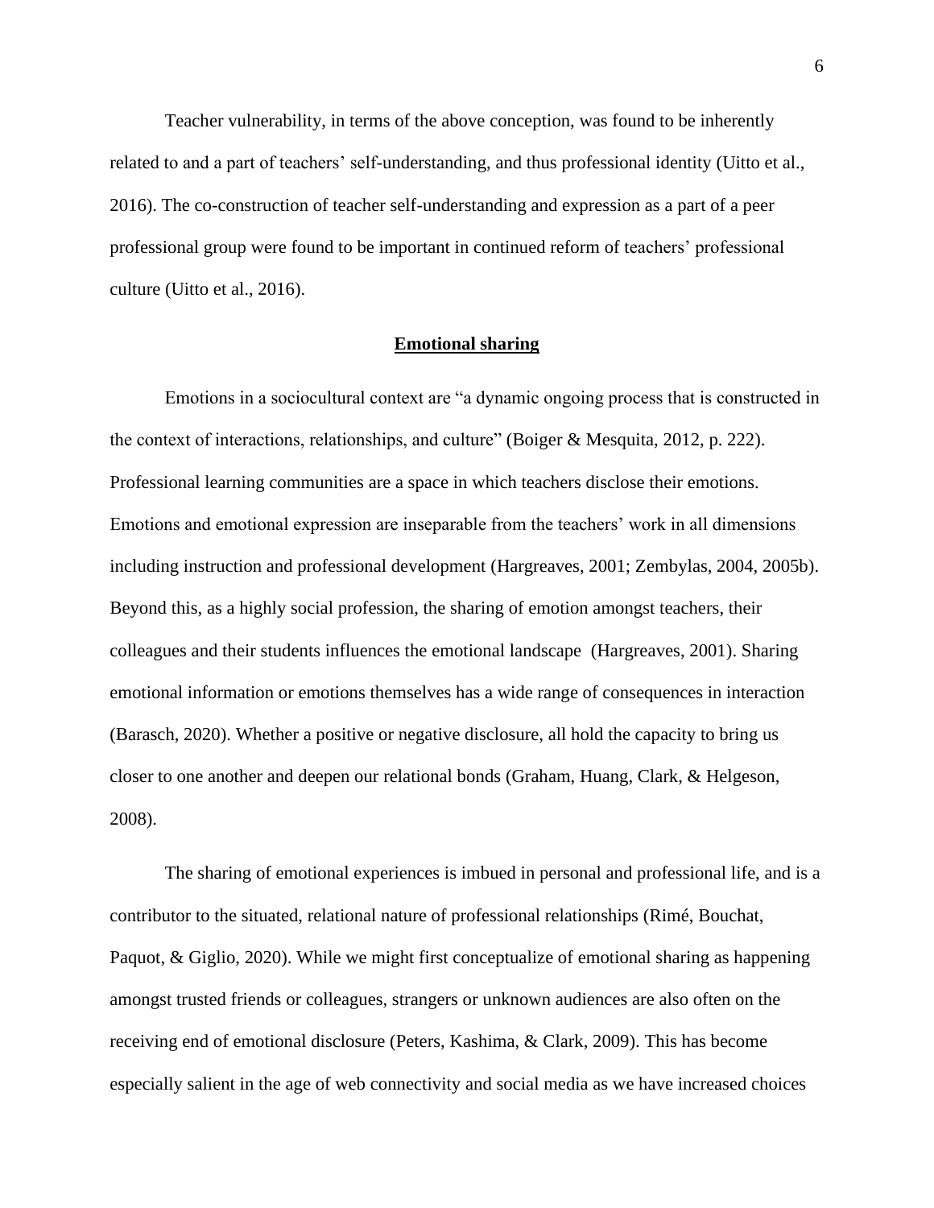Teacher vulnerability, in terms of the above conception, was found to be inherently related to and a part of teachers' self-understanding, and thus professional identity (Uitto et al., 2016). The co-construction of teacher self-understanding and expression as a part of a peer professional group were found to be important in continued reform of teachers' professional culture (Uitto et al., 2016).

## Emotional sharing

Emotions in a sociocultural context are "a dynamic ongoing process that is constructed in the context of interactions, relationships, and culture" (Boiger & Mesquita, 2012, p. 222). Professional learning communities are a space in which teachers disclose their emotions. Emotions and emotional expression are inseparable from the teachers' work in all dimensions including instruction and professional development (Hargreaves, 2001; Zembylas, 2004, 2005b). Beyond this, as a highly social profession, the sharing of emotion amongst teachers, their colleagues and their students influences the emotional landscape (Hargreaves, 2001). Sharing emotional information or emotions themselves has a wide range of consequences in interaction (Barasch, 2020). Whether a positive or negative disclosure, all hold the capacity to bring us closer to one another and deepen our relational bonds (Graham, Huang, Clark, & Helgeson, 2008).

The sharing of emotional experiences is imbued in personal and professional life, and is a contributor to the situated, relational nature of professional relationships (Rimé, Bouchat, Paquot, & Giglio, 2020). While we might first conceptualize of emotional sharing as happening amongst trusted friends or colleagues, strangers or unknown audiences are also often on the receiving end of emotional disclosure (Peters, Kashima, & Clark, 2009). This has become especially salient in the age of web connectivity and social media as we have increased choices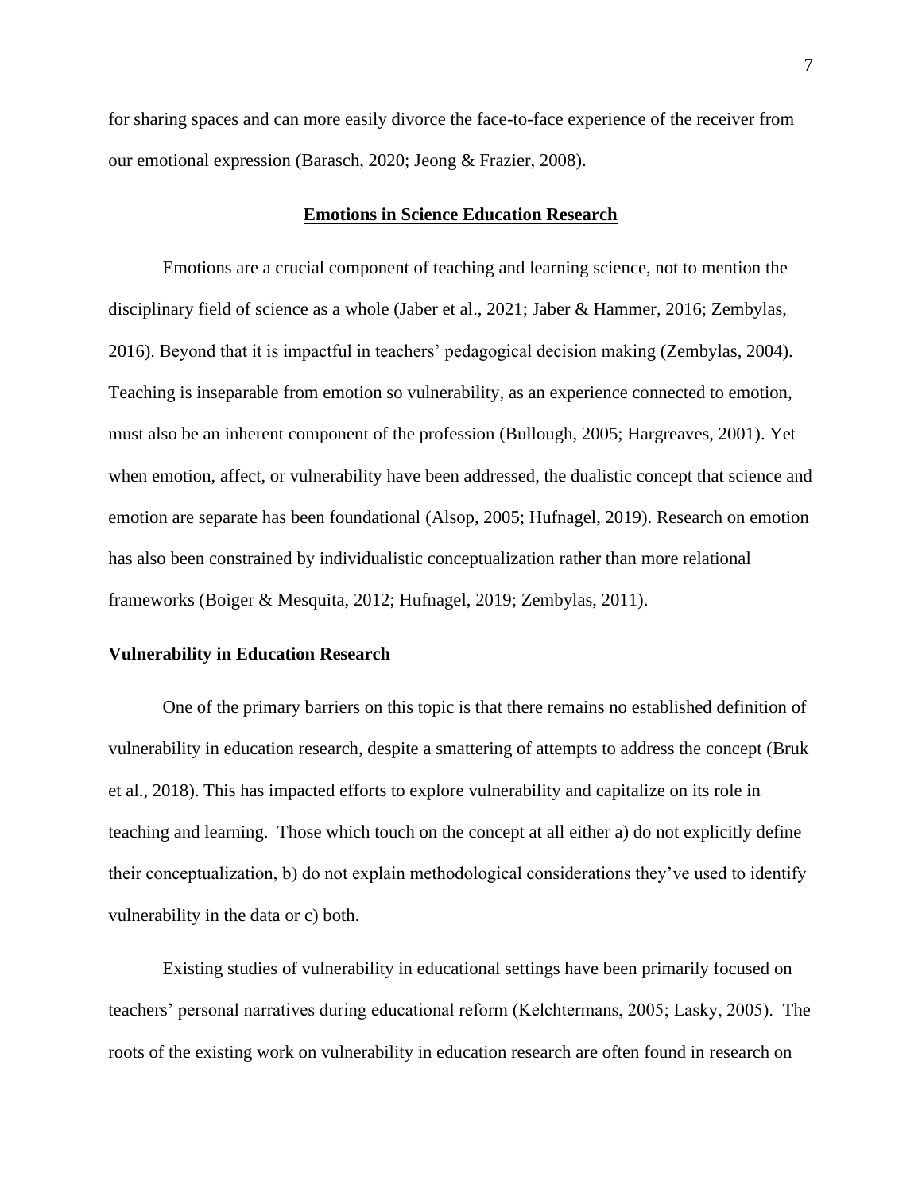for sharing spaces and can more easily divorce the face-to-face experience of the receiver from our emotional expression (Barasch, 2020; Jeong & Frazier, 2008).

## Emotions in Science Education Research

Emotions are a crucial component of teaching and learning science, not to mention the disciplinary field of science as a whole (Jaber et al., 2021; Jaber & Hammer, 2016; Zembylas, 2016). Beyond that it is impactful in teachers' pedagogical decision making (Zembylas, 2004). Teaching is inseparable from emotion so vulnerability, as an experience connected to emotion, must also be an inherent component of the profession (Bullough, 2005; Hargreaves, 2001). Yet when emotion, affect, or vulnerability have been addressed, the dualistic concept that science and emotion are separate has been foundational (Alsop, 2005; Hufnagel, 2019). Research on emotion has also been constrained by individualistic conceptualization rather than more relational frameworks (Boiger & Mesquita, 2012; Hufnagel, 2019; Zembylas, 2011).

### Vulnerability in Education Research

One of the primary barriers on this topic is that there remains no established definition of vulnerability in education research, despite a smattering of attempts to address the concept (Bruk et al., 2018). This has impacted efforts to explore vulnerability and capitalize on its role in teaching and learning. Those which touch on the concept at all either a) do not explicitly define their conceptualization, b) do not explain methodological considerations they've used to identify vulnerability in the data or c) both.

Existing studies of vulnerability in educational settings have been primarily focused on teachers' personal narratives during educational reform (Kelchtermans, 2005; Lasky, 2005). The roots of the existing work on vulnerability in education research are often found in research on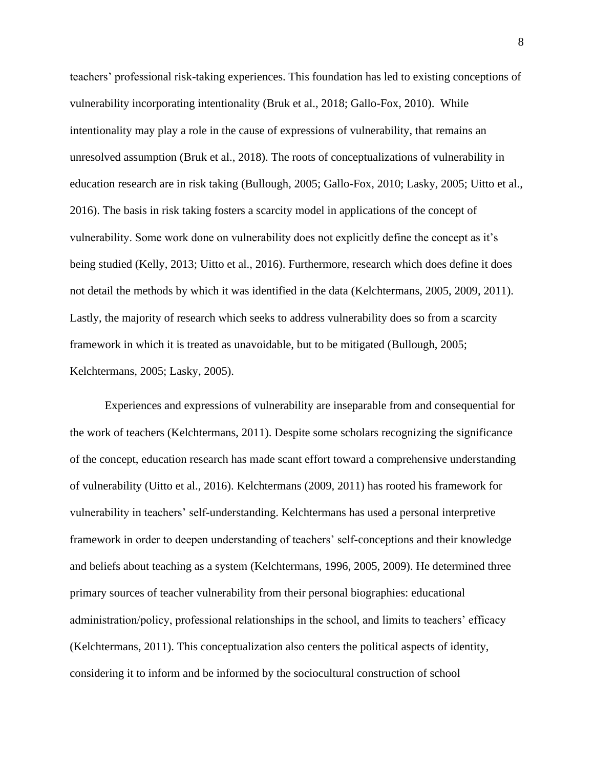teachers' professional risk-taking experiences. This foundation has led to existing conceptions of vulnerability incorporating intentionality (Bruk et al., 2018; Gallo-Fox, 2010). While intentionality may play a role in the cause of expressions of vulnerability, that remains an unresolved assumption (Bruk et al., 2018). The roots of conceptualizations of vulnerability in education research are in risk taking (Bullough, 2005; Gallo-Fox, 2010; Lasky, 2005; Uitto et al., 2016). The basis in risk taking fosters a scarcity model in applications of the concept of vulnerability. Some work done on vulnerability does not explicitly define the concept as it's being studied (Kelly, 2013; Uitto et al., 2016). Furthermore, research which does define it does not detail the methods by which it was identified in the data (Kelchtermans, 2005, 2009, 2011). Lastly, the majority of research which seeks to address vulnerability does so from a scarcity framework in which it is treated as unavoidable, but to be mitigated (Bullough, 2005; Kelchtermans, 2005; Lasky, 2005).

Experiences and expressions of vulnerability are inseparable from and consequential for the work of teachers (Kelchtermans, 2011). Despite some scholars recognizing the significance of the concept, education research has made scant effort toward a comprehensive understanding of vulnerability (Uitto et al., 2016). Kelchtermans (2009, 2011) has rooted his framework for vulnerability in teachers' self-understanding. Kelchtermans has used a personal interpretive framework in order to deepen understanding of teachers' self-conceptions and their knowledge and beliefs about teaching as a system (Kelchtermans, 1996, 2005, 2009). He determined three primary sources of teacher vulnerability from their personal biographies: educational administration/policy, professional relationships in the school, and limits to teachers' efficacy (Kelchtermans, 2011). This conceptualization also centers the political aspects of identity, considering it to inform and be informed by the sociocultural construction of school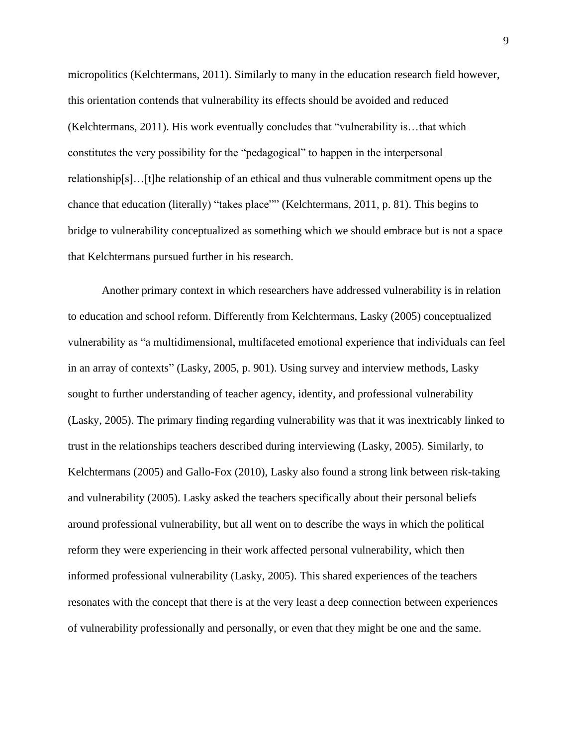micropolitics (Kelchtermans, 2011). Similarly to many in the education research field however, this orientation contends that vulnerability its effects should be avoided and reduced (Kelchtermans, 2011). His work eventually concludes that "vulnerability is…that which constitutes the very possibility for the "pedagogical" to happen in the interpersonal relationship[s]…[t]he relationship of an ethical and thus vulnerable commitment opens up the chance that education (literally) "takes place"" (Kelchtermans, 2011, p. 81). This begins to bridge to vulnerability conceptualized as something which we should embrace but is not a space that Kelchtermans pursued further in his research.

Another primary context in which researchers have addressed vulnerability is in relation to education and school reform. Differently from Kelchtermans, Lasky (2005) conceptualized vulnerability as "a multidimensional, multifaceted emotional experience that individuals can feel in an array of contexts" (Lasky, 2005, p. 901). Using survey and interview methods, Lasky sought to further understanding of teacher agency, identity, and professional vulnerability (Lasky, 2005). The primary finding regarding vulnerability was that it was inextricably linked to trust in the relationships teachers described during interviewing (Lasky, 2005). Similarly, to Kelchtermans (2005) and Gallo-Fox (2010), Lasky also found a strong link between risk-taking and vulnerability (2005). Lasky asked the teachers specifically about their personal beliefs around professional vulnerability, but all went on to describe the ways in which the political reform they were experiencing in their work affected personal vulnerability, which then informed professional vulnerability (Lasky, 2005). This shared experiences of the teachers resonates with the concept that there is at the very least a deep connection between experiences of vulnerability professionally and personally, or even that they might be one and the same.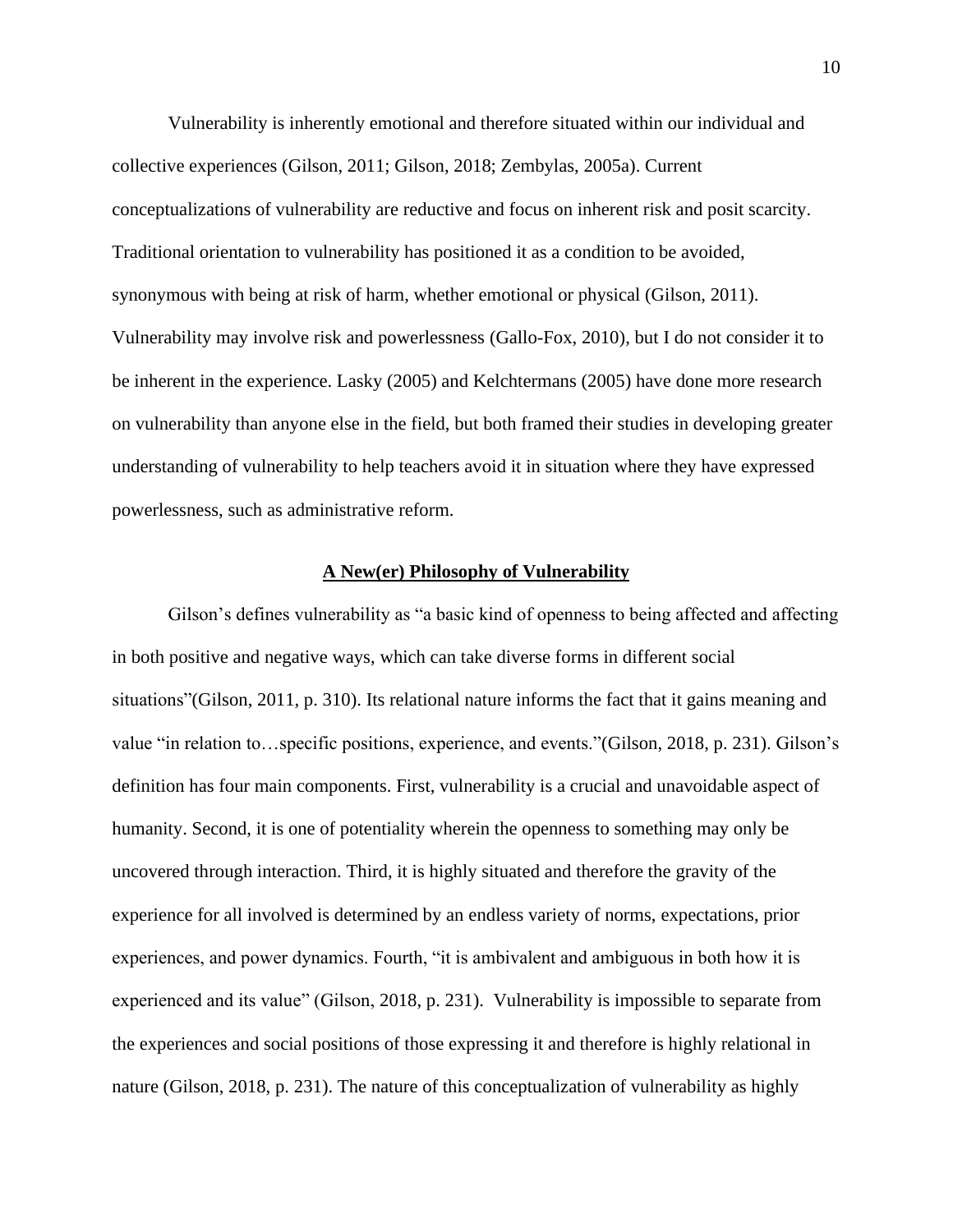Vulnerability is inherently emotional and therefore situated within our individual and collective experiences (Gilson, 2011; Gilson, 2018; Zembylas, 2005a). Current conceptualizations of vulnerability are reductive and focus on inherent risk and posit scarcity. Traditional orientation to vulnerability has positioned it as a condition to be avoided, synonymous with being at risk of harm, whether emotional or physical (Gilson, 2011). Vulnerability may involve risk and powerlessness (Gallo-Fox, 2010), but I do not consider it to be inherent in the experience. Lasky (2005) and Kelchtermans (2005) have done more research on vulnerability than anyone else in the field, but both framed their studies in developing greater understanding of vulnerability to help teachers avoid it in situation where they have expressed powerlessness, such as administrative reform.

## A New(er) Philosophy of Vulnerability

Gilson's defines vulnerability as "a basic kind of openness to being affected and affecting in both positive and negative ways, which can take diverse forms in different social situations"(Gilson, 2011, p. 310). Its relational nature informs the fact that it gains meaning and value "in relation to…specific positions, experience, and events."(Gilson, 2018, p. 231). Gilson's definition has four main components. First, vulnerability is a crucial and unavoidable aspect of humanity. Second, it is one of potentiality wherein the openness to something may only be uncovered through interaction. Third, it is highly situated and therefore the gravity of the experience for all involved is determined by an endless variety of norms, expectations, prior experiences, and power dynamics. Fourth, "it is ambivalent and ambiguous in both how it is experienced and its value" (Gilson, 2018, p. 231). Vulnerability is impossible to separate from the experiences and social positions of those expressing it and therefore is highly relational in nature (Gilson, 2018, p. 231). The nature of this conceptualization of vulnerability as highly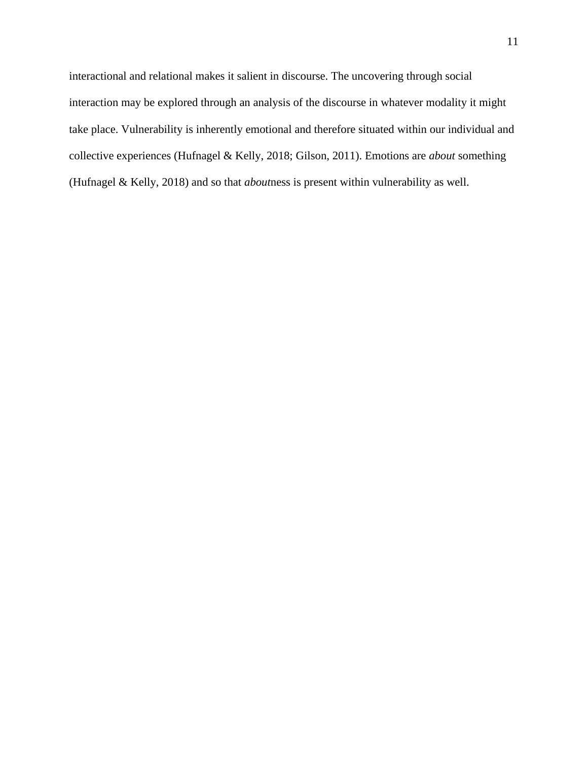interactional and relational makes it salient in discourse. The uncovering through social interaction may be explored through an analysis of the discourse in whatever modality it might take place. Vulnerability is inherently emotional and therefore situated within our individual and collective experiences (Hufnagel & Kelly, 2018; Gilson, 2011). Emotions are *about* something (Hufnagel & Kelly, 2018) and so that *about*ness is present within vulnerability as well.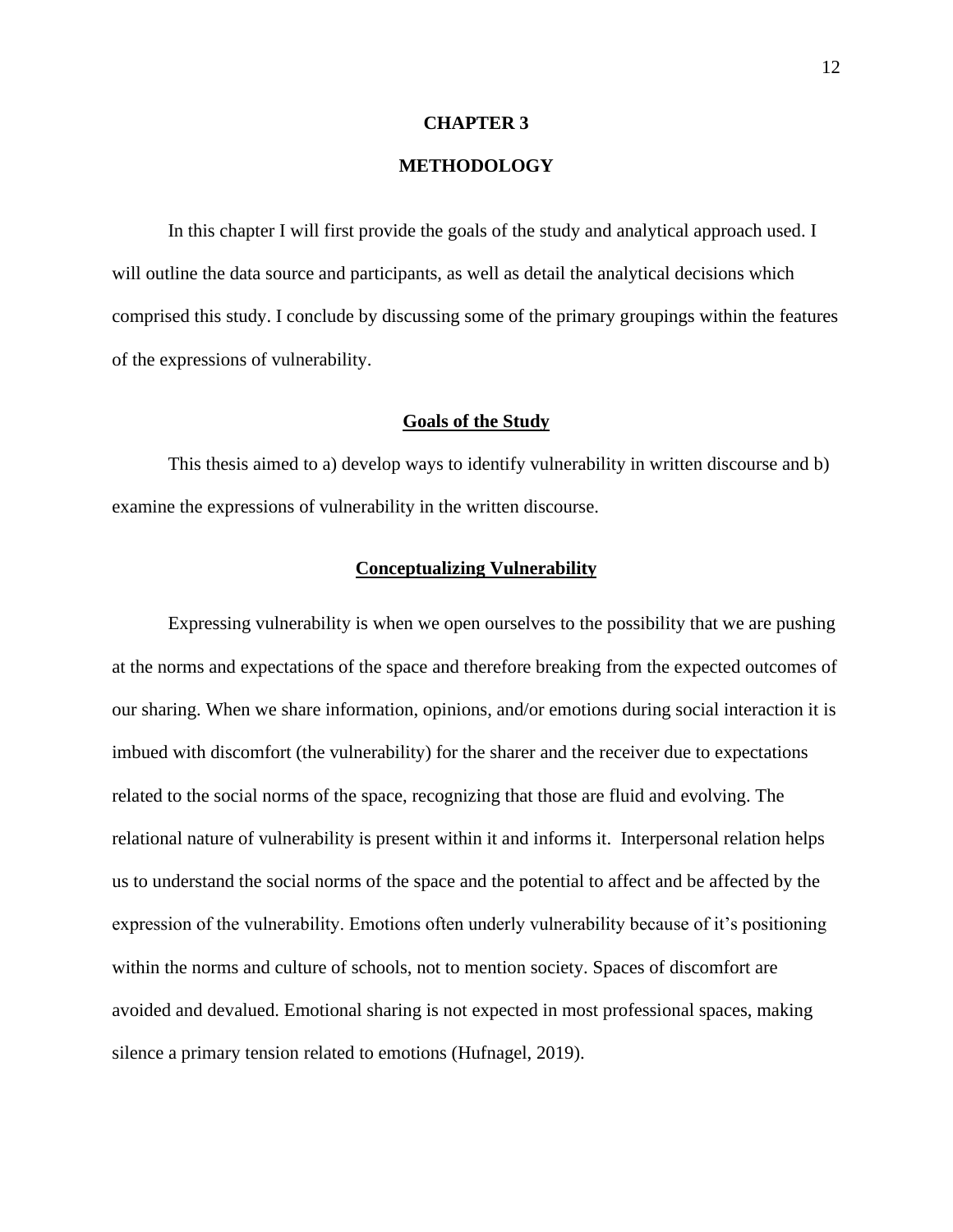# CHAPTER 3

# METHODOLOGY

In this chapter I will first provide the goals of the study and analytical approach used. I will outline the data source and participants, as well as detail the analytical decisions which comprised this study. I conclude by discussing some of the primary groupings within the features of the expressions of vulnerability.

## Goals of the Study

This thesis aimed to a) develop ways to identify vulnerability in written discourse and b) examine the expressions of vulnerability in the written discourse.

## Conceptualizing Vulnerability

Expressing vulnerability is when we open ourselves to the possibility that we are pushing at the norms and expectations of the space and therefore breaking from the expected outcomes of our sharing. When we share information, opinions, and/or emotions during social interaction it is imbued with discomfort (the vulnerability) for the sharer and the receiver due to expectations related to the social norms of the space, recognizing that those are fluid and evolving. The relational nature of vulnerability is present within it and informs it. Interpersonal relation helps us to understand the social norms of the space and the potential to affect and be affected by the expression of the vulnerability. Emotions often underly vulnerability because of it's positioning within the norms and culture of schools, not to mention society. Spaces of discomfort are avoided and devalued. Emotional sharing is not expected in most professional spaces, making silence a primary tension related to emotions (Hufnagel, 2019).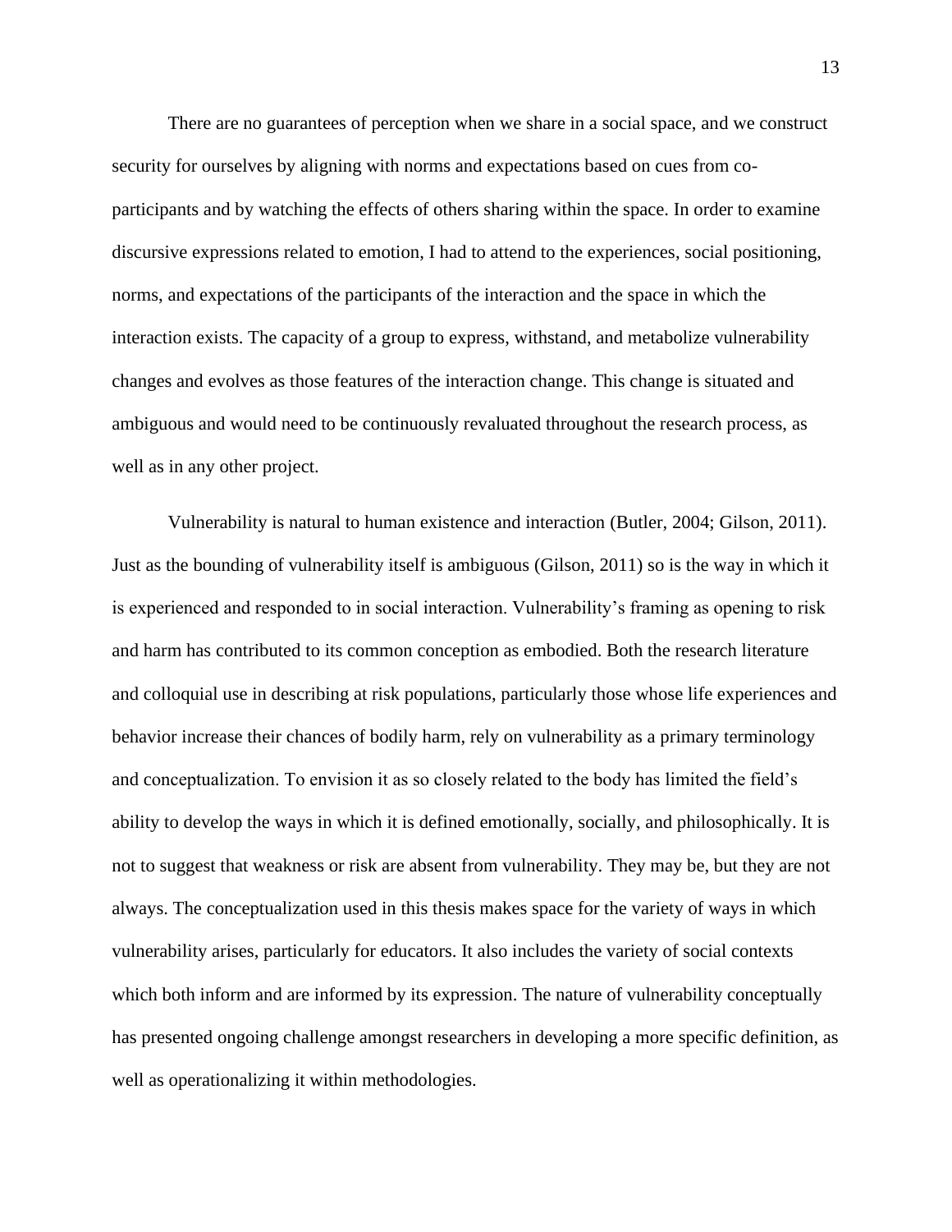There are no guarantees of perception when we share in a social space, and we construct security for ourselves by aligning with norms and expectations based on cues from co-participants and by watching the effects of others sharing within the space. In order to examine discursive expressions related to emotion, I had to attend to the experiences, social positioning, norms, and expectations of the participants of the interaction and the space in which the interaction exists. The capacity of a group to express, withstand, and metabolize vulnerability changes and evolves as those features of the interaction change. This change is situated and ambiguous and would need to be continuously revaluated throughout the research process, as well as in any other project.

Vulnerability is natural to human existence and interaction (Butler, 2004; Gilson, 2011). Just as the bounding of vulnerability itself is ambiguous (Gilson, 2011) so is the way in which it is experienced and responded to in social interaction. Vulnerability's framing as opening to risk and harm has contributed to its common conception as embodied. Both the research literature and colloquial use in describing at risk populations, particularly those whose life experiences and behavior increase their chances of bodily harm, rely on vulnerability as a primary terminology and conceptualization. To envision it as so closely related to the body has limited the field's ability to develop the ways in which it is defined emotionally, socially, and philosophically. It is not to suggest that weakness or risk are absent from vulnerability. They may be, but they are not always. The conceptualization used in this thesis makes space for the variety of ways in which vulnerability arises, particularly for educators. It also includes the variety of social contexts which both inform and are informed by its expression. The nature of vulnerability conceptually has presented ongoing challenge amongst researchers in developing a more specific definition, as well as operationalizing it within methodologies.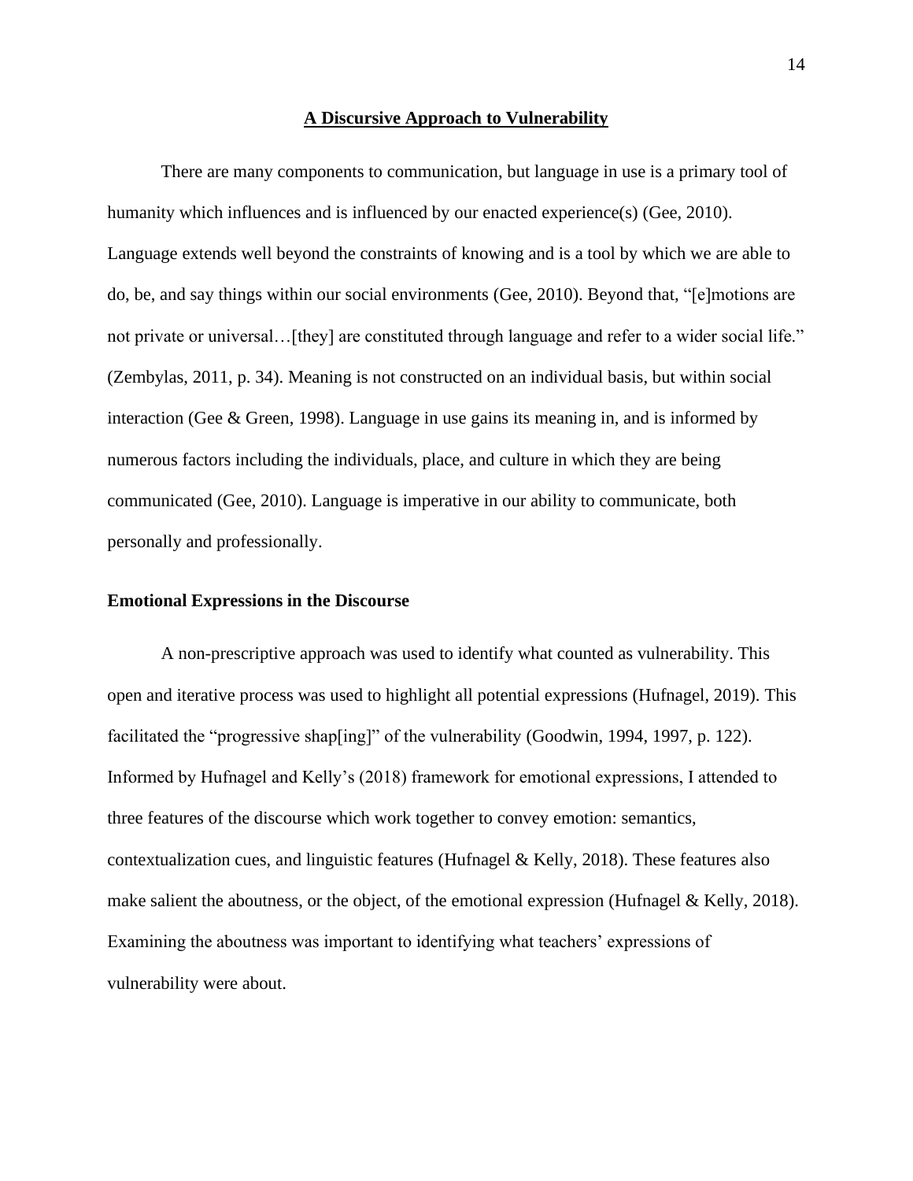## A Discursive Approach to Vulnerability

There are many components to communication, but language in use is a primary tool of humanity which influences and is influenced by our enacted experience(s) (Gee, 2010). Language extends well beyond the constraints of knowing and is a tool by which we are able to do, be, and say things within our social environments (Gee, 2010). Beyond that, "[e]motions are not private or universal…[they] are constituted through language and refer to a wider social life." (Zembylas, 2011, p. 34). Meaning is not constructed on an individual basis, but within social interaction (Gee & Green, 1998). Language in use gains its meaning in, and is informed by numerous factors including the individuals, place, and culture in which they are being communicated (Gee, 2010). Language is imperative in our ability to communicate, both personally and professionally.

### Emotional Expressions in the Discourse

A non-prescriptive approach was used to identify what counted as vulnerability. This open and iterative process was used to highlight all potential expressions (Hufnagel, 2019). This facilitated the "progressive shap[ing]" of the vulnerability (Goodwin, 1994, 1997, p. 122). Informed by Hufnagel and Kelly's (2018) framework for emotional expressions, I attended to three features of the discourse which work together to convey emotion: semantics, contextualization cues, and linguistic features (Hufnagel & Kelly, 2018). These features also make salient the aboutness, or the object, of the emotional expression (Hufnagel & Kelly, 2018). Examining the aboutness was important to identifying what teachers' expressions of vulnerability were about.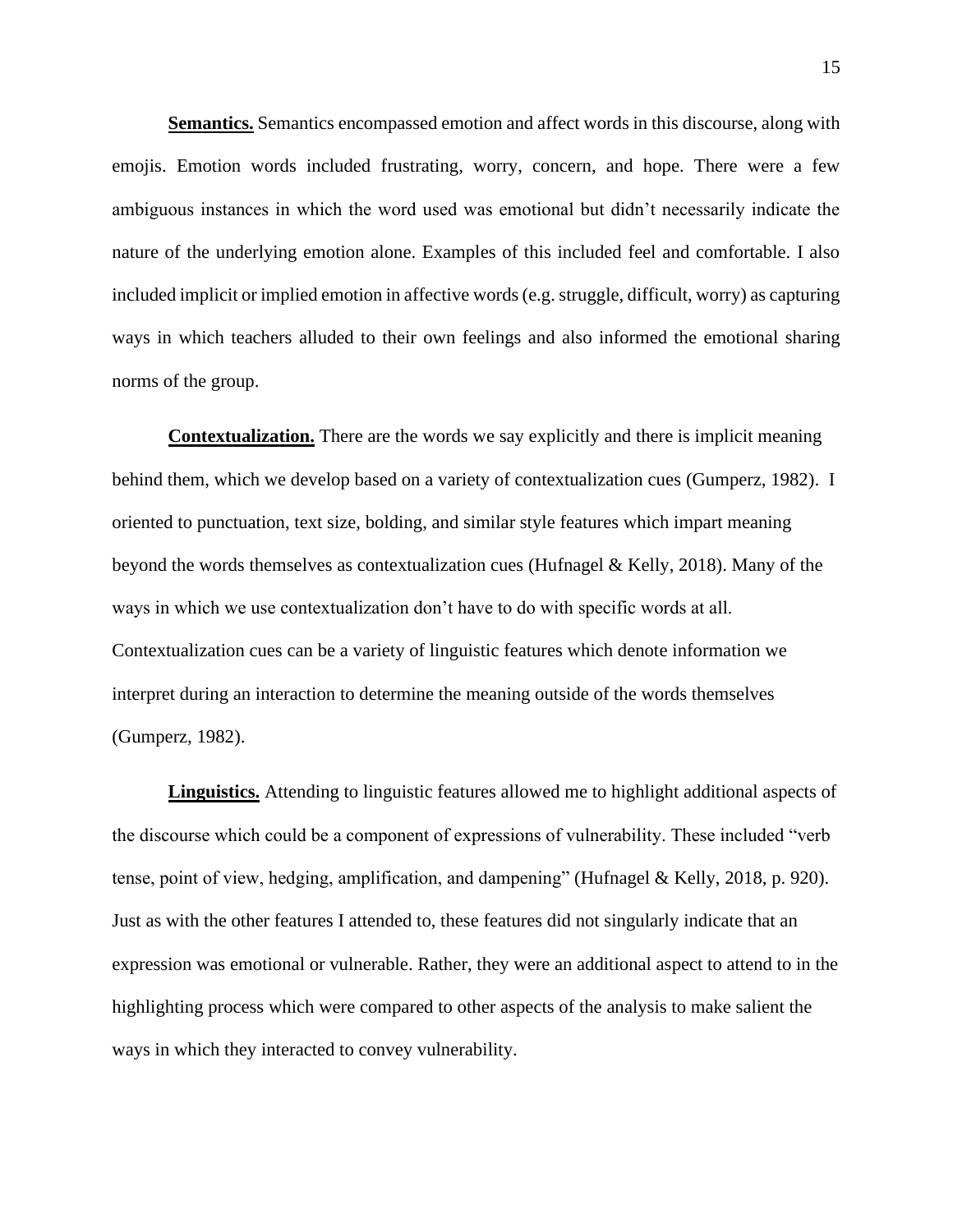**Semantics.** Semantics encompassed emotion and affect words in this discourse, along with emojis. Emotion words included frustrating, worry, concern, and hope. There were a few ambiguous instances in which the word used was emotional but didn't necessarily indicate the nature of the underlying emotion alone. Examples of this included feel and comfortable. I also included implicit or implied emotion in affective words (e.g. struggle, difficult, worry) as capturing ways in which teachers alluded to their own feelings and also informed the emotional sharing norms of the group.

**Contextualization.** There are the words we say explicitly and there is implicit meaning behind them, which we develop based on a variety of contextualization cues (Gumperz, 1982). I oriented to punctuation, text size, bolding, and similar style features which impart meaning beyond the words themselves as contextualization cues (Hufnagel & Kelly, 2018). Many of the ways in which we use contextualization don't have to do with specific words at all. Contextualization cues can be a variety of linguistic features which denote information we interpret during an interaction to determine the meaning outside of the words themselves (Gumperz, 1982).

**Linguistics.** Attending to linguistic features allowed me to highlight additional aspects of the discourse which could be a component of expressions of vulnerability. These included "verb tense, point of view, hedging, amplification, and dampening" (Hufnagel & Kelly, 2018, p. 920). Just as with the other features I attended to, these features did not singularly indicate that an expression was emotional or vulnerable. Rather, they were an additional aspect to attend to in the highlighting process which were compared to other aspects of the analysis to make salient the ways in which they interacted to convey vulnerability.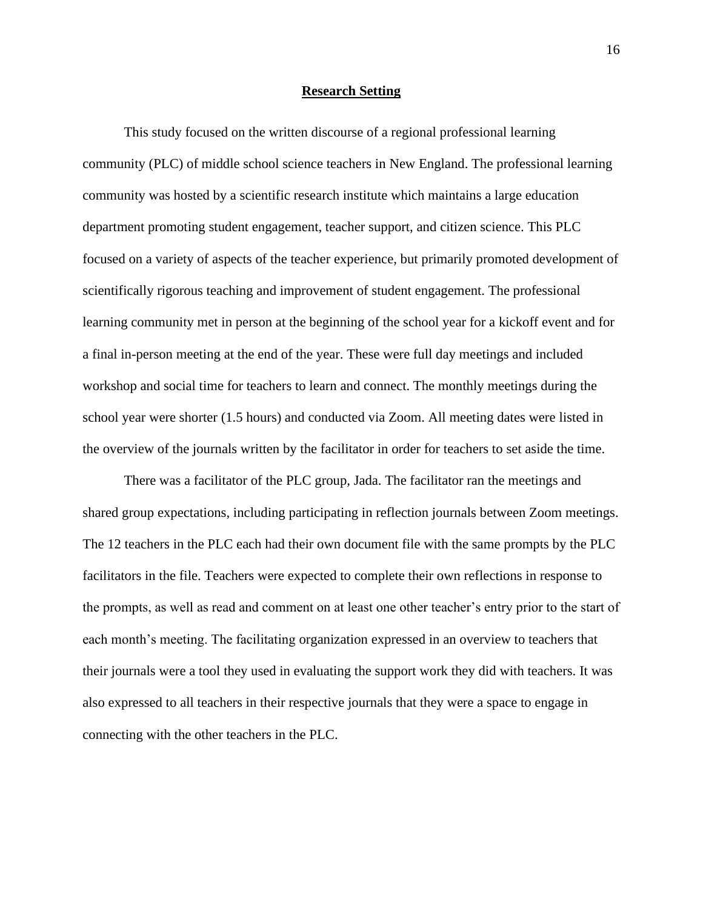## Research Setting

This study focused on the written discourse of a regional professional learning community (PLC) of middle school science teachers in New England. The professional learning community was hosted by a scientific research institute which maintains a large education department promoting student engagement, teacher support, and citizen science. This PLC focused on a variety of aspects of the teacher experience, but primarily promoted development of scientifically rigorous teaching and improvement of student engagement. The professional learning community met in person at the beginning of the school year for a kickoff event and for a final in-person meeting at the end of the year. These were full day meetings and included workshop and social time for teachers to learn and connect. The monthly meetings during the school year were shorter (1.5 hours) and conducted via Zoom. All meeting dates were listed in the overview of the journals written by the facilitator in order for teachers to set aside the time.

There was a facilitator of the PLC group, Jada. The facilitator ran the meetings and shared group expectations, including participating in reflection journals between Zoom meetings. The 12 teachers in the PLC each had their own document file with the same prompts by the PLC facilitators in the file. Teachers were expected to complete their own reflections in response to the prompts, as well as read and comment on at least one other teacher's entry prior to the start of each month's meeting. The facilitating organization expressed in an overview to teachers that their journals were a tool they used in evaluating the support work they did with teachers. It was also expressed to all teachers in their respective journals that they were a space to engage in connecting with the other teachers in the PLC.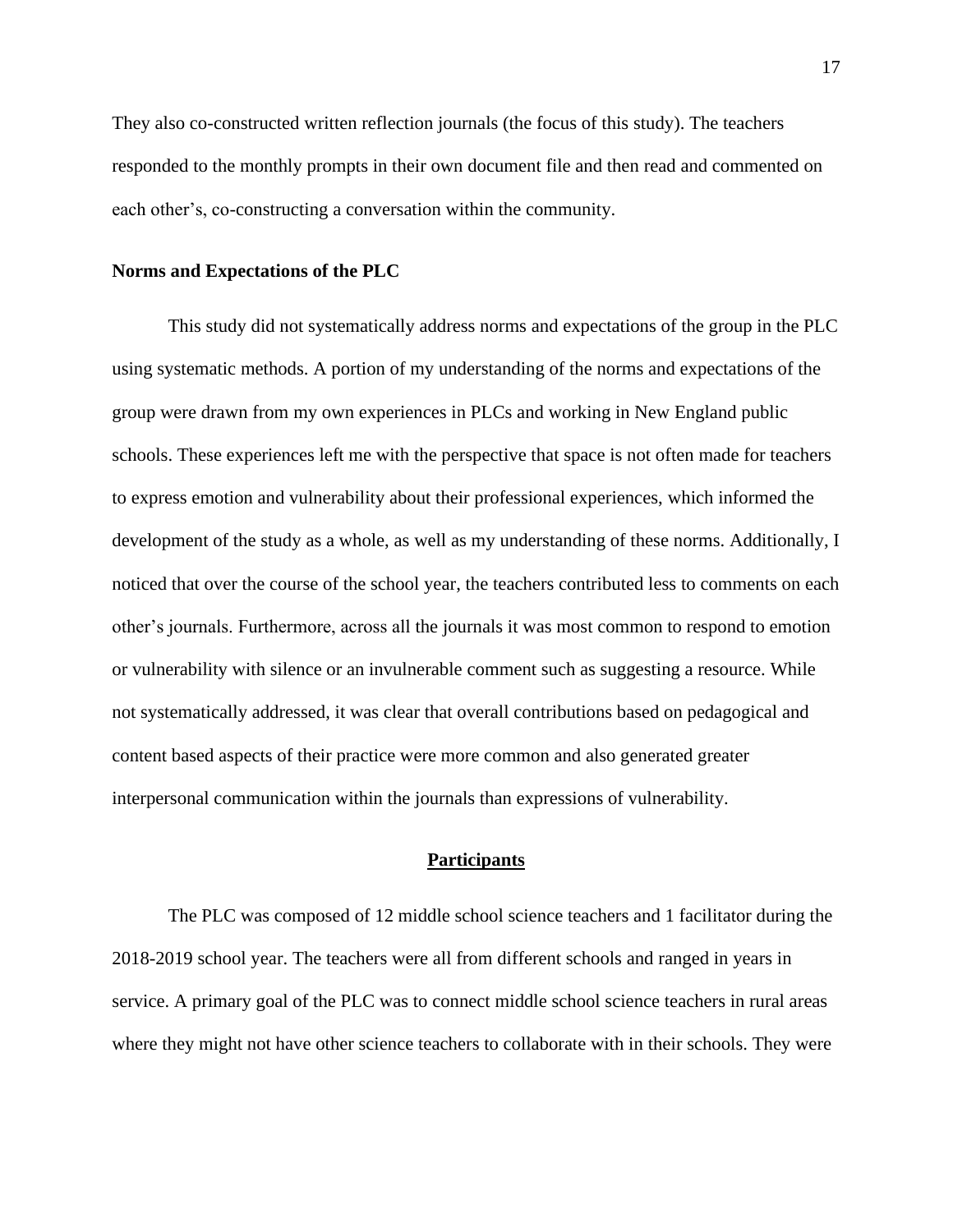They also co-constructed written reflection journals (the focus of this study). The teachers responded to the monthly prompts in their own document file and then read and commented on each other's, co-constructing a conversation within the community.

### Norms and Expectations of the PLC

This study did not systematically address norms and expectations of the group in the PLC using systematic methods. A portion of my understanding of the norms and expectations of the group were drawn from my own experiences in PLCs and working in New England public schools. These experiences left me with the perspective that space is not often made for teachers to express emotion and vulnerability about their professional experiences, which informed the development of the study as a whole, as well as my understanding of these norms. Additionally, I noticed that over the course of the school year, the teachers contributed less to comments on each other's journals. Furthermore, across all the journals it was most common to respond to emotion or vulnerability with silence or an invulnerable comment such as suggesting a resource. While not systematically addressed, it was clear that overall contributions based on pedagogical and content based aspects of their practice were more common and also generated greater interpersonal communication within the journals than expressions of vulnerability.

## Participants

The PLC was composed of 12 middle school science teachers and 1 facilitator during the 2018-2019 school year. The teachers were all from different schools and ranged in years in service. A primary goal of the PLC was to connect middle school science teachers in rural areas where they might not have other science teachers to collaborate with in their schools. They were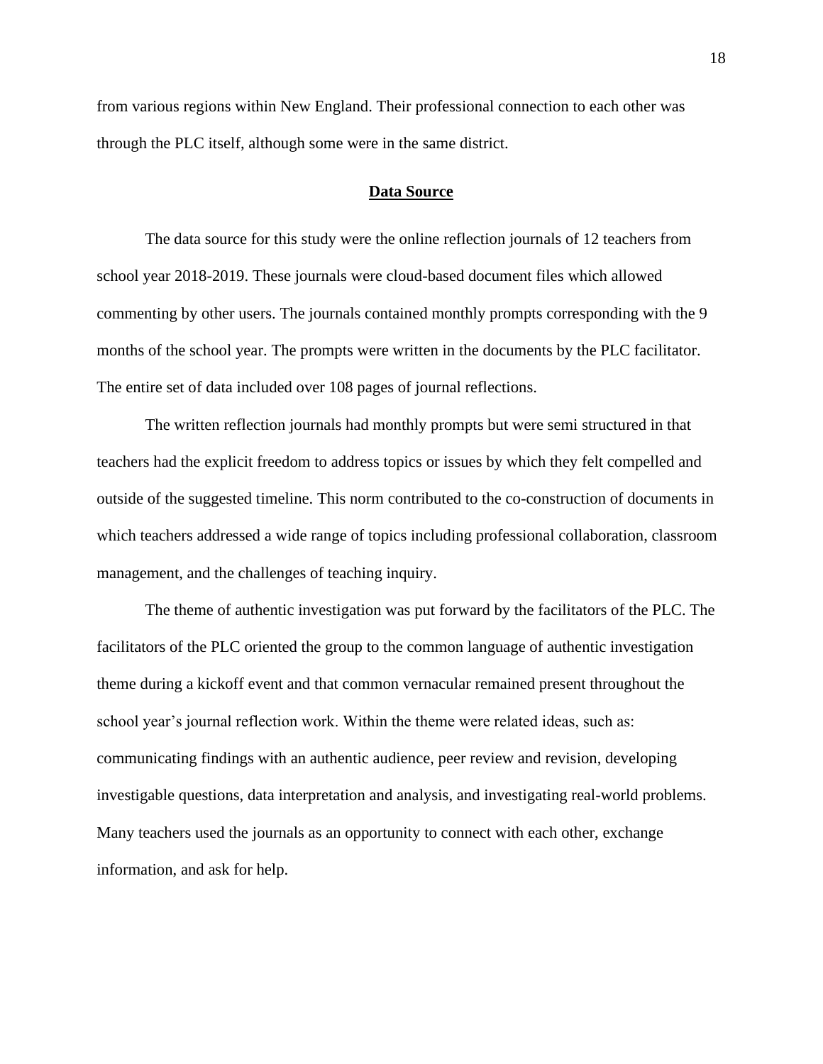from various regions within New England. Their professional connection to each other was through the PLC itself, although some were in the same district.

## Data Source

The data source for this study were the online reflection journals of 12 teachers from school year 2018-2019. These journals were cloud-based document files which allowed commenting by other users. The journals contained monthly prompts corresponding with the 9 months of the school year. The prompts were written in the documents by the PLC facilitator. The entire set of data included over 108 pages of journal reflections.

The written reflection journals had monthly prompts but were semi structured in that teachers had the explicit freedom to address topics or issues by which they felt compelled and outside of the suggested timeline. This norm contributed to the co-construction of documents in which teachers addressed a wide range of topics including professional collaboration, classroom management, and the challenges of teaching inquiry.

The theme of authentic investigation was put forward by the facilitators of the PLC. The facilitators of the PLC oriented the group to the common language of authentic investigation theme during a kickoff event and that common vernacular remained present throughout the school year's journal reflection work. Within the theme were related ideas, such as: communicating findings with an authentic audience, peer review and revision, developing investigable questions, data interpretation and analysis, and investigating real-world problems. Many teachers used the journals as an opportunity to connect with each other, exchange information, and ask for help.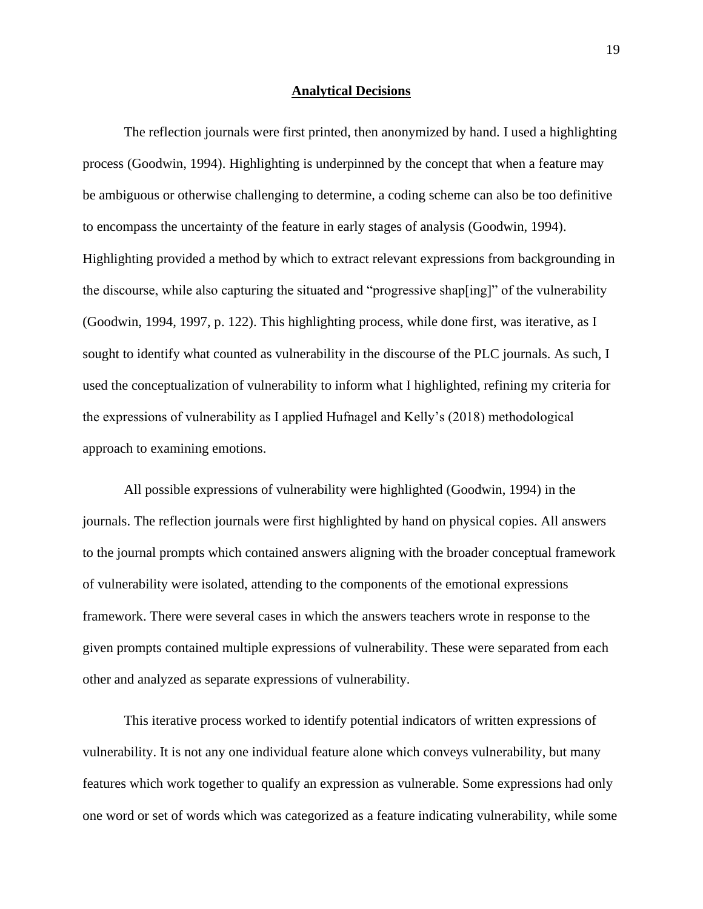## Analytical Decisions

The reflection journals were first printed, then anonymized by hand. I used a highlighting process (Goodwin, 1994). Highlighting is underpinned by the concept that when a feature may be ambiguous or otherwise challenging to determine, a coding scheme can also be too definitive to encompass the uncertainty of the feature in early stages of analysis (Goodwin, 1994). Highlighting provided a method by which to extract relevant expressions from backgrounding in the discourse, while also capturing the situated and "progressive shap[ing]" of the vulnerability (Goodwin, 1994, 1997, p. 122). This highlighting process, while done first, was iterative, as I sought to identify what counted as vulnerability in the discourse of the PLC journals. As such, I used the conceptualization of vulnerability to inform what I highlighted, refining my criteria for the expressions of vulnerability as I applied Hufnagel and Kelly's (2018) methodological approach to examining emotions.

All possible expressions of vulnerability were highlighted (Goodwin, 1994) in the journals. The reflection journals were first highlighted by hand on physical copies. All answers to the journal prompts which contained answers aligning with the broader conceptual framework of vulnerability were isolated, attending to the components of the emotional expressions framework. There were several cases in which the answers teachers wrote in response to the given prompts contained multiple expressions of vulnerability. These were separated from each other and analyzed as separate expressions of vulnerability.

This iterative process worked to identify potential indicators of written expressions of vulnerability. It is not any one individual feature alone which conveys vulnerability, but many features which work together to qualify an expression as vulnerable. Some expressions had only one word or set of words which was categorized as a feature indicating vulnerability, while some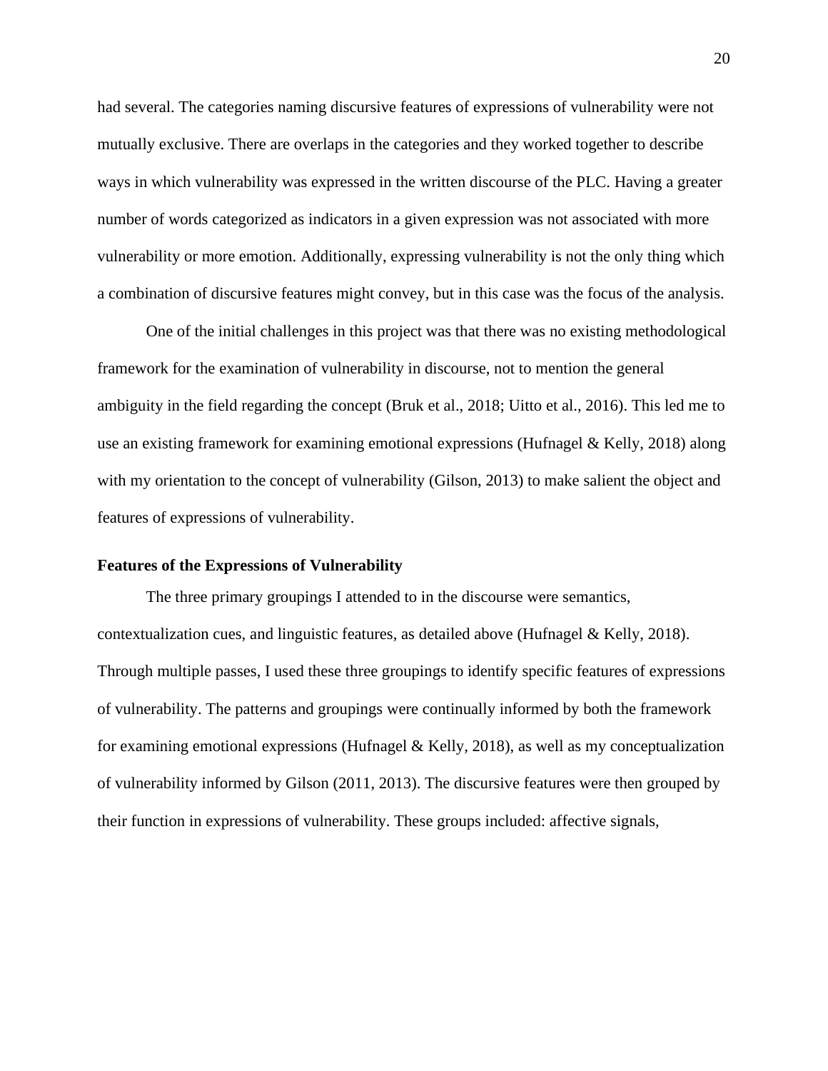had several. The categories naming discursive features of expressions of vulnerability were not mutually exclusive. There are overlaps in the categories and they worked together to describe ways in which vulnerability was expressed in the written discourse of the PLC. Having a greater number of words categorized as indicators in a given expression was not associated with more vulnerability or more emotion. Additionally, expressing vulnerability is not the only thing which a combination of discursive features might convey, but in this case was the focus of the analysis.

One of the initial challenges in this project was that there was no existing methodological framework for the examination of vulnerability in discourse, not to mention the general ambiguity in the field regarding the concept (Bruk et al., 2018; Uitto et al., 2016). This led me to use an existing framework for examining emotional expressions (Hufnagel & Kelly, 2018) along with my orientation to the concept of vulnerability (Gilson, 2013) to make salient the object and features of expressions of vulnerability.

### Features of the Expressions of Vulnerability

The three primary groupings I attended to in the discourse were semantics, contextualization cues, and linguistic features, as detailed above (Hufnagel & Kelly, 2018). Through multiple passes, I used these three groupings to identify specific features of expressions of vulnerability. The patterns and groupings were continually informed by both the framework for examining emotional expressions (Hufnagel & Kelly, 2018), as well as my conceptualization of vulnerability informed by Gilson (2011, 2013). The discursive features were then grouped by their function in expressions of vulnerability. These groups included: affective signals,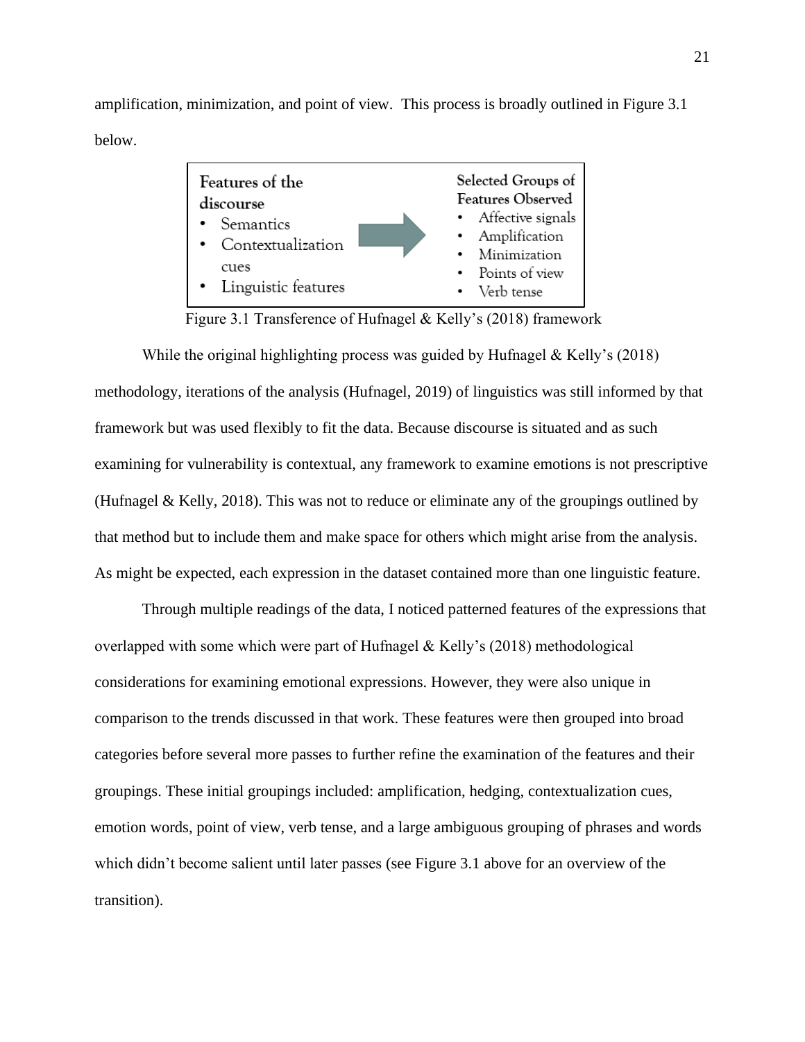amplification, minimization, and point of view. This process is broadly outlined in Figure 3.1 below.

| Features of the discourse | | Selected Groups of Features Observed |
|---|---|---|
| • Semantics<br>• Contextualization cues<br>• Linguistic features | → | • Affective signals<br>• Amplification<br>• Minimization<br>• Points of view<br>• Verb tense |

Figure 3.1 Transference of Hufnagel & Kelly's (2018) framework

While the original highlighting process was guided by Hufnagel & Kelly's (2018) methodology, iterations of the analysis (Hufnagel, 2019) of linguistics was still informed by that framework but was used flexibly to fit the data. Because discourse is situated and as such examining for vulnerability is contextual, any framework to examine emotions is not prescriptive (Hufnagel & Kelly, 2018). This was not to reduce or eliminate any of the groupings outlined by that method but to include them and make space for others which might arise from the analysis. As might be expected, each expression in the dataset contained more than one linguistic feature.

Through multiple readings of the data, I noticed patterned features of the expressions that overlapped with some which were part of Hufnagel & Kelly's (2018) methodological considerations for examining emotional expressions. However, they were also unique in comparison to the trends discussed in that work. These features were then grouped into broad categories before several more passes to further refine the examination of the features and their groupings. These initial groupings included: amplification, hedging, contextualization cues, emotion words, point of view, verb tense, and a large ambiguous grouping of phrases and words which didn't become salient until later passes (see Figure 3.1 above for an overview of the transition).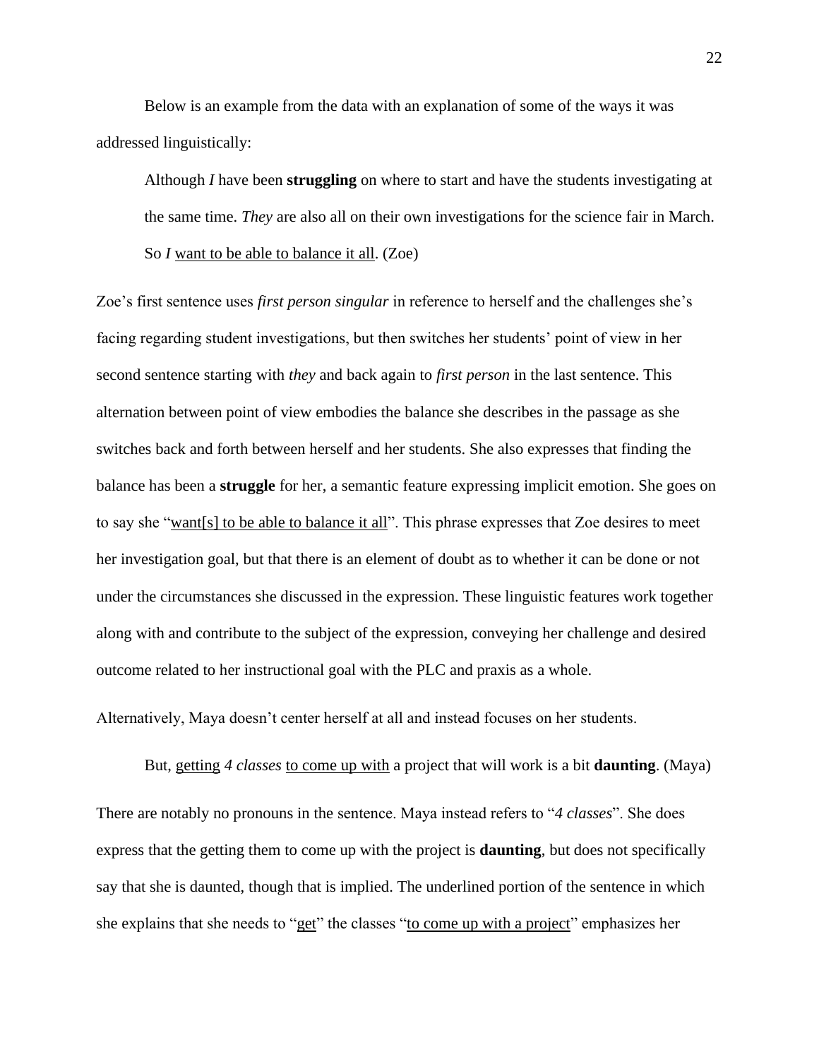Below is an example from the data with an explanation of some of the ways it was addressed linguistically:

> Although *I* have been **struggling** on where to start and have the students investigating at the same time. *They* are also all on their own investigations for the science fair in March. So *I* <u>want to be able to balance it all</u>. (Zoe)

Zoe's first sentence uses *first person singular* in reference to herself and the challenges she's facing regarding student investigations, but then switches her students' point of view in her second sentence starting with *they* and back again to *first person* in the last sentence. This alternation between point of view embodies the balance she describes in the passage as she switches back and forth between herself and her students. She also expresses that finding the balance has been a **struggle** for her, a semantic feature expressing implicit emotion. She goes on to say she "<u>want[s] to be able to balance it all</u>". This phrase expresses that Zoe desires to meet her investigation goal, but that there is an element of doubt as to whether it can be done or not under the circumstances she discussed in the expression. These linguistic features work together along with and contribute to the subject of the expression, conveying her challenge and desired outcome related to her instructional goal with the PLC and praxis as a whole.

Alternatively, Maya doesn't center herself at all and instead focuses on her students.

> But, <u>getting</u> *4 classes* <u>to come up with</u> a project that will work is a bit **daunting**. (Maya)

There are notably no pronouns in the sentence. Maya instead refers to "*4 classes*". She does express that the getting them to come up with the project is **daunting**, but does not specifically say that she is daunted, though that is implied. The underlined portion of the sentence in which she explains that she needs to "<u>get</u>" the classes "<u>to come up with a project</u>" emphasizes her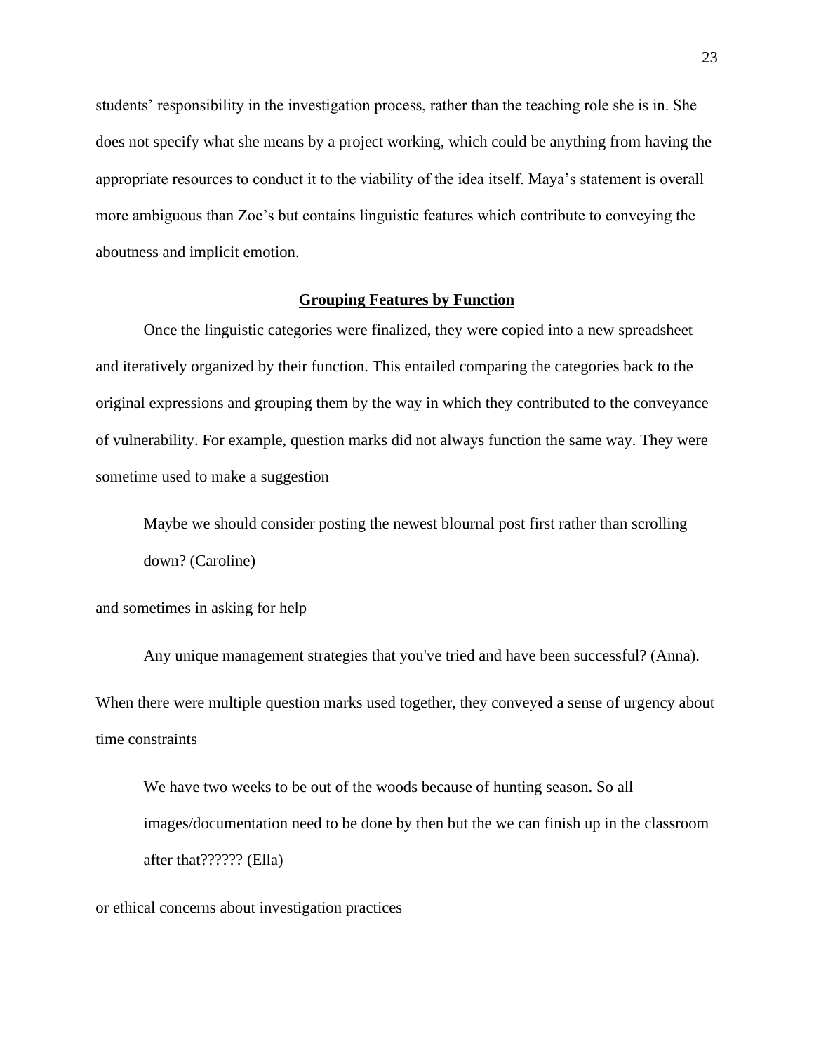students' responsibility in the investigation process, rather than the teaching role she is in. She does not specify what she means by a project working, which could be anything from having the appropriate resources to conduct it to the viability of the idea itself. Maya's statement is overall more ambiguous than Zoe's but contains linguistic features which contribute to conveying the aboutness and implicit emotion.

## **Grouping Features by Function**

Once the linguistic categories were finalized, they were copied into a new spreadsheet and iteratively organized by their function. This entailed comparing the categories back to the original expressions and grouping them by the way in which they contributed to the conveyance of vulnerability. For example, question marks did not always function the same way. They were sometime used to make a suggestion

> Maybe we should consider posting the newest blournal post first rather than scrolling down? (Caroline)

and sometimes in asking for help

> Any unique management strategies that you've tried and have been successful? (Anna).

When there were multiple question marks used together, they conveyed a sense of urgency about time constraints

> We have two weeks to be out of the woods because of hunting season. So all images/documentation need to be done by then but the we can finish up in the classroom after that?????? (Ella)

or ethical concerns about investigation practices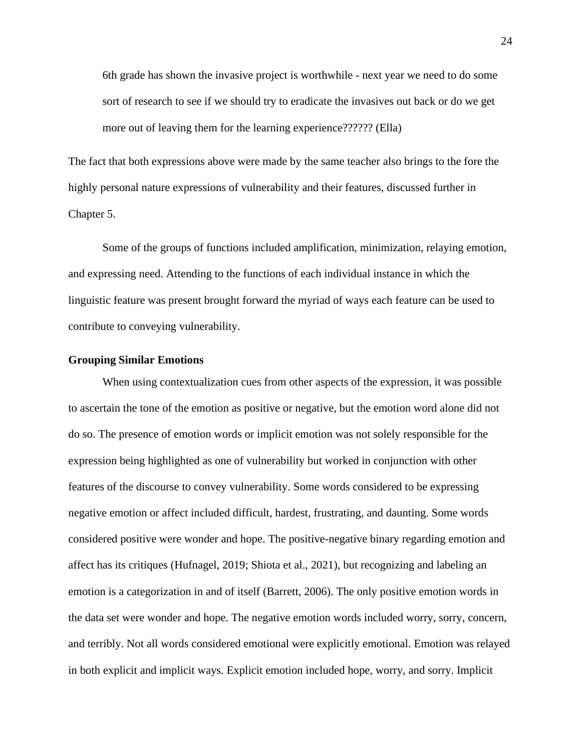> 6th grade has shown the invasive project is worthwhile - next year we need to do some sort of research to see if we should try to eradicate the invasives out back or do we get more out of leaving them for the learning experience?????? (Ella)

The fact that both expressions above were made by the same teacher also brings to the fore the highly personal nature expressions of vulnerability and their features, discussed further in Chapter 5.

Some of the groups of functions included amplification, minimization, relaying emotion, and expressing need. Attending to the functions of each individual instance in which the linguistic feature was present brought forward the myriad of ways each feature can be used to contribute to conveying vulnerability.

**Grouping Similar Emotions**

When using contextualization cues from other aspects of the expression, it was possible to ascertain the tone of the emotion as positive or negative, but the emotion word alone did not do so. The presence of emotion words or implicit emotion was not solely responsible for the expression being highlighted as one of vulnerability but worked in conjunction with other features of the discourse to convey vulnerability. Some words considered to be expressing negative emotion or affect included difficult, hardest, frustrating, and daunting. Some words considered positive were wonder and hope. The positive-negative binary regarding emotion and affect has its critiques (Hufnagel, 2019; Shiota et al., 2021), but recognizing and labeling an emotion is a categorization in and of itself (Barrett, 2006). The only positive emotion words in the data set were wonder and hope. The negative emotion words included worry, sorry, concern, and terribly. Not all words considered emotional were explicitly emotional. Emotion was relayed in both explicit and implicit ways. Explicit emotion included hope, worry, and sorry. Implicit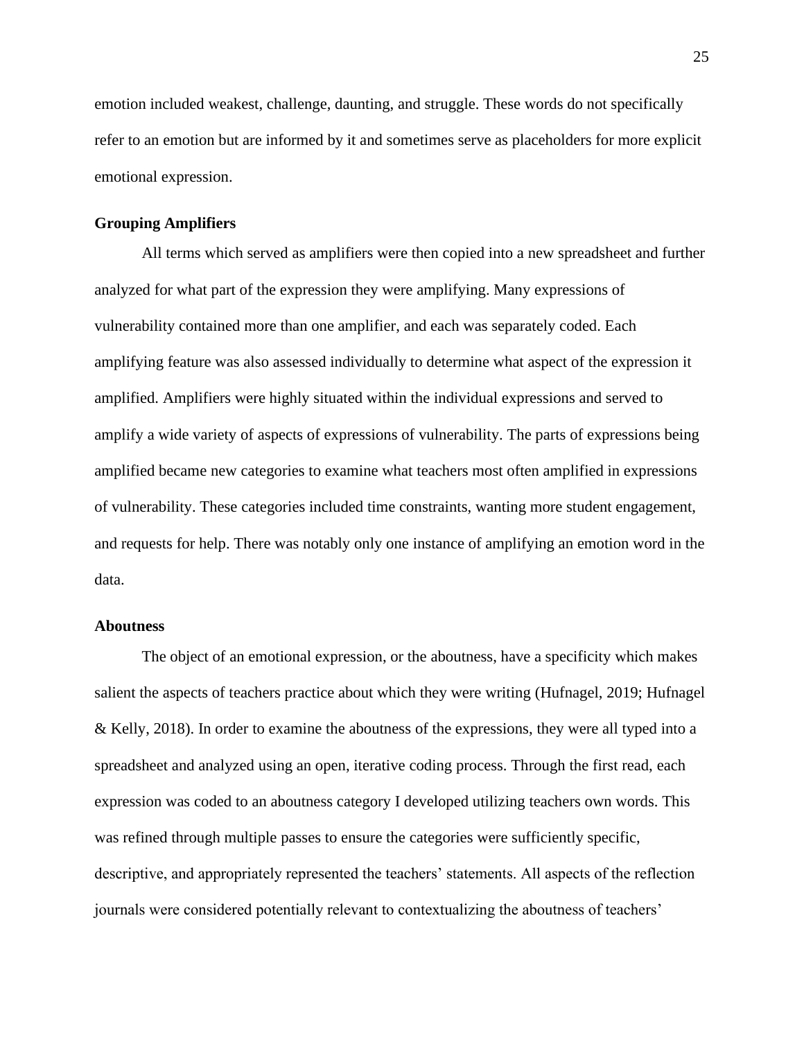emotion included weakest, challenge, daunting, and struggle. These words do not specifically refer to an emotion but are informed by it and sometimes serve as placeholders for more explicit emotional expression.

### Grouping Amplifiers

All terms which served as amplifiers were then copied into a new spreadsheet and further analyzed for what part of the expression they were amplifying. Many expressions of vulnerability contained more than one amplifier, and each was separately coded. Each amplifying feature was also assessed individually to determine what aspect of the expression it amplified. Amplifiers were highly situated within the individual expressions and served to amplify a wide variety of aspects of expressions of vulnerability. The parts of expressions being amplified became new categories to examine what teachers most often amplified in expressions of vulnerability. These categories included time constraints, wanting more student engagement, and requests for help. There was notably only one instance of amplifying an emotion word in the data.

### Aboutness

The object of an emotional expression, or the aboutness, have a specificity which makes salient the aspects of teachers practice about which they were writing (Hufnagel, 2019; Hufnagel & Kelly, 2018). In order to examine the aboutness of the expressions, they were all typed into a spreadsheet and analyzed using an open, iterative coding process. Through the first read, each expression was coded to an aboutness category I developed utilizing teachers own words. This was refined through multiple passes to ensure the categories were sufficiently specific, descriptive, and appropriately represented the teachers' statements. All aspects of the reflection journals were considered potentially relevant to contextualizing the aboutness of teachers'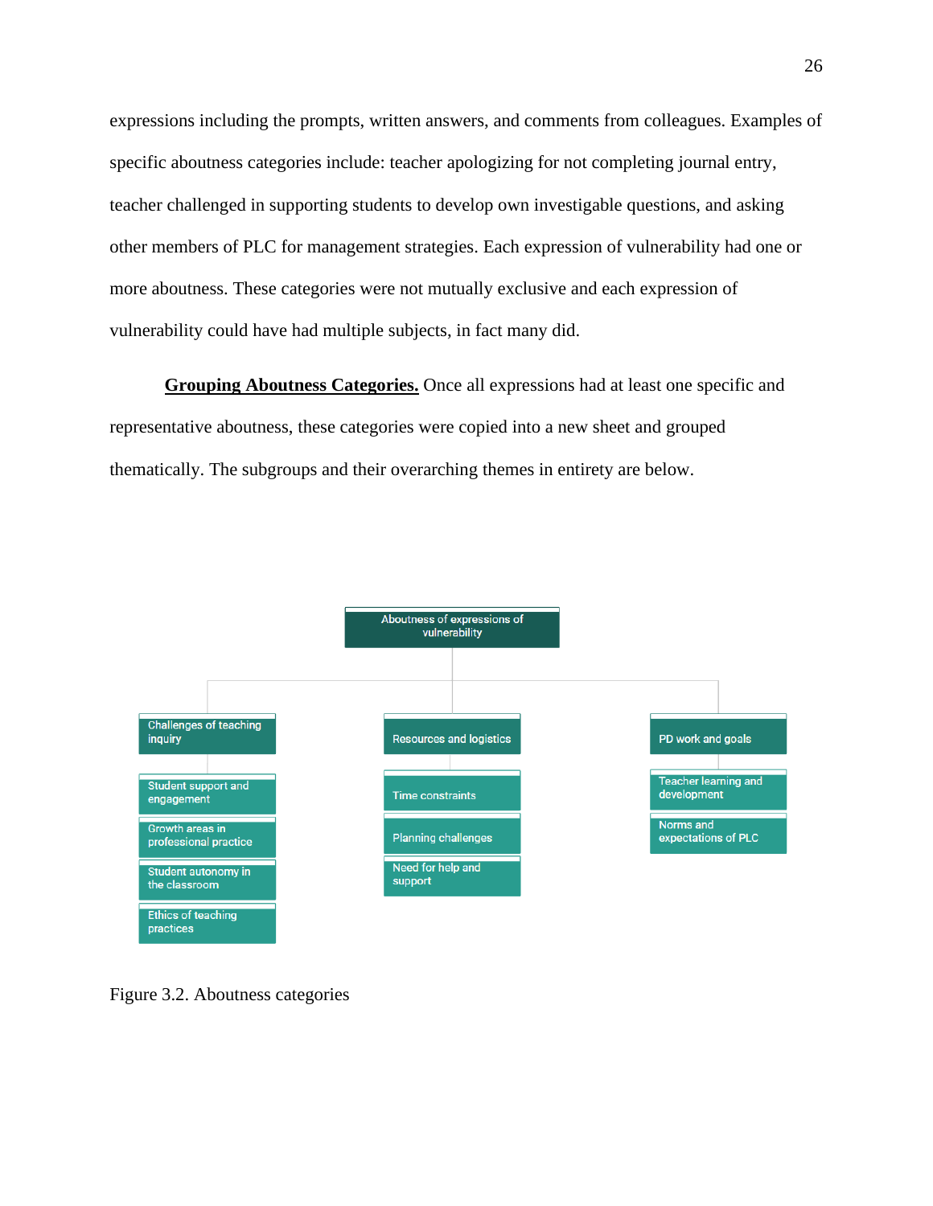expressions including the prompts, written answers, and comments from colleagues. Examples of specific aboutness categories include: teacher apologizing for not completing journal entry, teacher challenged in supporting students to develop own investigable questions, and asking other members of PLC for management strategies. Each expression of vulnerability had one or more aboutness. These categories were not mutually exclusive and each expression of vulnerability could have had multiple subjects, in fact many did.

**Grouping Aboutness Categories.** Once all expressions had at least one specific and representative aboutness, these categories were copied into a new sheet and grouped thematically. The subgroups and their overarching themes in entirety are below.

- Aboutness of expressions of vulnerability
  - Challenges of teaching inquiry
    - Student support and engagement
    - Growth areas in professional practice
    - Student autonomy in the classroom
    - Ethics of teaching practices
  - Resources and logistics
    - Time constraints
    - Planning challenges
    - Need for help and support
  - PD work and goals
    - Teacher learning and development
    - Norms and expectations of PLC

Figure 3.2. Aboutness categories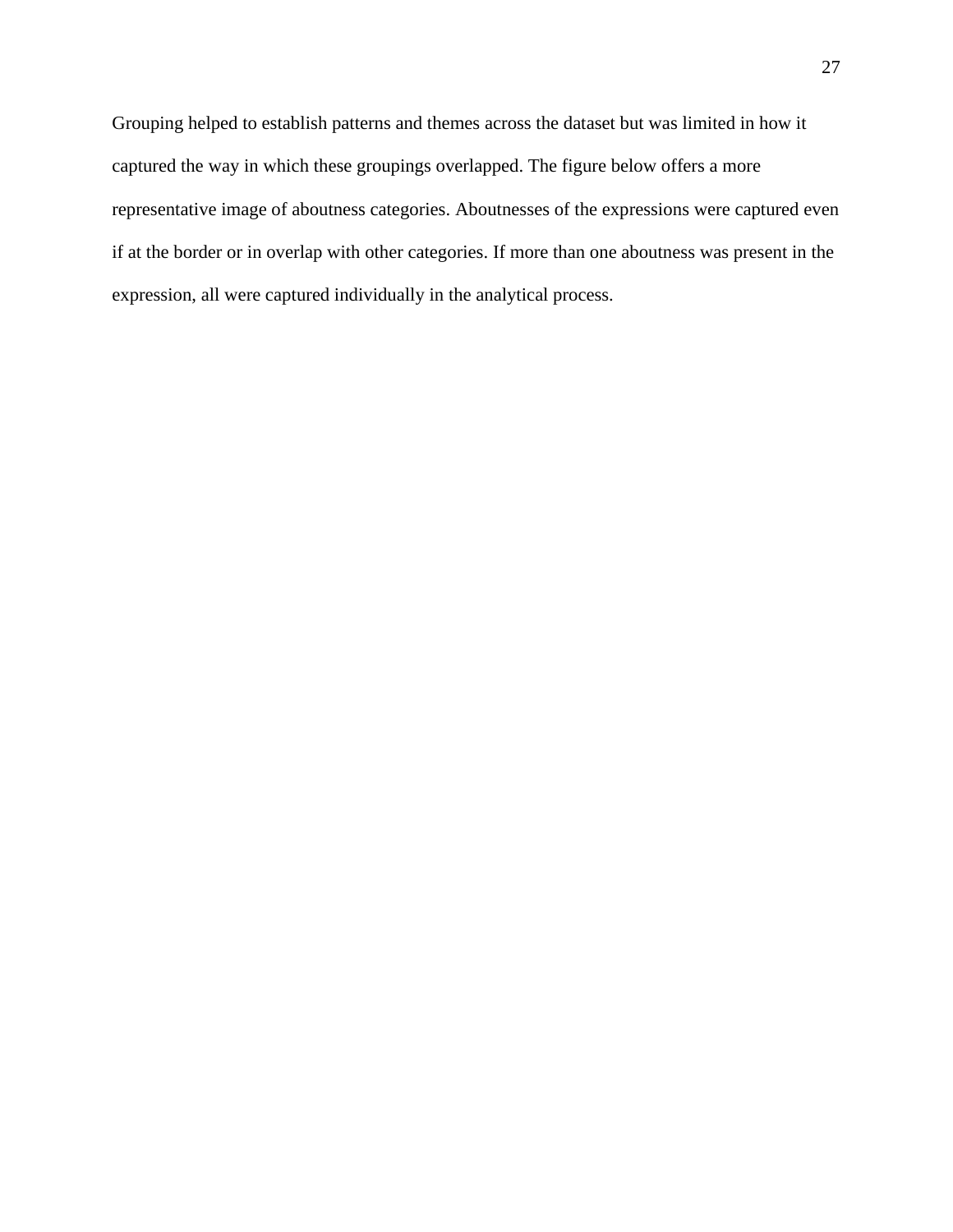Grouping helped to establish patterns and themes across the dataset but was limited in how it captured the way in which these groupings overlapped. The figure below offers a more representative image of aboutness categories. Aboutnesses of the expressions were captured even if at the border or in overlap with other categories. If more than one aboutness was present in the expression, all were captured individually in the analytical process.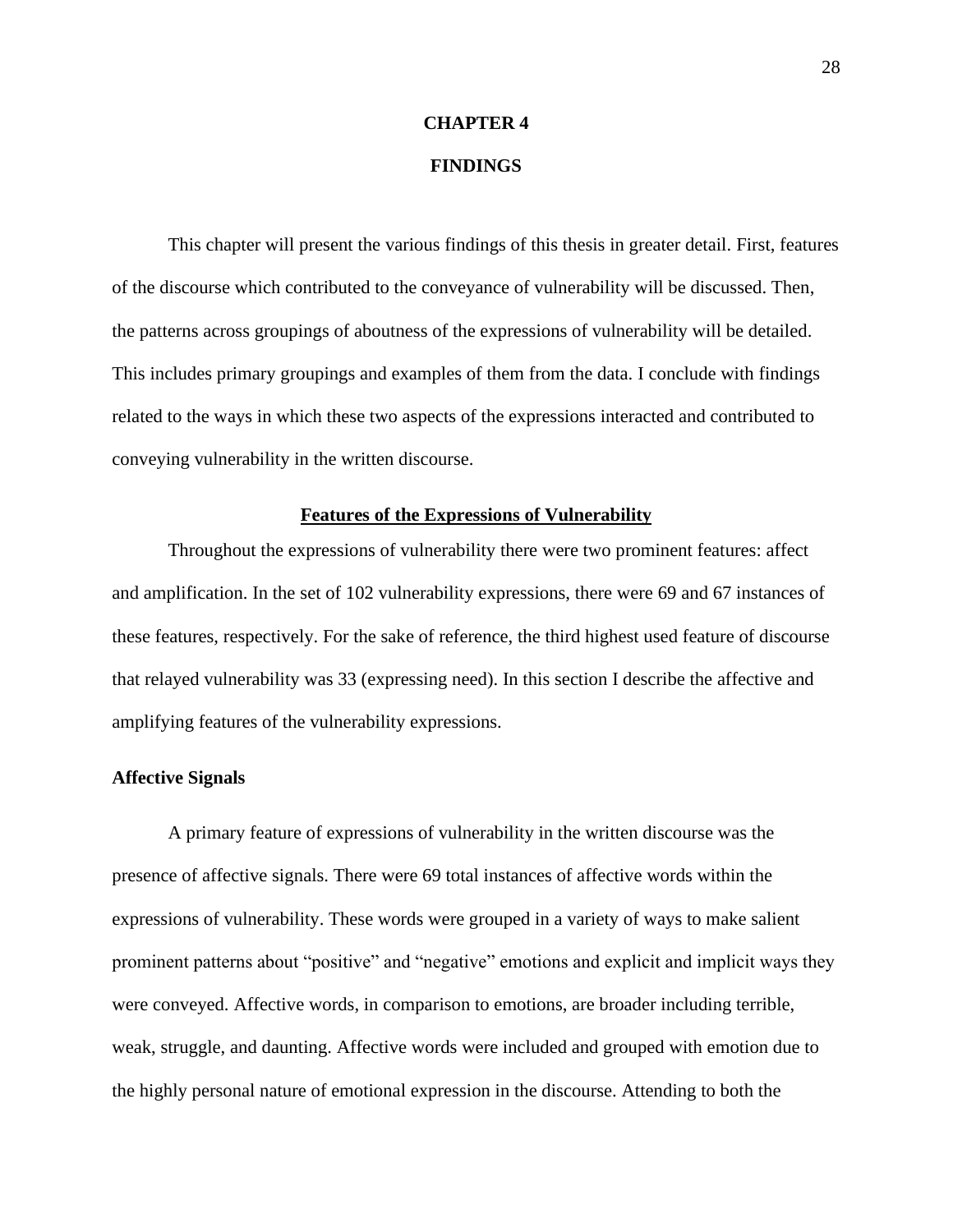# CHAPTER 4

# FINDINGS

This chapter will present the various findings of this thesis in greater detail. First, features of the discourse which contributed to the conveyance of vulnerability will be discussed. Then, the patterns across groupings of aboutness of the expressions of vulnerability will be detailed. This includes primary groupings and examples of them from the data. I conclude with findings related to the ways in which these two aspects of the expressions interacted and contributed to conveying vulnerability in the written discourse.

## Features of the Expressions of Vulnerability

Throughout the expressions of vulnerability there were two prominent features: affect and amplification. In the set of 102 vulnerability expressions, there were 69 and 67 instances of these features, respectively. For the sake of reference, the third highest used feature of discourse that relayed vulnerability was 33 (expressing need). In this section I describe the affective and amplifying features of the vulnerability expressions.

### Affective Signals

A primary feature of expressions of vulnerability in the written discourse was the presence of affective signals. There were 69 total instances of affective words within the expressions of vulnerability. These words were grouped in a variety of ways to make salient prominent patterns about "positive" and "negative" emotions and explicit and implicit ways they were conveyed. Affective words, in comparison to emotions, are broader including terrible, weak, struggle, and daunting. Affective words were included and grouped with emotion due to the highly personal nature of emotional expression in the discourse. Attending to both the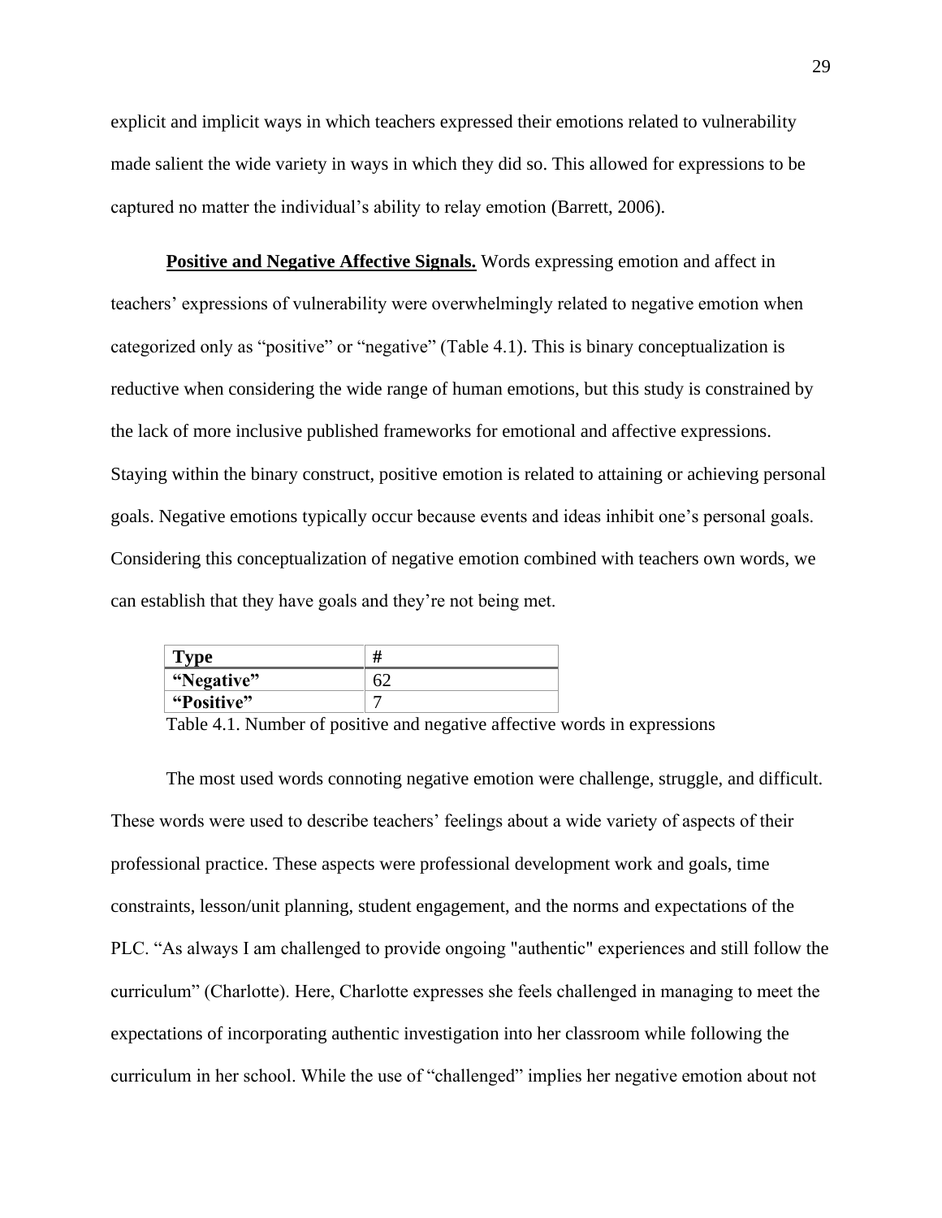explicit and implicit ways in which teachers expressed their emotions related to vulnerability made salient the wide variety in ways in which they did so. This allowed for expressions to be captured no matter the individual's ability to relay emotion (Barrett, 2006).

**Positive and Negative Affective Signals.** Words expressing emotion and affect in teachers' expressions of vulnerability were overwhelmingly related to negative emotion when categorized only as "positive" or "negative" (Table 4.1). This is binary conceptualization is reductive when considering the wide range of human emotions, but this study is constrained by the lack of more inclusive published frameworks for emotional and affective expressions. Staying within the binary construct, positive emotion is related to attaining or achieving personal goals. Negative emotions typically occur because events and ideas inhibit one's personal goals. Considering this conceptualization of negative emotion combined with teachers own words, we can establish that they have goals and they're not being met.

| Type | # |
|---|---|
| **"Negative"** | 62 |
| **"Positive"** | 7 |

Table 4.1. Number of positive and negative affective words in expressions

The most used words connoting negative emotion were challenge, struggle, and difficult. These words were used to describe teachers' feelings about a wide variety of aspects of their professional practice. These aspects were professional development work and goals, time constraints, lesson/unit planning, student engagement, and the norms and expectations of the PLC. "As always I am challenged to provide ongoing "authentic" experiences and still follow the curriculum" (Charlotte). Here, Charlotte expresses she feels challenged in managing to meet the expectations of incorporating authentic investigation into her classroom while following the curriculum in her school. While the use of "challenged" implies her negative emotion about not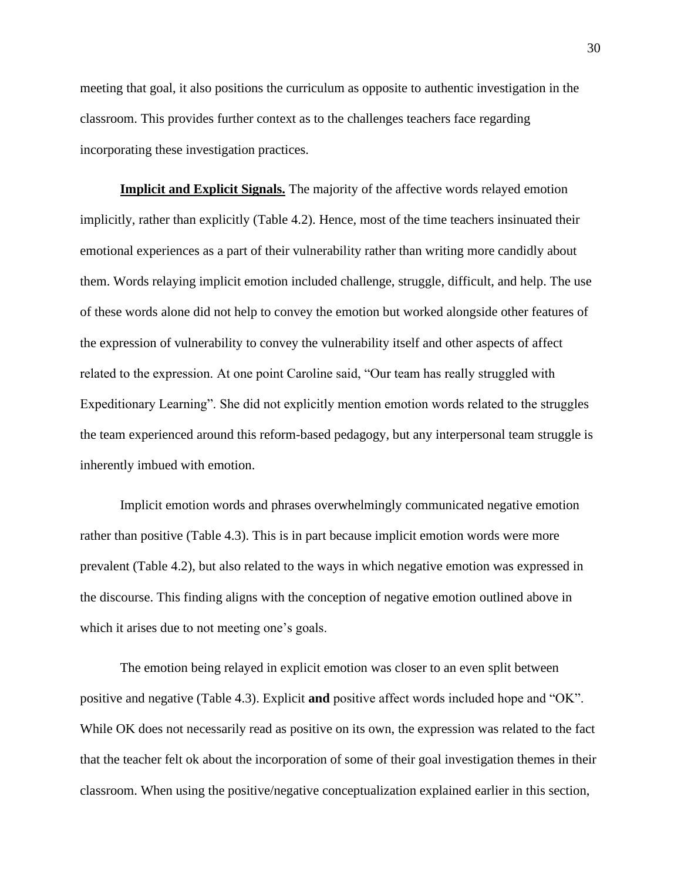meeting that goal, it also positions the curriculum as opposite to authentic investigation in the classroom. This provides further context as to the challenges teachers face regarding incorporating these investigation practices.

**Implicit and Explicit Signals.** The majority of the affective words relayed emotion implicitly, rather than explicitly (Table 4.2). Hence, most of the time teachers insinuated their emotional experiences as a part of their vulnerability rather than writing more candidly about them. Words relaying implicit emotion included challenge, struggle, difficult, and help. The use of these words alone did not help to convey the emotion but worked alongside other features of the expression of vulnerability to convey the vulnerability itself and other aspects of affect related to the expression. At one point Caroline said, "Our team has really struggled with Expeditionary Learning". She did not explicitly mention emotion words related to the struggles the team experienced around this reform-based pedagogy, but any interpersonal team struggle is inherently imbued with emotion.

Implicit emotion words and phrases overwhelmingly communicated negative emotion rather than positive (Table 4.3). This is in part because implicit emotion words were more prevalent (Table 4.2), but also related to the ways in which negative emotion was expressed in the discourse. This finding aligns with the conception of negative emotion outlined above in which it arises due to not meeting one's goals.

The emotion being relayed in explicit emotion was closer to an even split between positive and negative (Table 4.3). Explicit **and** positive affect words included hope and "OK". While OK does not necessarily read as positive on its own, the expression was related to the fact that the teacher felt ok about the incorporation of some of their goal investigation themes in their classroom. When using the positive/negative conceptualization explained earlier in this section,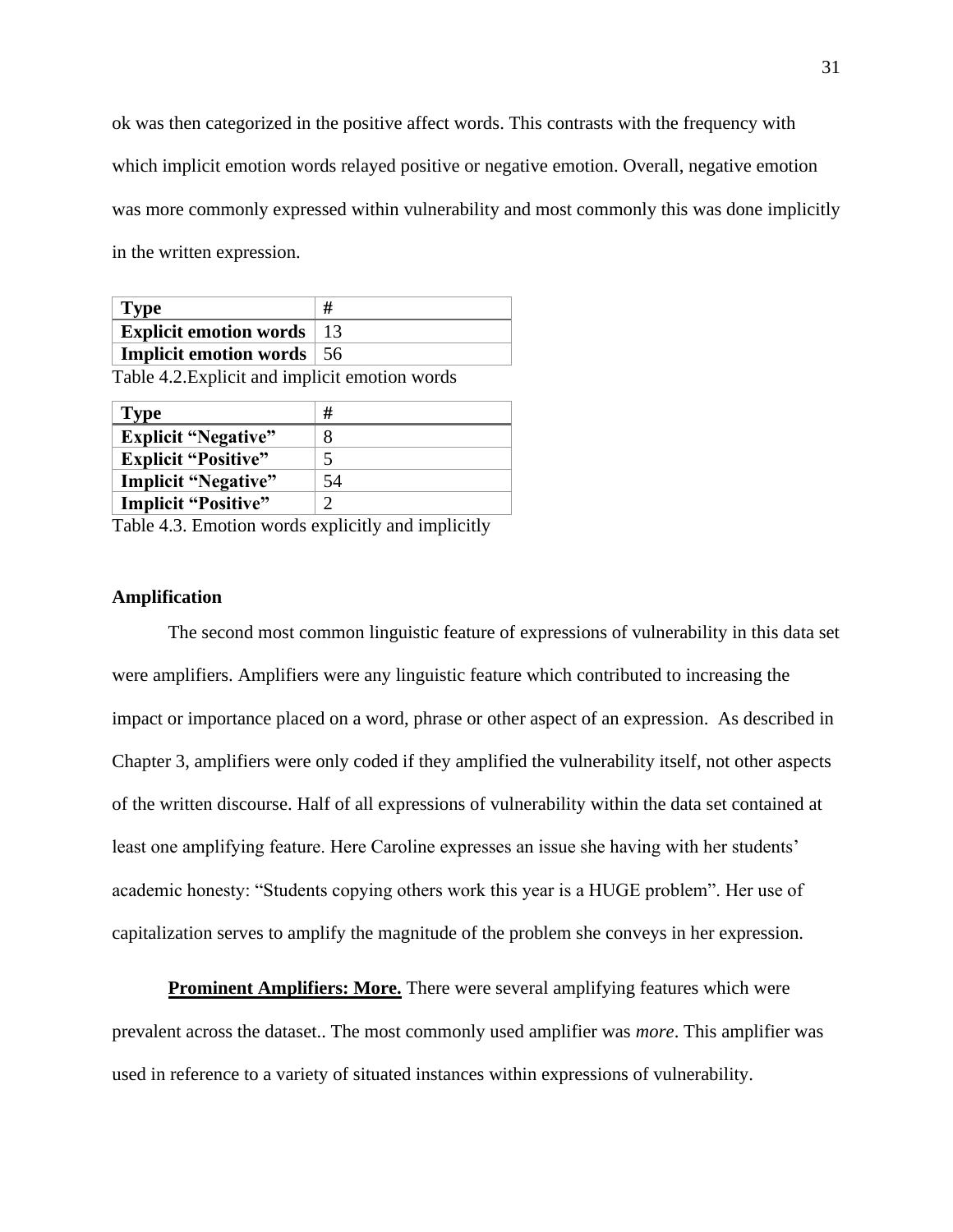ok was then categorized in the positive affect words. This contrasts with the frequency with which implicit emotion words relayed positive or negative emotion. Overall, negative emotion was more commonly expressed within vulnerability and most commonly this was done implicitly in the written expression.

| **Type** | **#** |
|---|---|
| **Explicit emotion words** | 13 |
| **Implicit emotion words** | 56 |

Table 4.2.Explicit and implicit emotion words

| **Type** | **#** |
|---|---|
| **Explicit "Negative"** | 8 |
| **Explicit "Positive"** | 5 |
| **Implicit "Negative"** | 54 |
| **Implicit "Positive"** | 2 |

Table 4.3. Emotion words explicitly and implicitly

**Amplification**

The second most common linguistic feature of expressions of vulnerability in this data set were amplifiers. Amplifiers were any linguistic feature which contributed to increasing the impact or importance placed on a word, phrase or other aspect of an expression. As described in Chapter 3, amplifiers were only coded if they amplified the vulnerability itself, not other aspects of the written discourse. Half of all expressions of vulnerability within the data set contained at least one amplifying feature. Here Caroline expresses an issue she having with her students' academic honesty: "Students copying others work this year is a HUGE problem". Her use of capitalization serves to amplify the magnitude of the problem she conveys in her expression.

**Prominent Amplifiers: More.** There were several amplifying features which were prevalent across the dataset.. The most commonly used amplifier was *more*. This amplifier was used in reference to a variety of situated instances within expressions of vulnerability.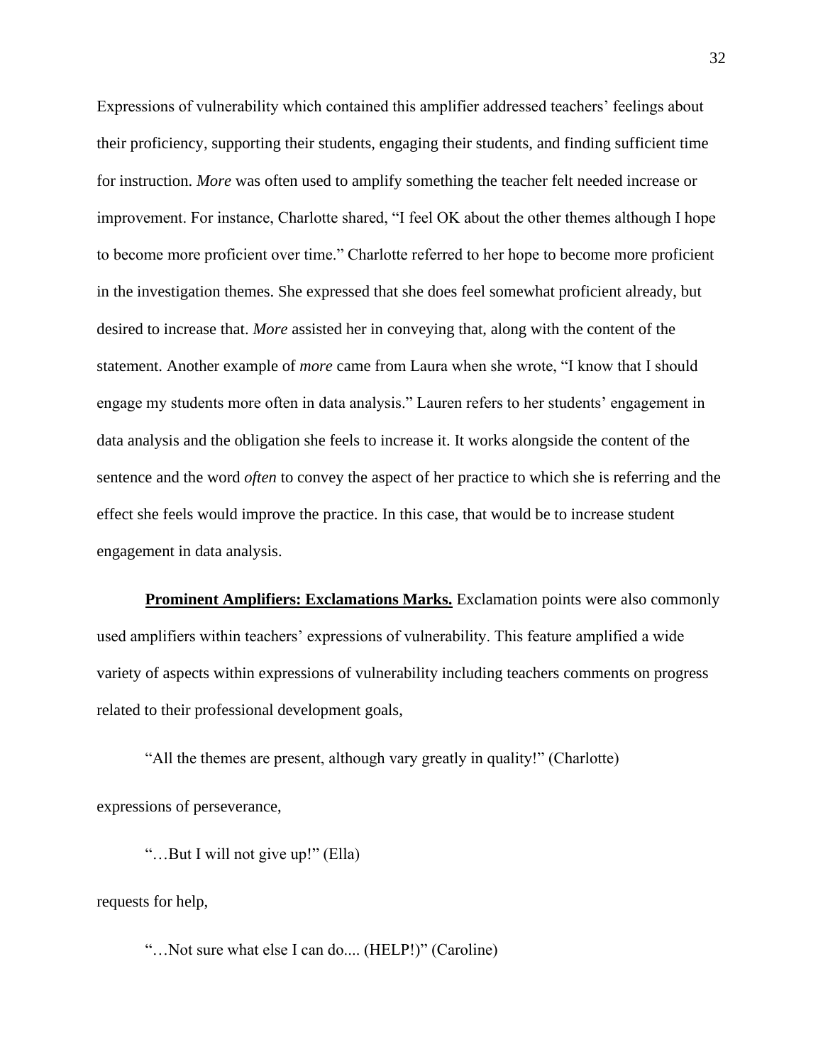Expressions of vulnerability which contained this amplifier addressed teachers' feelings about their proficiency, supporting their students, engaging their students, and finding sufficient time for instruction. *More* was often used to amplify something the teacher felt needed increase or improvement. For instance, Charlotte shared, "I feel OK about the other themes although I hope to become more proficient over time." Charlotte referred to her hope to become more proficient in the investigation themes. She expressed that she does feel somewhat proficient already, but desired to increase that. *More* assisted her in conveying that, along with the content of the statement. Another example of *more* came from Laura when she wrote, "I know that I should engage my students more often in data analysis." Lauren refers to her students' engagement in data analysis and the obligation she feels to increase it. It works alongside the content of the sentence and the word *often* to convey the aspect of her practice to which she is referring and the effect she feels would improve the practice. In this case, that would be to increase student engagement in data analysis.

**Prominent Amplifiers: Exclamations Marks.** Exclamation points were also commonly used amplifiers within teachers' expressions of vulnerability. This feature amplified a wide variety of aspects within expressions of vulnerability including teachers comments on progress related to their professional development goals,

> "All the themes are present, although vary greatly in quality!" (Charlotte)

expressions of perseverance,

> "…But I will not give up!" (Ella)

requests for help,

> "…Not sure what else I can do.... (HELP!)" (Caroline)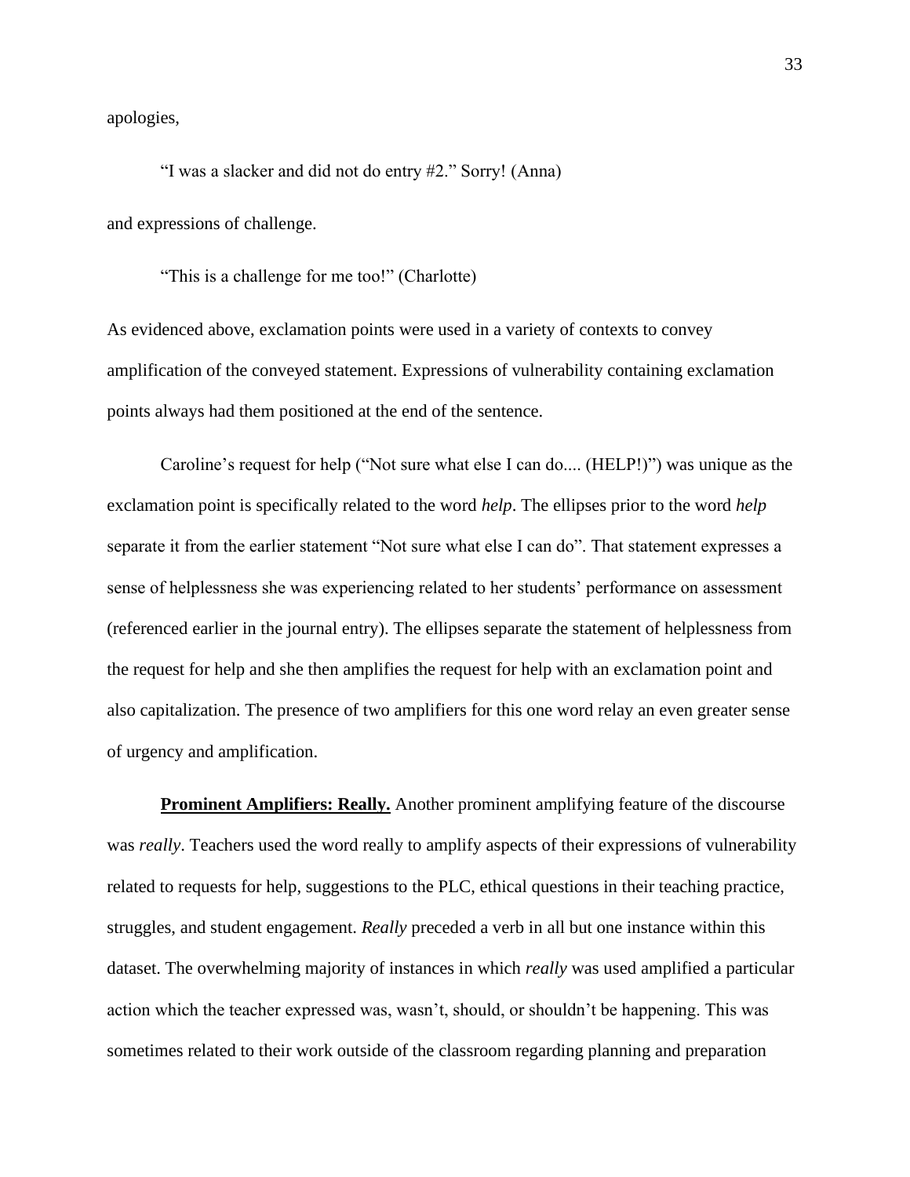apologies,

> "I was a slacker and did not do entry #2." Sorry! (Anna)

and expressions of challenge.

> "This is a challenge for me too!" (Charlotte)

As evidenced above, exclamation points were used in a variety of contexts to convey amplification of the conveyed statement. Expressions of vulnerability containing exclamation points always had them positioned at the end of the sentence.

Caroline's request for help ("Not sure what else I can do.... (HELP!)") was unique as the exclamation point is specifically related to the word *help*. The ellipses prior to the word *help* separate it from the earlier statement "Not sure what else I can do". That statement expresses a sense of helplessness she was experiencing related to her students' performance on assessment (referenced earlier in the journal entry). The ellipses separate the statement of helplessness from the request for help and she then amplifies the request for help with an exclamation point and also capitalization. The presence of two amplifiers for this one word relay an even greater sense of urgency and amplification.

**Prominent Amplifiers: Really.** Another prominent amplifying feature of the discourse was *really*. Teachers used the word really to amplify aspects of their expressions of vulnerability related to requests for help, suggestions to the PLC, ethical questions in their teaching practice, struggles, and student engagement. *Really* preceded a verb in all but one instance within this dataset. The overwhelming majority of instances in which *really* was used amplified a particular action which the teacher expressed was, wasn't, should, or shouldn't be happening. This was sometimes related to their work outside of the classroom regarding planning and preparation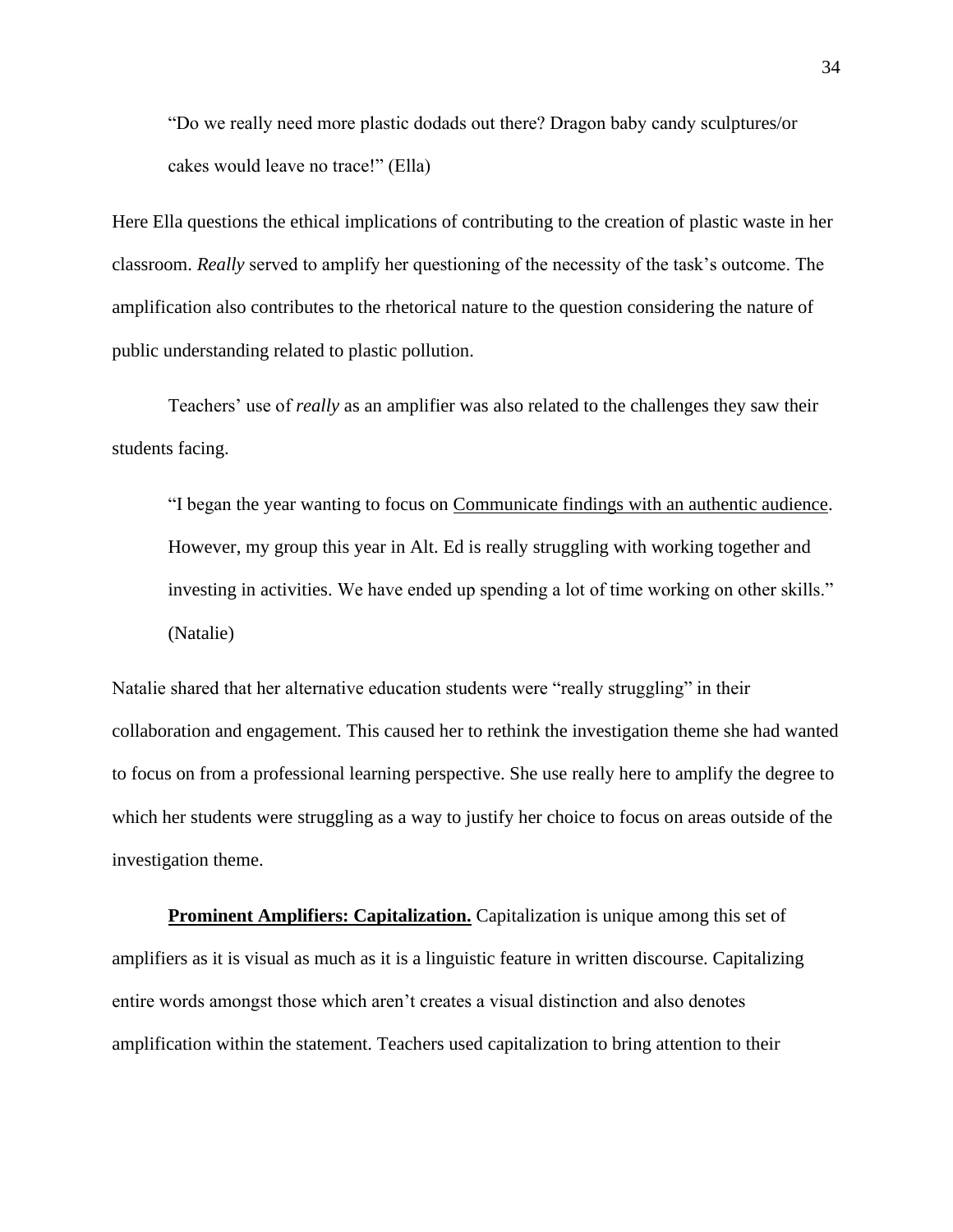> "Do we really need more plastic dodads out there? Dragon baby candy sculptures/or cakes would leave no trace!" (Ella)

Here Ella questions the ethical implications of contributing to the creation of plastic waste in her classroom. *Really* served to amplify her questioning of the necessity of the task's outcome. The amplification also contributes to the rhetorical nature to the question considering the nature of public understanding related to plastic pollution.

Teachers' use of *really* as an amplifier was also related to the challenges they saw their students facing.

> "I began the year wanting to focus on <u>Communicate findings with an authentic audience</u>. However, my group this year in Alt. Ed is really struggling with working together and investing in activities. We have ended up spending a lot of time working on other skills." (Natalie)

Natalie shared that her alternative education students were "really struggling" in their collaboration and engagement. This caused her to rethink the investigation theme she had wanted to focus on from a professional learning perspective. She use really here to amplify the degree to which her students were struggling as a way to justify her choice to focus on areas outside of the investigation theme.

**<u>Prominent Amplifiers: Capitalization.</u>** Capitalization is unique among this set of amplifiers as it is visual as much as it is a linguistic feature in written discourse. Capitalizing entire words amongst those which aren't creates a visual distinction and also denotes amplification within the statement. Teachers used capitalization to bring attention to their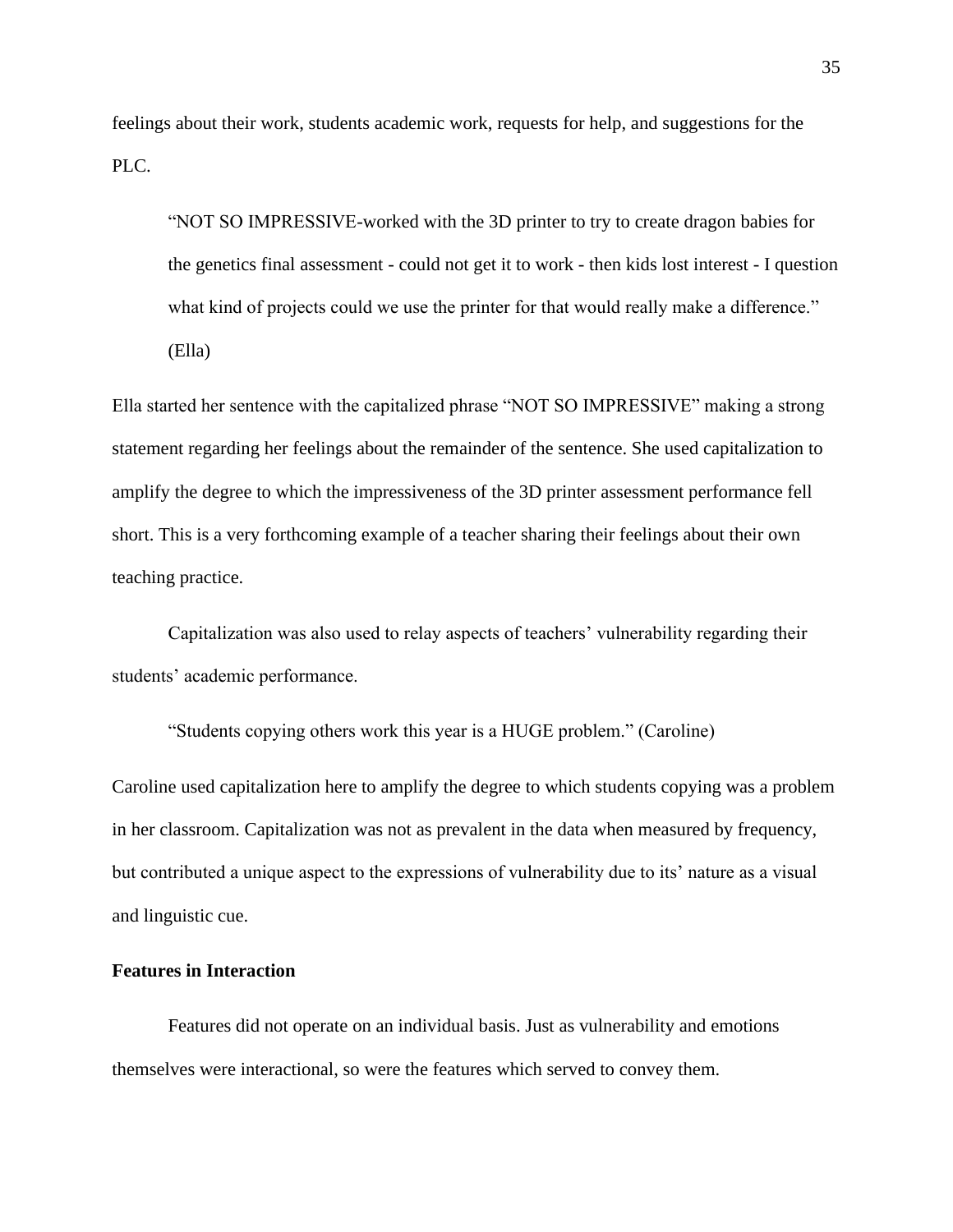feelings about their work, students academic work, requests for help, and suggestions for the PLC.

> "NOT SO IMPRESSIVE-worked with the 3D printer to try to create dragon babies for the genetics final assessment - could not get it to work - then kids lost interest - I question what kind of projects could we use the printer for that would really make a difference." (Ella)

Ella started her sentence with the capitalized phrase "NOT SO IMPRESSIVE" making a strong statement regarding her feelings about the remainder of the sentence. She used capitalization to amplify the degree to which the impressiveness of the 3D printer assessment performance fell short. This is a very forthcoming example of a teacher sharing their feelings about their own teaching practice.

Capitalization was also used to relay aspects of teachers' vulnerability regarding their students' academic performance.

> "Students copying others work this year is a HUGE problem." (Caroline)

Caroline used capitalization here to amplify the degree to which students copying was a problem in her classroom. Capitalization was not as prevalent in the data when measured by frequency, but contributed a unique aspect to the expressions of vulnerability due to its' nature as a visual and linguistic cue.

**Features in Interaction**

Features did not operate on an individual basis. Just as vulnerability and emotions themselves were interactional, so were the features which served to convey them.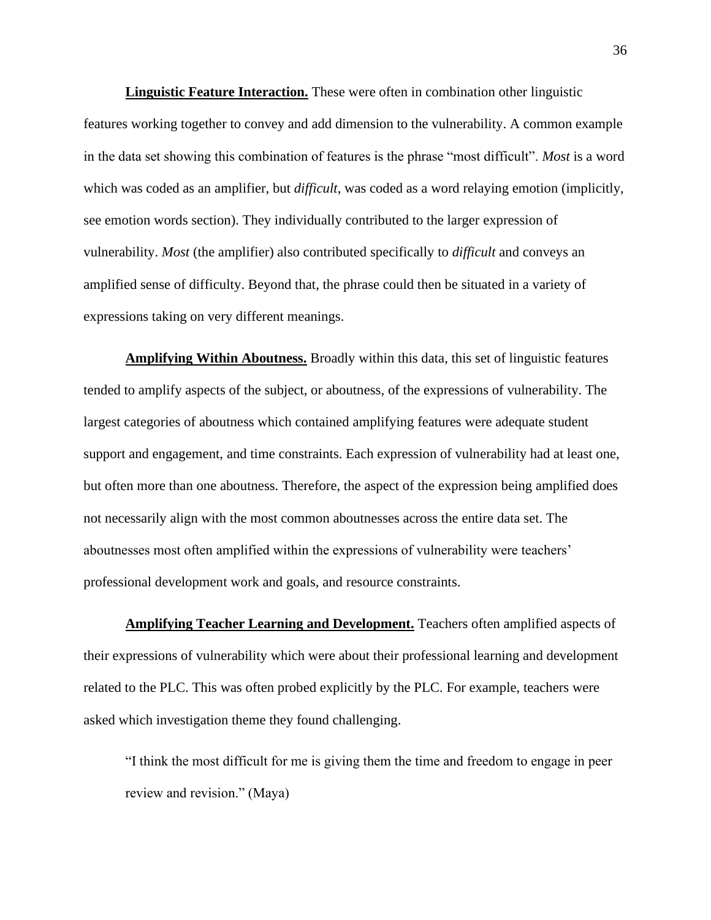**<u>Linguistic Feature Interaction.</u>** These were often in combination other linguistic features working together to convey and add dimension to the vulnerability. A common example in the data set showing this combination of features is the phrase "most difficult". *Most* is a word which was coded as an amplifier, but *difficult*, was coded as a word relaying emotion (implicitly, see emotion words section). They individually contributed to the larger expression of vulnerability. *Most* (the amplifier) also contributed specifically to *difficult* and conveys an amplified sense of difficulty. Beyond that, the phrase could then be situated in a variety of expressions taking on very different meanings.

**<u>Amplifying Within Aboutness.</u>** Broadly within this data, this set of linguistic features tended to amplify aspects of the subject, or aboutness, of the expressions of vulnerability. The largest categories of aboutness which contained amplifying features were adequate student support and engagement, and time constraints. Each expression of vulnerability had at least one, but often more than one aboutness. Therefore, the aspect of the expression being amplified does not necessarily align with the most common aboutnesses across the entire data set. The aboutnesses most often amplified within the expressions of vulnerability were teachers' professional development work and goals, and resource constraints.

**<u>Amplifying Teacher Learning and Development.</u>** Teachers often amplified aspects of their expressions of vulnerability which were about their professional learning and development related to the PLC. This was often probed explicitly by the PLC. For example, teachers were asked which investigation theme they found challenging.

> "I think the most difficult for me is giving them the time and freedom to engage in peer review and revision." (Maya)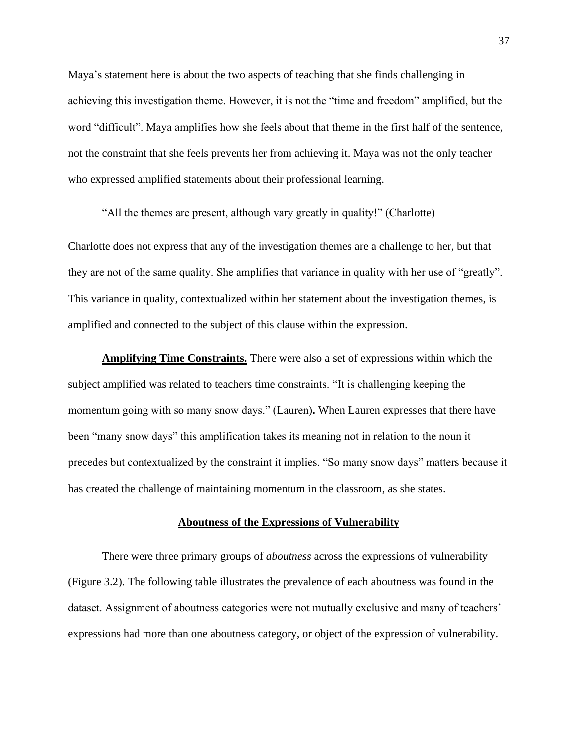Maya's statement here is about the two aspects of teaching that she finds challenging in achieving this investigation theme. However, it is not the "time and freedom" amplified, but the word "difficult". Maya amplifies how she feels about that theme in the first half of the sentence, not the constraint that she feels prevents her from achieving it. Maya was not the only teacher who expressed amplified statements about their professional learning.

"All the themes are present, although vary greatly in quality!" (Charlotte)

Charlotte does not express that any of the investigation themes are a challenge to her, but that they are not of the same quality. She amplifies that variance in quality with her use of "greatly". This variance in quality, contextualized within her statement about the investigation themes, is amplified and connected to the subject of this clause within the expression.

**Amplifying Time Constraints.** There were also a set of expressions within which the subject amplified was related to teachers time constraints. "It is challenging keeping the momentum going with so many snow days." (Lauren)**.** When Lauren expresses that there have been "many snow days" this amplification takes its meaning not in relation to the noun it precedes but contextualized by the constraint it implies. "So many snow days" matters because it has created the challenge of maintaining momentum in the classroom, as she states.

## Aboutness of the Expressions of Vulnerability

There were three primary groups of *aboutness* across the expressions of vulnerability (Figure 3.2). The following table illustrates the prevalence of each aboutness was found in the dataset. Assignment of aboutness categories were not mutually exclusive and many of teachers' expressions had more than one aboutness category, or object of the expression of vulnerability.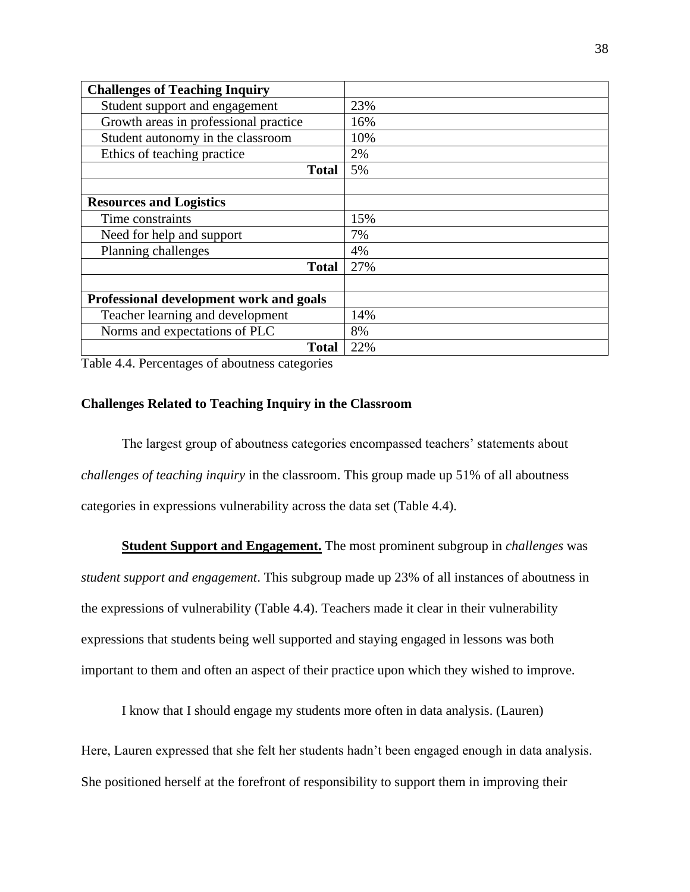| **Challenges of Teaching Inquiry** | |
| --- | --- |
| Student support and engagement | 23% |
| Growth areas in professional practice | 16% |
| Student autonomy in the classroom | 10% |
| Ethics of teaching practice | 2% |
| **Total** | 5% |
| | |
| **Resources and Logistics** | |
| Time constraints | 15% |
| Need for help and support | 7% |
| Planning challenges | 4% |
| **Total** | 27% |
| | |
| **Professional development work and goals** | |
| Teacher learning and development | 14% |
| Norms and expectations of PLC | 8% |
| **Total** | 22% |

Table 4.4. Percentages of aboutness categories

### Challenges Related to Teaching Inquiry in the Classroom

The largest group of aboutness categories encompassed teachers' statements about *challenges of teaching inquiry* in the classroom. This group made up 51% of all aboutness categories in expressions vulnerability across the data set (Table 4.4).

**Student Support and Engagement.** The most prominent subgroup in *challenges* was *student support and engagement*. This subgroup made up 23% of all instances of aboutness in the expressions of vulnerability (Table 4.4). Teachers made it clear in their vulnerability expressions that students being well supported and staying engaged in lessons was both important to them and often an aspect of their practice upon which they wished to improve.

> I know that I should engage my students more often in data analysis. (Lauren)

Here, Lauren expressed that she felt her students hadn't been engaged enough in data analysis. She positioned herself at the forefront of responsibility to support them in improving their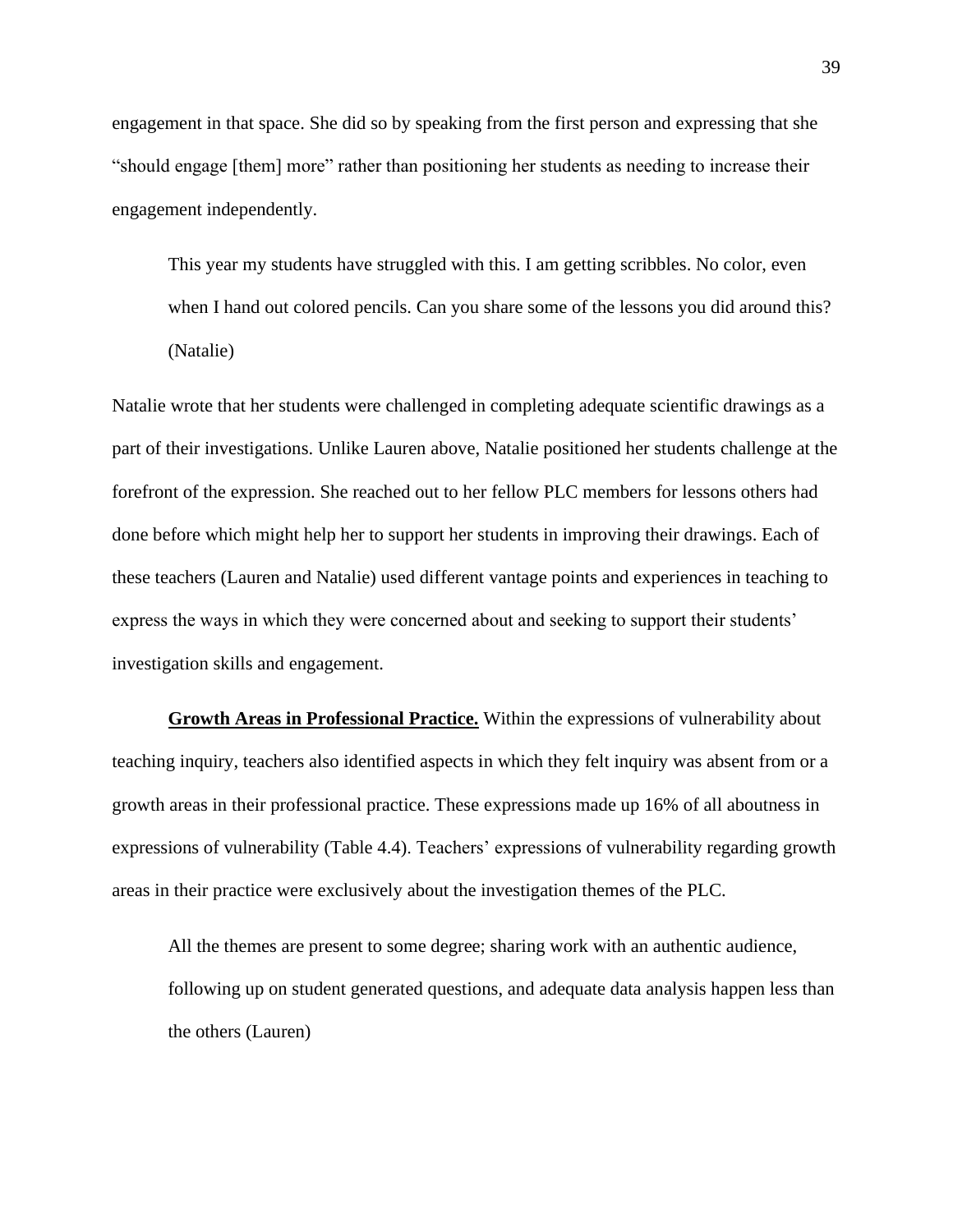engagement in that space. She did so by speaking from the first person and expressing that she "should engage [them] more" rather than positioning her students as needing to increase their engagement independently.

> This year my students have struggled with this. I am getting scribbles. No color, even when I hand out colored pencils. Can you share some of the lessons you did around this? (Natalie)

Natalie wrote that her students were challenged in completing adequate scientific drawings as a part of their investigations. Unlike Lauren above, Natalie positioned her students challenge at the forefront of the expression. She reached out to her fellow PLC members for lessons others had done before which might help her to support her students in improving their drawings. Each of these teachers (Lauren and Natalie) used different vantage points and experiences in teaching to express the ways in which they were concerned about and seeking to support their students' investigation skills and engagement.

**<u>Growth Areas in Professional Practice.</u>** Within the expressions of vulnerability about teaching inquiry, teachers also identified aspects in which they felt inquiry was absent from or a growth areas in their professional practice. These expressions made up 16% of all aboutness in expressions of vulnerability (Table 4.4). Teachers' expressions of vulnerability regarding growth areas in their practice were exclusively about the investigation themes of the PLC.

> All the themes are present to some degree; sharing work with an authentic audience, following up on student generated questions, and adequate data analysis happen less than the others (Lauren)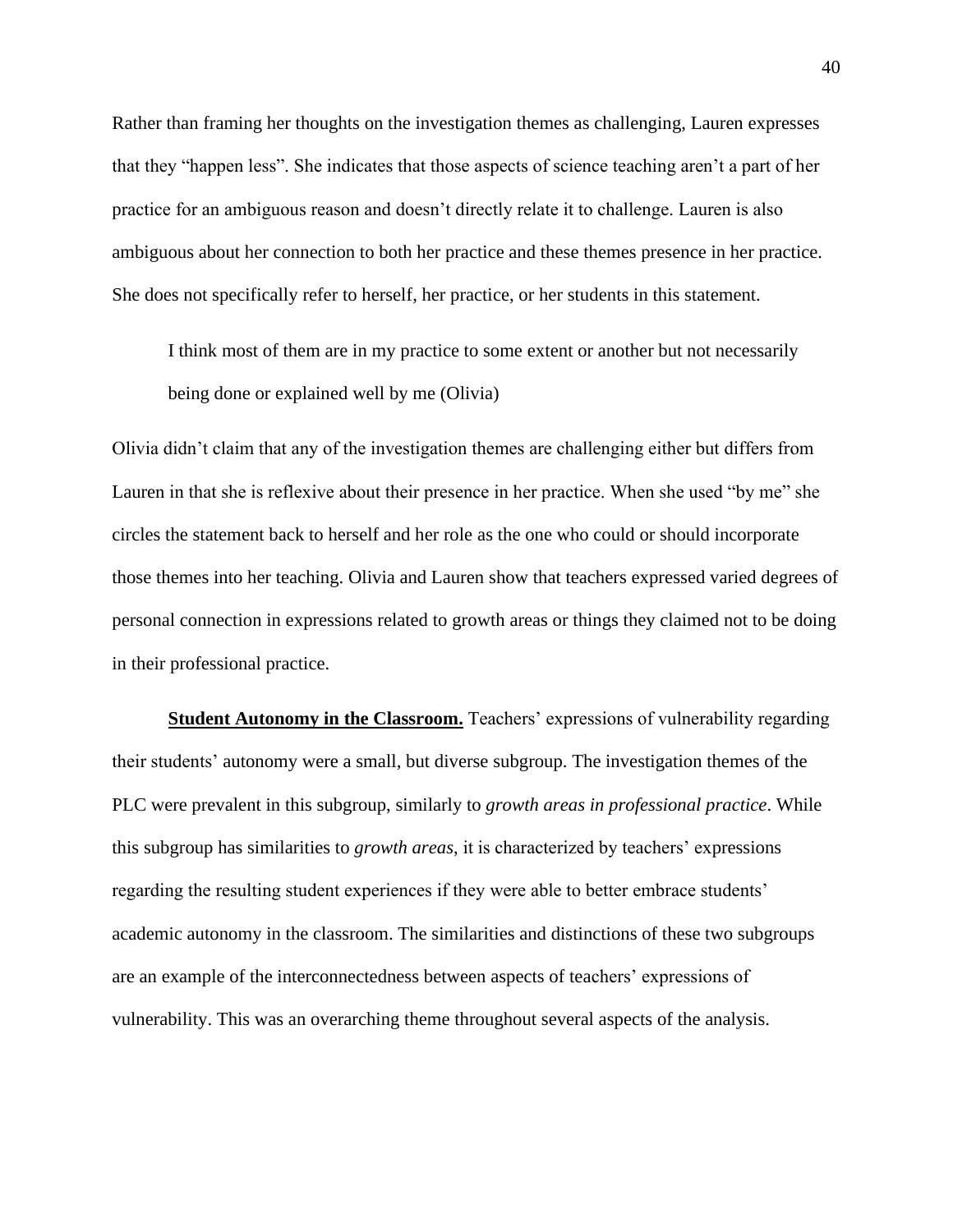Rather than framing her thoughts on the investigation themes as challenging, Lauren expresses that they "happen less". She indicates that those aspects of science teaching aren't a part of her practice for an ambiguous reason and doesn't directly relate it to challenge. Lauren is also ambiguous about her connection to both her practice and these themes presence in her practice. She does not specifically refer to herself, her practice, or her students in this statement.

> I think most of them are in my practice to some extent or another but not necessarily being done or explained well by me (Olivia)

Olivia didn't claim that any of the investigation themes are challenging either but differs from Lauren in that she is reflexive about their presence in her practice. When she used "by me" she circles the statement back to herself and her role as the one who could or should incorporate those themes into her teaching. Olivia and Lauren show that teachers expressed varied degrees of personal connection in expressions related to growth areas or things they claimed not to be doing in their professional practice.

**Student Autonomy in the Classroom.** Teachers' expressions of vulnerability regarding their students' autonomy were a small, but diverse subgroup. The investigation themes of the PLC were prevalent in this subgroup, similarly to *growth areas in professional practice*. While this subgroup has similarities to *growth areas*, it is characterized by teachers' expressions regarding the resulting student experiences if they were able to better embrace students' academic autonomy in the classroom. The similarities and distinctions of these two subgroups are an example of the interconnectedness between aspects of teachers' expressions of vulnerability. This was an overarching theme throughout several aspects of the analysis.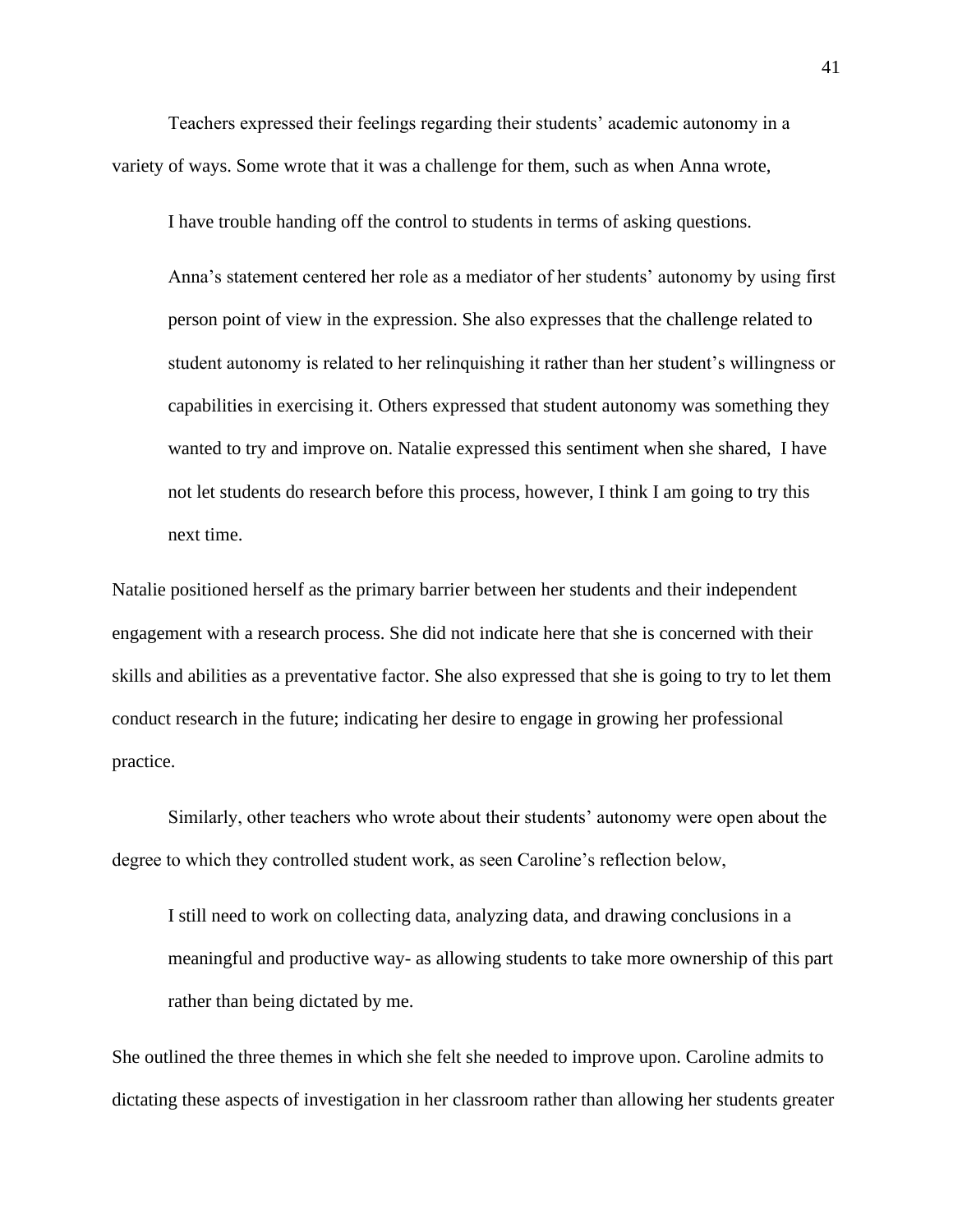Teachers expressed their feelings regarding their students' academic autonomy in a variety of ways. Some wrote that it was a challenge for them, such as when Anna wrote,

> I have trouble handing off the control to students in terms of asking questions.
>
> Anna's statement centered her role as a mediator of her students' autonomy by using first person point of view in the expression. She also expresses that the challenge related to student autonomy is related to her relinquishing it rather than her student's willingness or capabilities in exercising it. Others expressed that student autonomy was something they wanted to try and improve on. Natalie expressed this sentiment when she shared, I have not let students do research before this process, however, I think I am going to try this next time.

Natalie positioned herself as the primary barrier between her students and their independent engagement with a research process. She did not indicate here that she is concerned with their skills and abilities as a preventative factor. She also expressed that she is going to try to let them conduct research in the future; indicating her desire to engage in growing her professional practice.

Similarly, other teachers who wrote about their students' autonomy were open about the degree to which they controlled student work, as seen Caroline's reflection below,

> I still need to work on collecting data, analyzing data, and drawing conclusions in a meaningful and productive way- as allowing students to take more ownership of this part rather than being dictated by me.

She outlined the three themes in which she felt she needed to improve upon. Caroline admits to dictating these aspects of investigation in her classroom rather than allowing her students greater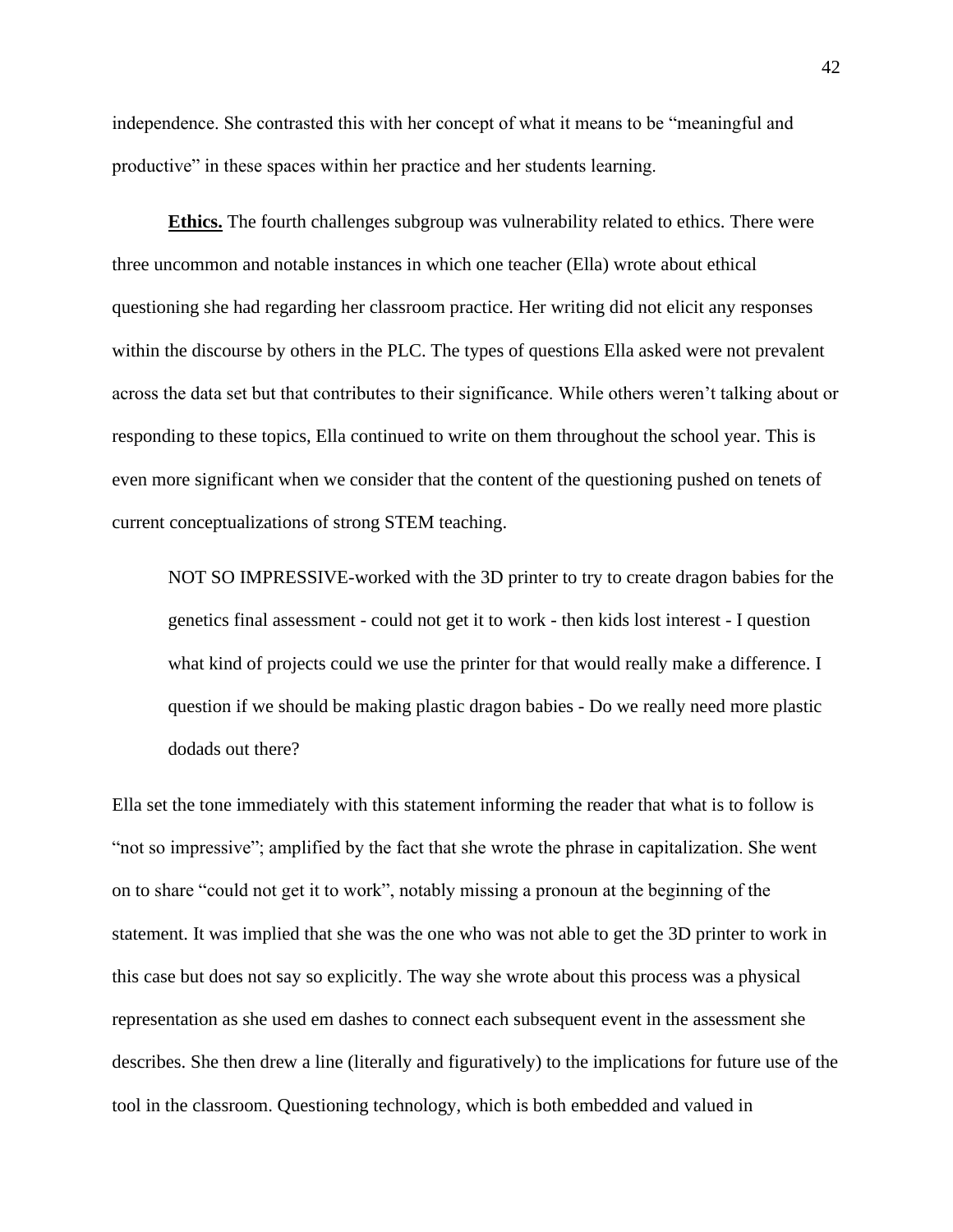independence. She contrasted this with her concept of what it means to be "meaningful and productive" in these spaces within her practice and her students learning.

**Ethics.** The fourth challenges subgroup was vulnerability related to ethics. There were three uncommon and notable instances in which one teacher (Ella) wrote about ethical questioning she had regarding her classroom practice. Her writing did not elicit any responses within the discourse by others in the PLC. The types of questions Ella asked were not prevalent across the data set but that contributes to their significance. While others weren't talking about or responding to these topics, Ella continued to write on them throughout the school year. This is even more significant when we consider that the content of the questioning pushed on tenets of current conceptualizations of strong STEM teaching.

> NOT SO IMPRESSIVE-worked with the 3D printer to try to create dragon babies for the genetics final assessment - could not get it to work - then kids lost interest - I question what kind of projects could we use the printer for that would really make a difference. I question if we should be making plastic dragon babies - Do we really need more plastic dodads out there?

Ella set the tone immediately with this statement informing the reader that what is to follow is "not so impressive"; amplified by the fact that she wrote the phrase in capitalization. She went on to share "could not get it to work", notably missing a pronoun at the beginning of the statement. It was implied that she was the one who was not able to get the 3D printer to work in this case but does not say so explicitly. The way she wrote about this process was a physical representation as she used em dashes to connect each subsequent event in the assessment she describes. She then drew a line (literally and figuratively) to the implications for future use of the tool in the classroom. Questioning technology, which is both embedded and valued in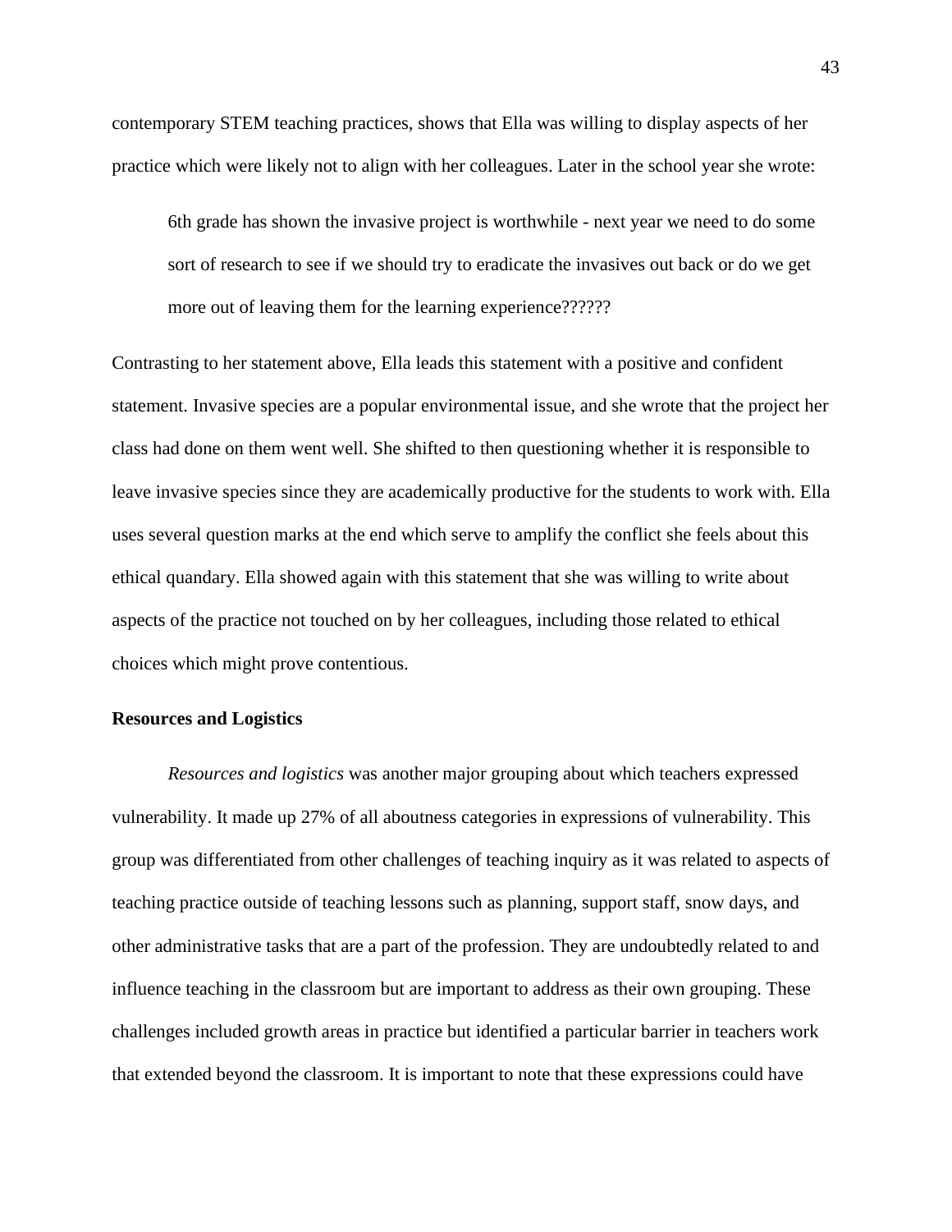contemporary STEM teaching practices, shows that Ella was willing to display aspects of her practice which were likely not to align with her colleagues. Later in the school year she wrote:

> 6th grade has shown the invasive project is worthwhile - next year we need to do some sort of research to see if we should try to eradicate the invasives out back or do we get more out of leaving them for the learning experience??????

Contrasting to her statement above, Ella leads this statement with a positive and confident statement. Invasive species are a popular environmental issue, and she wrote that the project her class had done on them went well. She shifted to then questioning whether it is responsible to leave invasive species since they are academically productive for the students to work with. Ella uses several question marks at the end which serve to amplify the conflict she feels about this ethical quandary. Ella showed again with this statement that she was willing to write about aspects of the practice not touched on by her colleagues, including those related to ethical choices which might prove contentious.

**Resources and Logistics**

*Resources and logistics* was another major grouping about which teachers expressed vulnerability. It made up 27% of all aboutness categories in expressions of vulnerability. This group was differentiated from other challenges of teaching inquiry as it was related to aspects of teaching practice outside of teaching lessons such as planning, support staff, snow days, and other administrative tasks that are a part of the profession. They are undoubtedly related to and influence teaching in the classroom but are important to address as their own grouping. These challenges included growth areas in practice but identified a particular barrier in teachers work that extended beyond the classroom. It is important to note that these expressions could have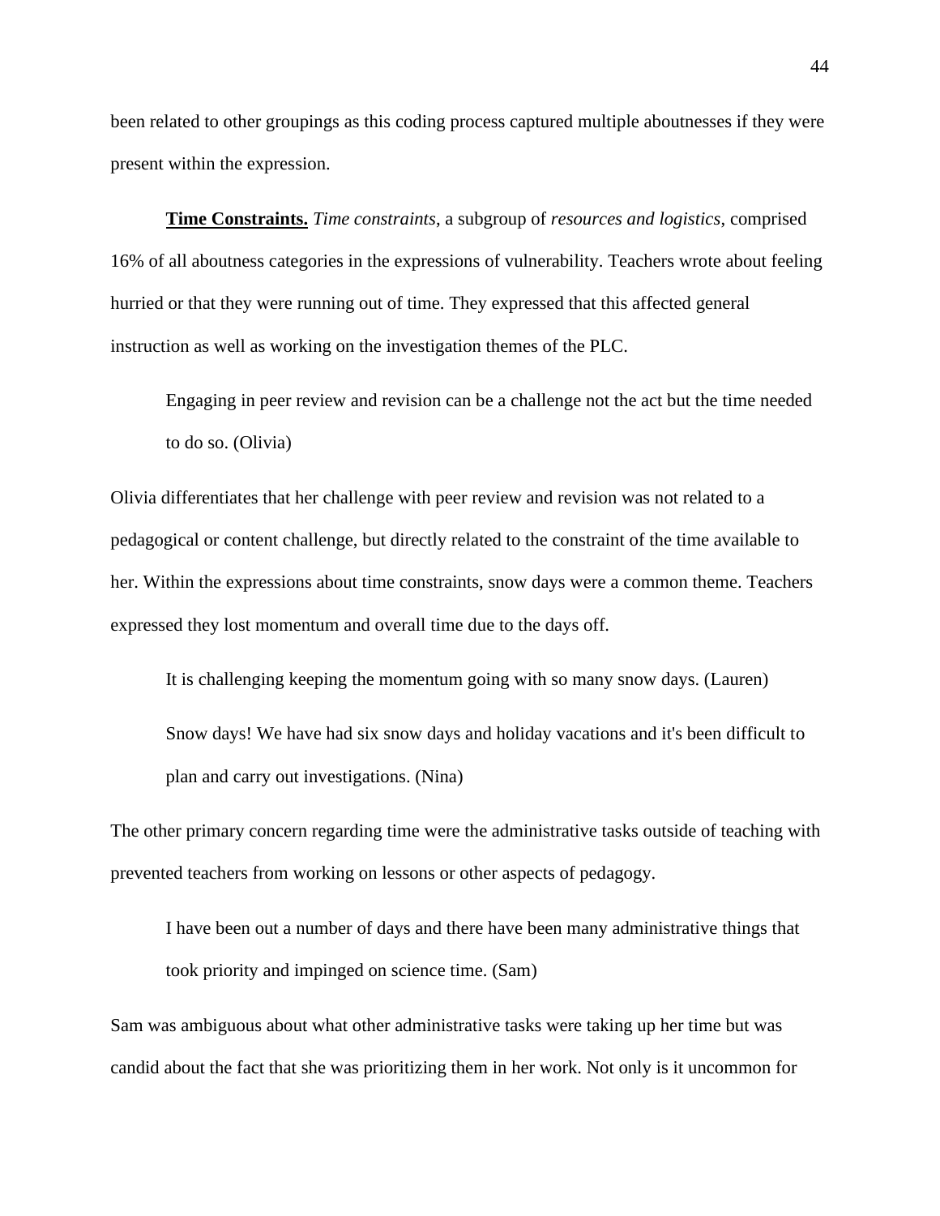been related to other groupings as this coding process captured multiple aboutnesses if they were present within the expression.

**Time Constraints.** *Time constraints*, a subgroup of *resources and logistics*, comprised 16% of all aboutness categories in the expressions of vulnerability. Teachers wrote about feeling hurried or that they were running out of time. They expressed that this affected general instruction as well as working on the investigation themes of the PLC.

> Engaging in peer review and revision can be a challenge not the act but the time needed to do so. (Olivia)

Olivia differentiates that her challenge with peer review and revision was not related to a pedagogical or content challenge, but directly related to the constraint of the time available to her. Within the expressions about time constraints, snow days were a common theme. Teachers expressed they lost momentum and overall time due to the days off.

> It is challenging keeping the momentum going with so many snow days. (Lauren)
>
> Snow days! We have had six snow days and holiday vacations and it's been difficult to plan and carry out investigations. (Nina)

The other primary concern regarding time were the administrative tasks outside of teaching with prevented teachers from working on lessons or other aspects of pedagogy.

> I have been out a number of days and there have been many administrative things that took priority and impinged on science time. (Sam)

Sam was ambiguous about what other administrative tasks were taking up her time but was candid about the fact that she was prioritizing them in her work. Not only is it uncommon for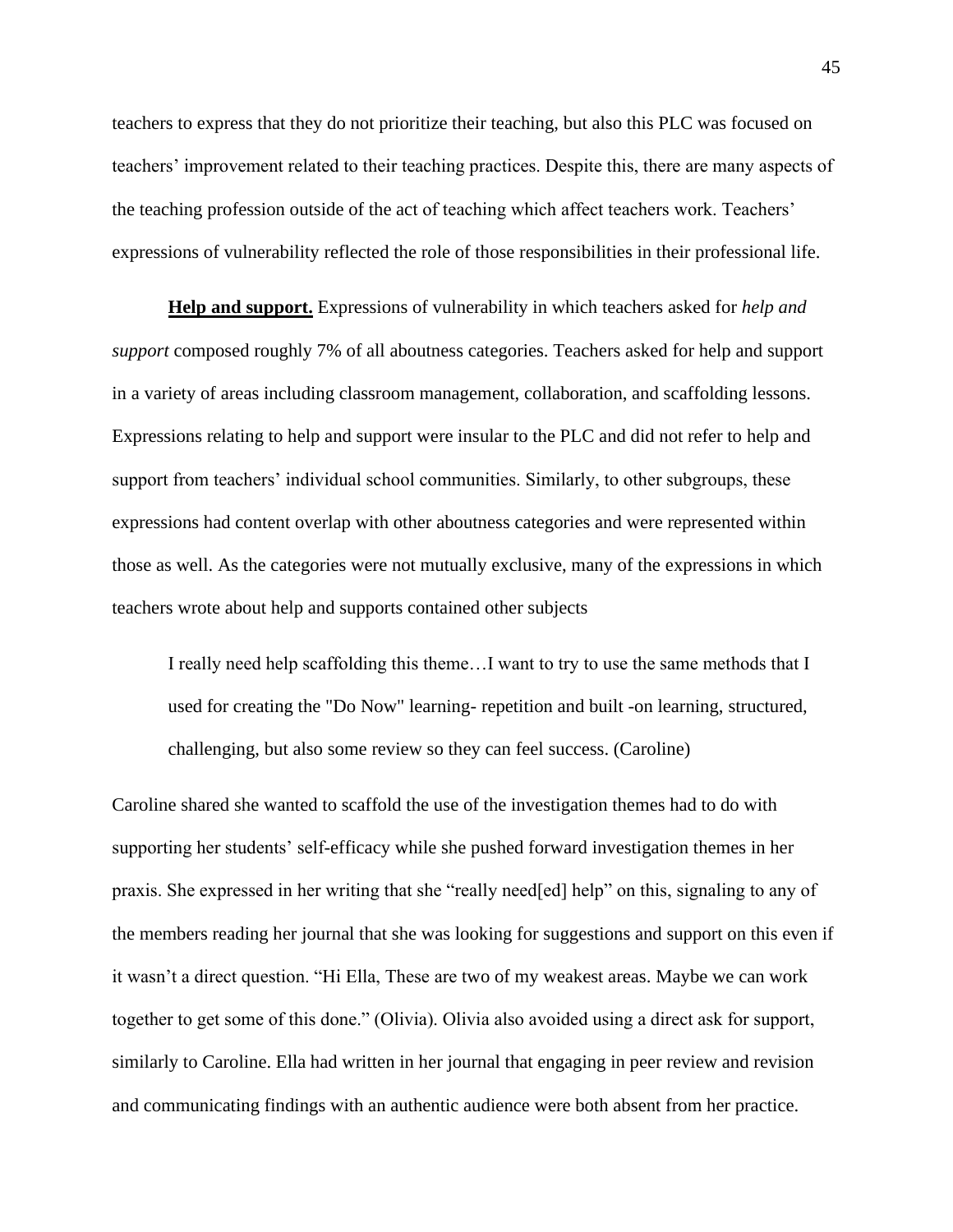teachers to express that they do not prioritize their teaching, but also this PLC was focused on teachers' improvement related to their teaching practices. Despite this, there are many aspects of the teaching profession outside of the act of teaching which affect teachers work. Teachers' expressions of vulnerability reflected the role of those responsibilities in their professional life.

**Help and support.** Expressions of vulnerability in which teachers asked for *help and support* composed roughly 7% of all aboutness categories. Teachers asked for help and support in a variety of areas including classroom management, collaboration, and scaffolding lessons. Expressions relating to help and support were insular to the PLC and did not refer to help and support from teachers' individual school communities. Similarly, to other subgroups, these expressions had content overlap with other aboutness categories and were represented within those as well. As the categories were not mutually exclusive, many of the expressions in which teachers wrote about help and supports contained other subjects

> I really need help scaffolding this theme…I want to try to use the same methods that I used for creating the "Do Now" learning- repetition and built -on learning, structured, challenging, but also some review so they can feel success. (Caroline)

Caroline shared she wanted to scaffold the use of the investigation themes had to do with supporting her students' self-efficacy while she pushed forward investigation themes in her praxis. She expressed in her writing that she "really need[ed] help" on this, signaling to any of the members reading her journal that she was looking for suggestions and support on this even if it wasn't a direct question. "Hi Ella, These are two of my weakest areas. Maybe we can work together to get some of this done." (Olivia). Olivia also avoided using a direct ask for support, similarly to Caroline. Ella had written in her journal that engaging in peer review and revision and communicating findings with an authentic audience were both absent from her practice.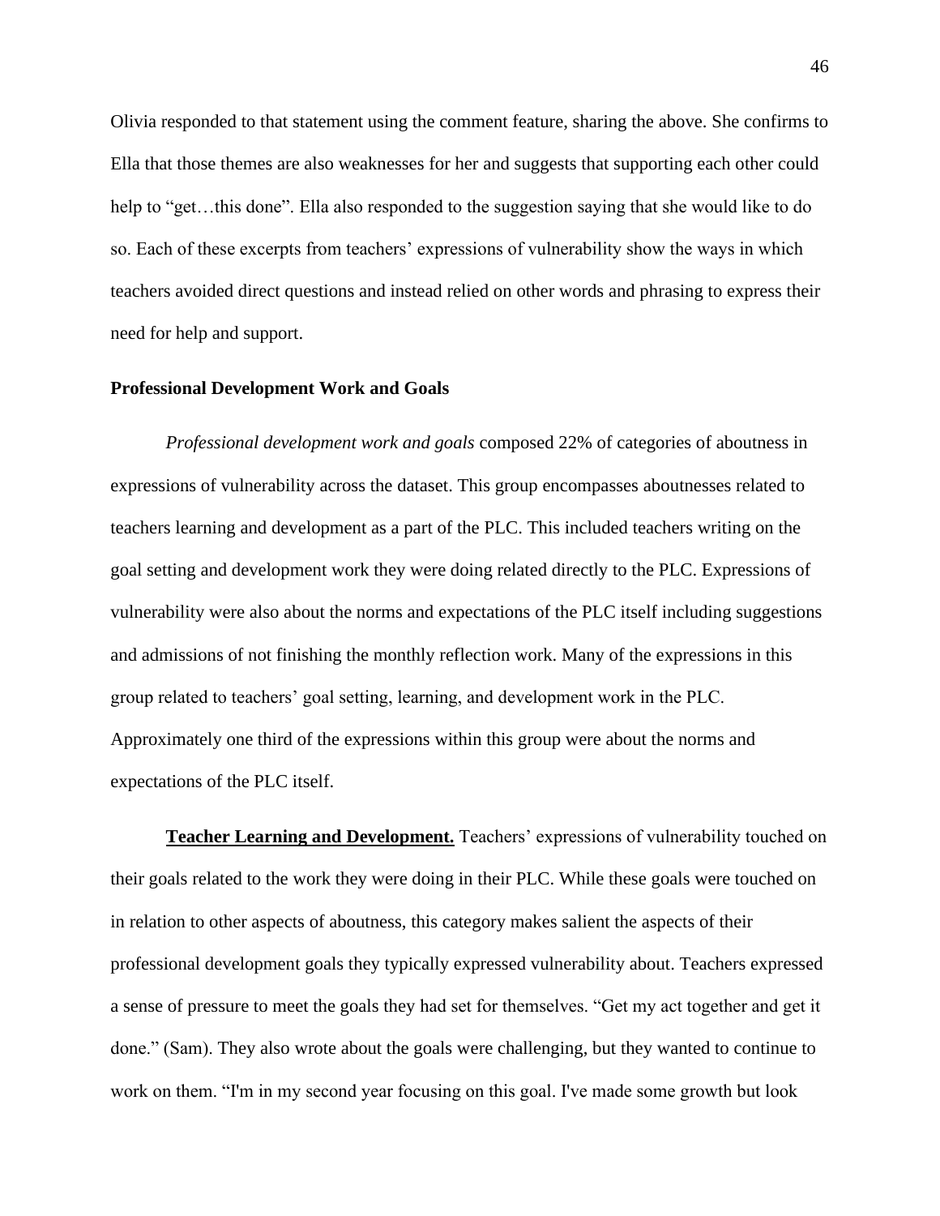Olivia responded to that statement using the comment feature, sharing the above. She confirms to Ella that those themes are also weaknesses for her and suggests that supporting each other could help to "get…this done". Ella also responded to the suggestion saying that she would like to do so. Each of these excerpts from teachers' expressions of vulnerability show the ways in which teachers avoided direct questions and instead relied on other words and phrasing to express their need for help and support.

### Professional Development Work and Goals

*Professional development work and goals* composed 22% of categories of aboutness in expressions of vulnerability across the dataset. This group encompasses aboutnesses related to teachers learning and development as a part of the PLC. This included teachers writing on the goal setting and development work they were doing related directly to the PLC. Expressions of vulnerability were also about the norms and expectations of the PLC itself including suggestions and admissions of not finishing the monthly reflection work. Many of the expressions in this group related to teachers' goal setting, learning, and development work in the PLC. Approximately one third of the expressions within this group were about the norms and expectations of the PLC itself.

**Teacher Learning and Development.** Teachers' expressions of vulnerability touched on their goals related to the work they were doing in their PLC. While these goals were touched on in relation to other aspects of aboutness, this category makes salient the aspects of their professional development goals they typically expressed vulnerability about. Teachers expressed a sense of pressure to meet the goals they had set for themselves. "Get my act together and get it done." (Sam). They also wrote about the goals were challenging, but they wanted to continue to work on them. "I'm in my second year focusing on this goal. I've made some growth but look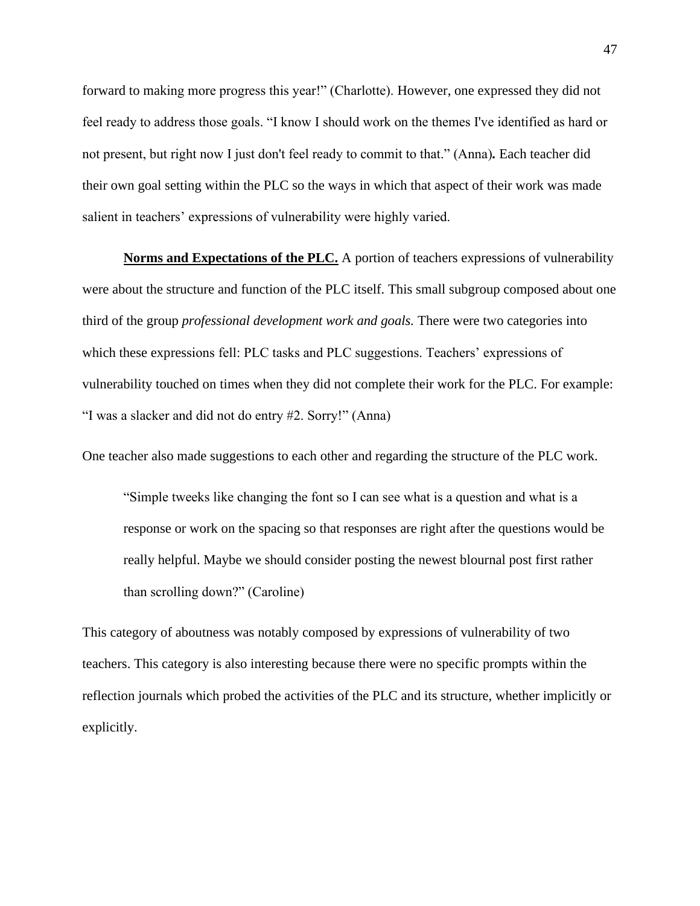forward to making more progress this year!" (Charlotte). However, one expressed they did not feel ready to address those goals. "I know I should work on the themes I've identified as hard or not present, but right now I just don't feel ready to commit to that." (Anna)**.** Each teacher did their own goal setting within the PLC so the ways in which that aspect of their work was made salient in teachers' expressions of vulnerability were highly varied.

**Norms and Expectations of the PLC.** A portion of teachers expressions of vulnerability were about the structure and function of the PLC itself. This small subgroup composed about one third of the group *professional development work and goals.* There were two categories into which these expressions fell: PLC tasks and PLC suggestions. Teachers' expressions of vulnerability touched on times when they did not complete their work for the PLC. For example: "I was a slacker and did not do entry #2. Sorry!" (Anna)

One teacher also made suggestions to each other and regarding the structure of the PLC work.

> "Simple tweeks like changing the font so I can see what is a question and what is a response or work on the spacing so that responses are right after the questions would be really helpful. Maybe we should consider posting the newest blournal post first rather than scrolling down?" (Caroline)

This category of aboutness was notably composed by expressions of vulnerability of two teachers. This category is also interesting because there were no specific prompts within the reflection journals which probed the activities of the PLC and its structure, whether implicitly or explicitly.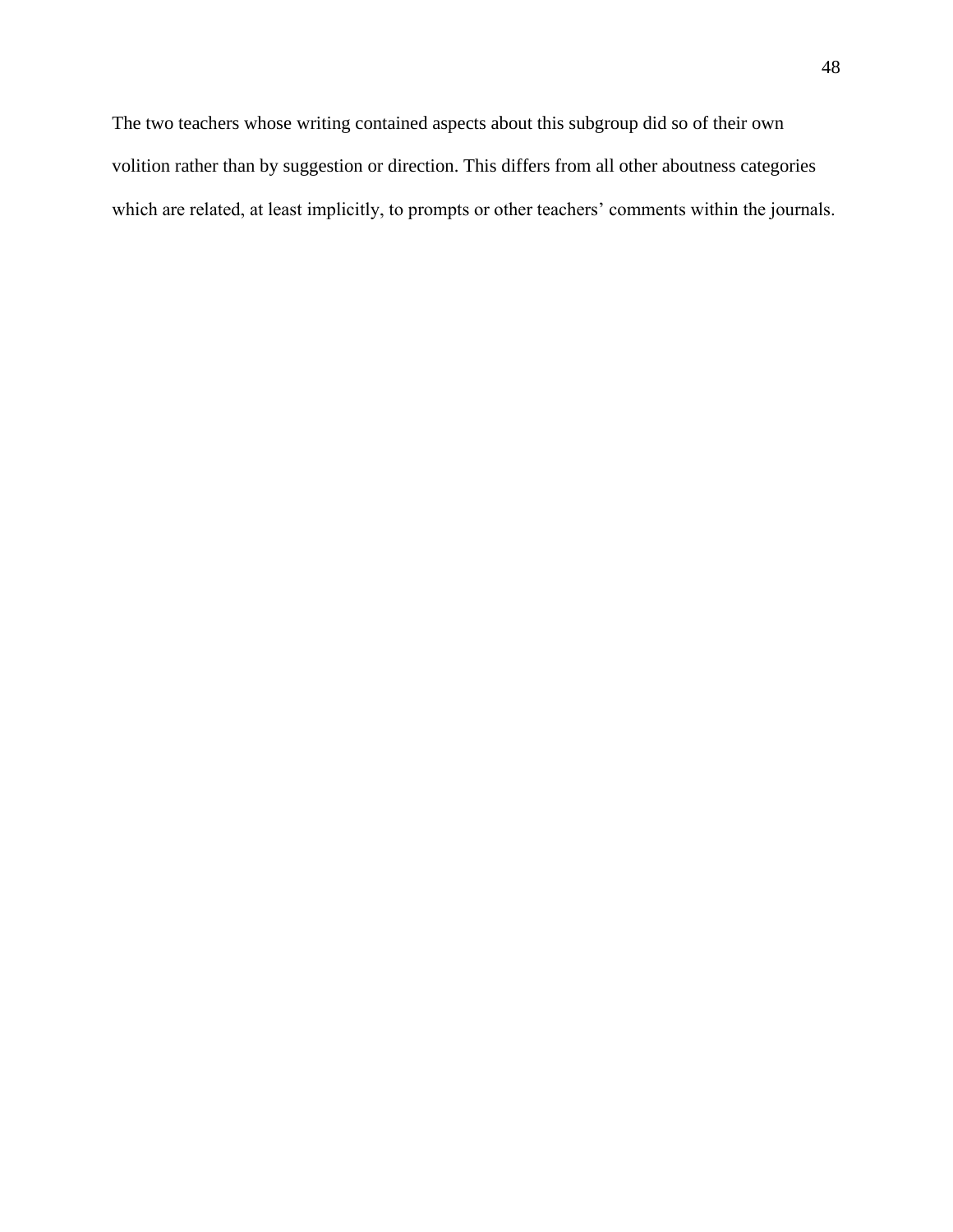The two teachers whose writing contained aspects about this subgroup did so of their own volition rather than by suggestion or direction. This differs from all other aboutness categories which are related, at least implicitly, to prompts or other teachers' comments within the journals.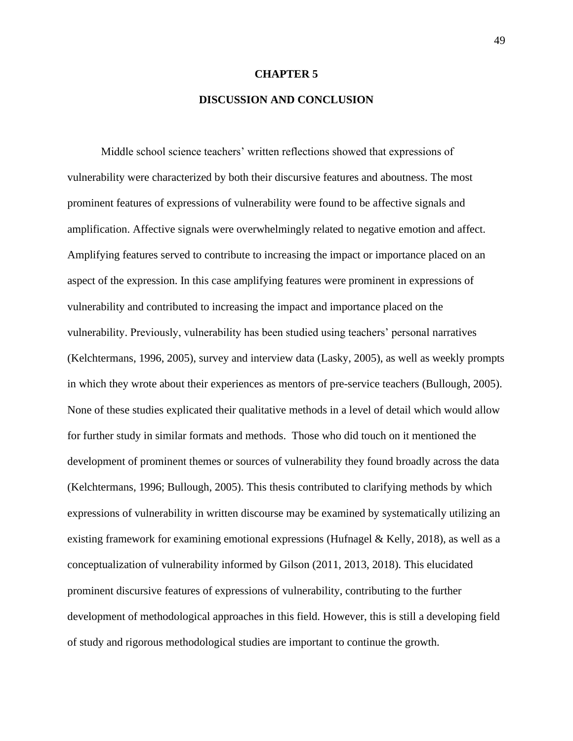# CHAPTER 5

# DISCUSSION AND CONCLUSION

Middle school science teachers' written reflections showed that expressions of vulnerability were characterized by both their discursive features and aboutness. The most prominent features of expressions of vulnerability were found to be affective signals and amplification. Affective signals were overwhelmingly related to negative emotion and affect. Amplifying features served to contribute to increasing the impact or importance placed on an aspect of the expression. In this case amplifying features were prominent in expressions of vulnerability and contributed to increasing the impact and importance placed on the vulnerability. Previously, vulnerability has been studied using teachers' personal narratives (Kelchtermans, 1996, 2005), survey and interview data (Lasky, 2005), as well as weekly prompts in which they wrote about their experiences as mentors of pre-service teachers (Bullough, 2005). None of these studies explicated their qualitative methods in a level of detail which would allow for further study in similar formats and methods. Those who did touch on it mentioned the development of prominent themes or sources of vulnerability they found broadly across the data (Kelchtermans, 1996; Bullough, 2005). This thesis contributed to clarifying methods by which expressions of vulnerability in written discourse may be examined by systematically utilizing an existing framework for examining emotional expressions (Hufnagel & Kelly, 2018), as well as a conceptualization of vulnerability informed by Gilson (2011, 2013, 2018). This elucidated prominent discursive features of expressions of vulnerability, contributing to the further development of methodological approaches in this field. However, this is still a developing field of study and rigorous methodological studies are important to continue the growth.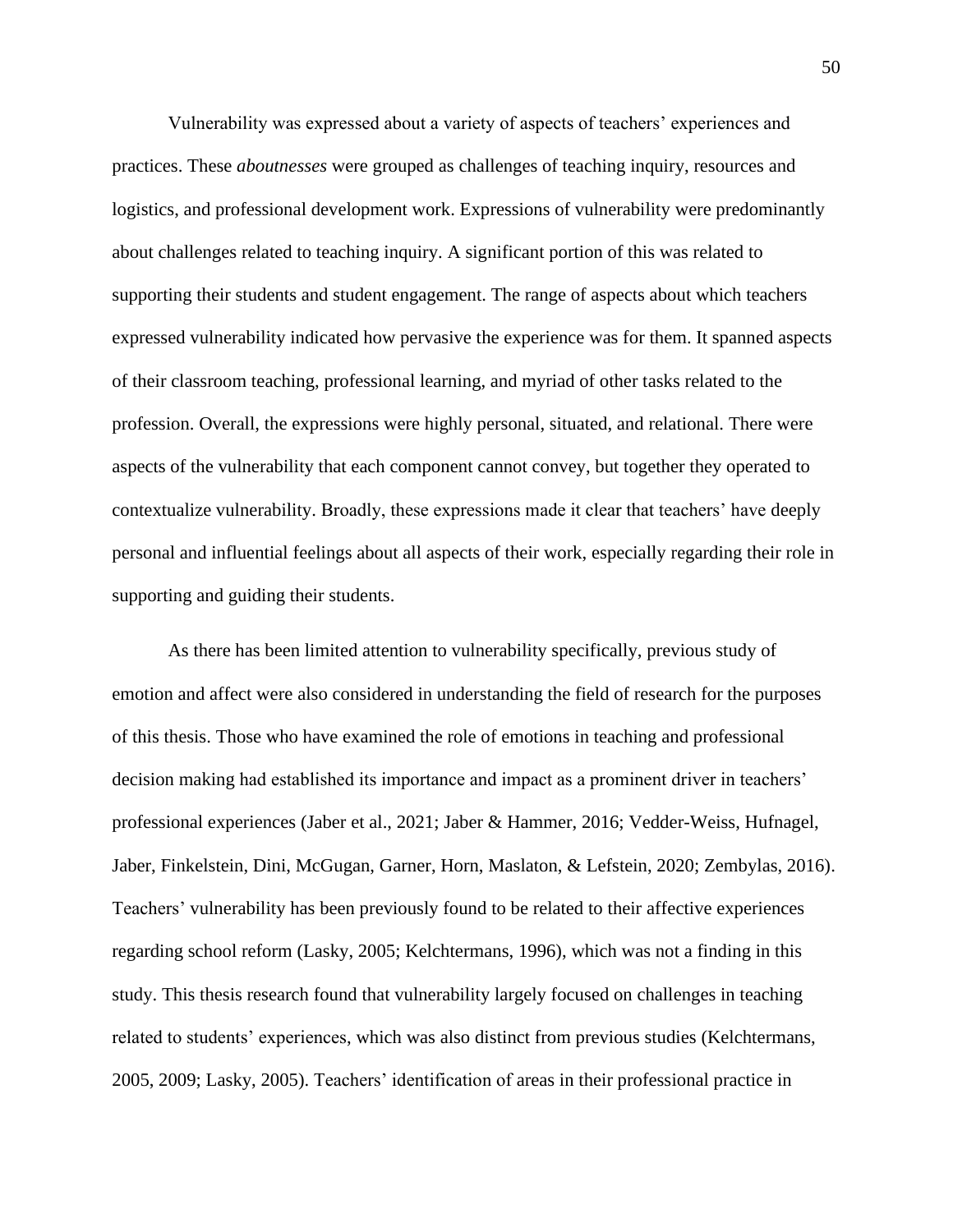Vulnerability was expressed about a variety of aspects of teachers' experiences and practices. These *aboutnesses* were grouped as challenges of teaching inquiry, resources and logistics, and professional development work. Expressions of vulnerability were predominantly about challenges related to teaching inquiry. A significant portion of this was related to supporting their students and student engagement. The range of aspects about which teachers expressed vulnerability indicated how pervasive the experience was for them. It spanned aspects of their classroom teaching, professional learning, and myriad of other tasks related to the profession. Overall, the expressions were highly personal, situated, and relational. There were aspects of the vulnerability that each component cannot convey, but together they operated to contextualize vulnerability. Broadly, these expressions made it clear that teachers' have deeply personal and influential feelings about all aspects of their work, especially regarding their role in supporting and guiding their students.

As there has been limited attention to vulnerability specifically, previous study of emotion and affect were also considered in understanding the field of research for the purposes of this thesis. Those who have examined the role of emotions in teaching and professional decision making had established its importance and impact as a prominent driver in teachers' professional experiences (Jaber et al., 2021; Jaber & Hammer, 2016; Vedder-Weiss, Hufnagel, Jaber, Finkelstein, Dini, McGugan, Garner, Horn, Maslaton, & Lefstein, 2020; Zembylas, 2016). Teachers' vulnerability has been previously found to be related to their affective experiences regarding school reform (Lasky, 2005; Kelchtermans, 1996), which was not a finding in this study. This thesis research found that vulnerability largely focused on challenges in teaching related to students' experiences, which was also distinct from previous studies (Kelchtermans, 2005, 2009; Lasky, 2005). Teachers' identification of areas in their professional practice in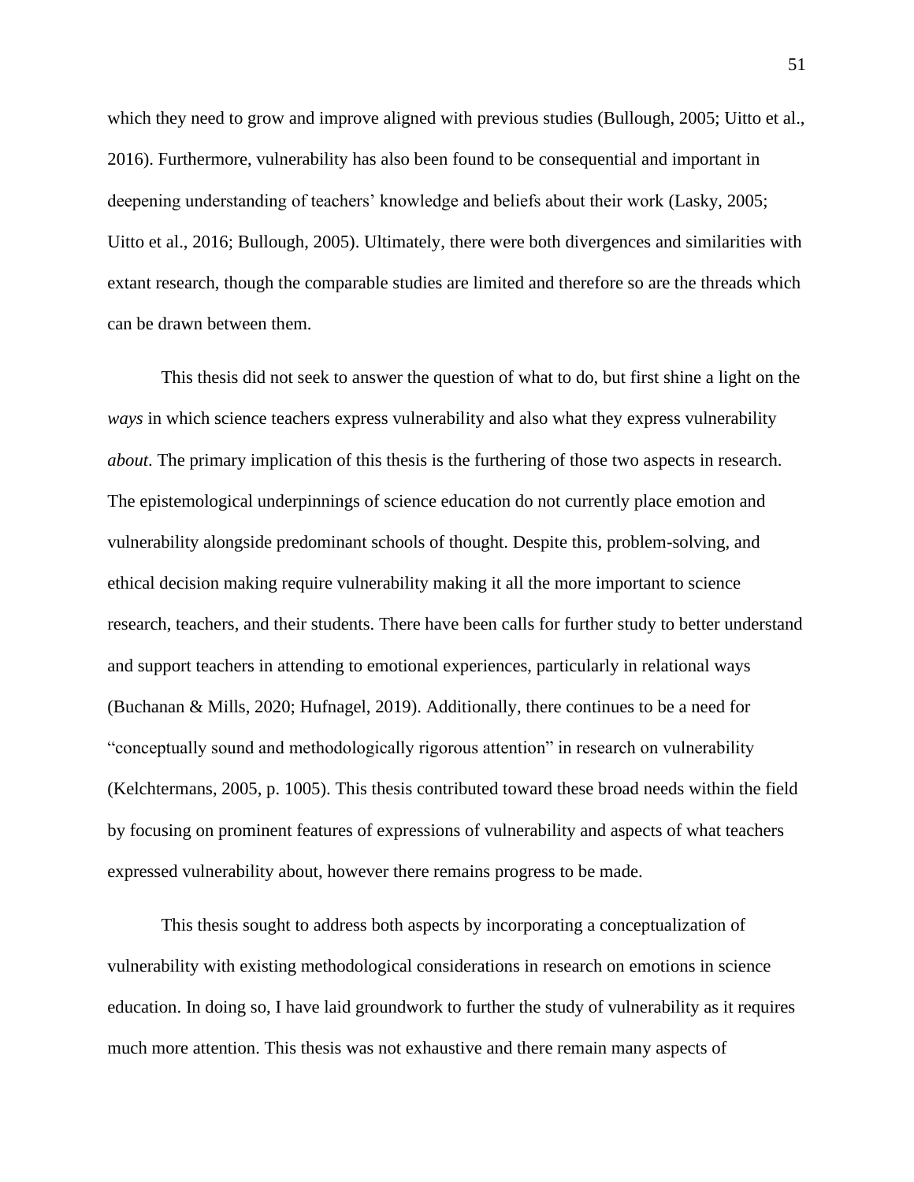which they need to grow and improve aligned with previous studies (Bullough, 2005; Uitto et al., 2016). Furthermore, vulnerability has also been found to be consequential and important in deepening understanding of teachers' knowledge and beliefs about their work (Lasky, 2005; Uitto et al., 2016; Bullough, 2005). Ultimately, there were both divergences and similarities with extant research, though the comparable studies are limited and therefore so are the threads which can be drawn between them.

This thesis did not seek to answer the question of what to do, but first shine a light on the *ways* in which science teachers express vulnerability and also what they express vulnerability *about*. The primary implication of this thesis is the furthering of those two aspects in research. The epistemological underpinnings of science education do not currently place emotion and vulnerability alongside predominant schools of thought. Despite this, problem-solving, and ethical decision making require vulnerability making it all the more important to science research, teachers, and their students. There have been calls for further study to better understand and support teachers in attending to emotional experiences, particularly in relational ways (Buchanan & Mills, 2020; Hufnagel, 2019). Additionally, there continues to be a need for "conceptually sound and methodologically rigorous attention" in research on vulnerability (Kelchtermans, 2005, p. 1005). This thesis contributed toward these broad needs within the field by focusing on prominent features of expressions of vulnerability and aspects of what teachers expressed vulnerability about, however there remains progress to be made.

This thesis sought to address both aspects by incorporating a conceptualization of vulnerability with existing methodological considerations in research on emotions in science education. In doing so, I have laid groundwork to further the study of vulnerability as it requires much more attention. This thesis was not exhaustive and there remain many aspects of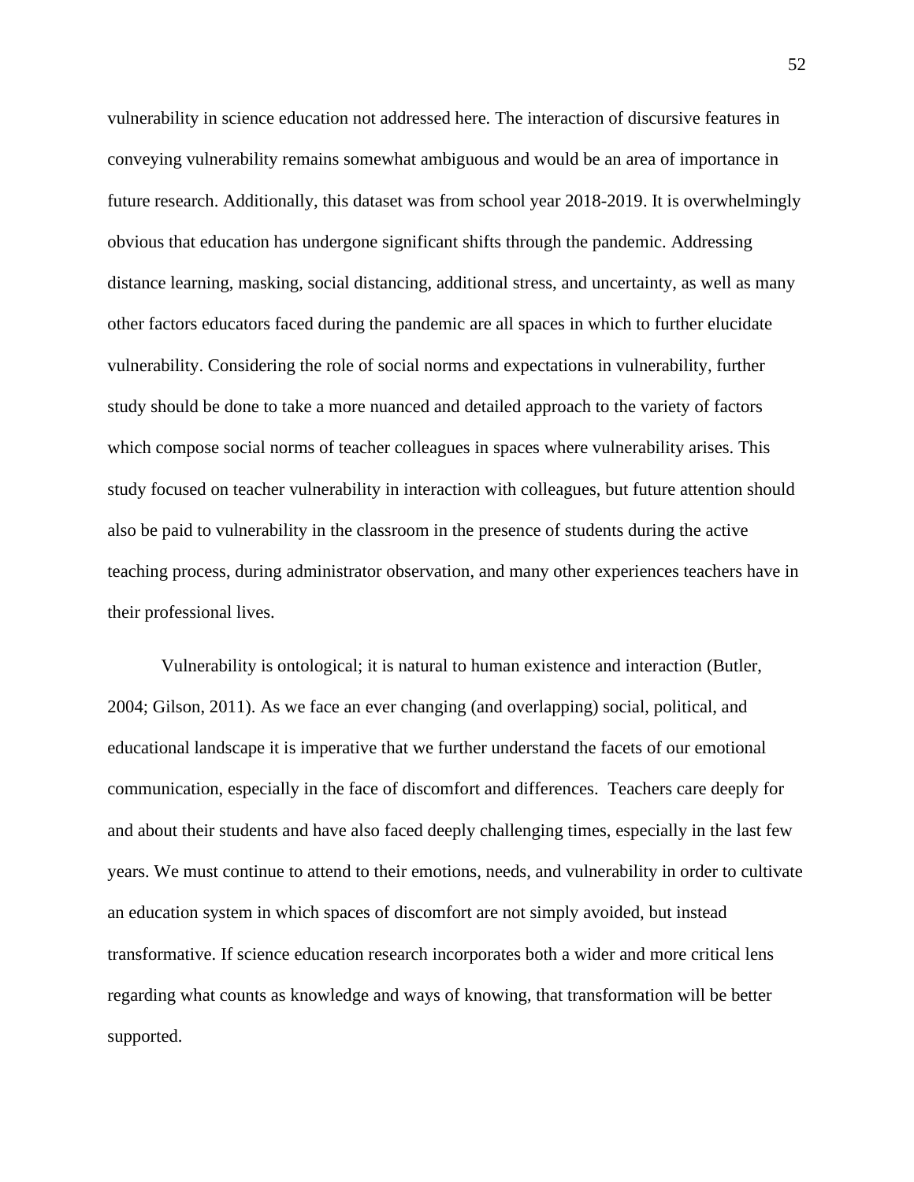vulnerability in science education not addressed here. The interaction of discursive features in conveying vulnerability remains somewhat ambiguous and would be an area of importance in future research. Additionally, this dataset was from school year 2018-2019. It is overwhelmingly obvious that education has undergone significant shifts through the pandemic. Addressing distance learning, masking, social distancing, additional stress, and uncertainty, as well as many other factors educators faced during the pandemic are all spaces in which to further elucidate vulnerability. Considering the role of social norms and expectations in vulnerability, further study should be done to take a more nuanced and detailed approach to the variety of factors which compose social norms of teacher colleagues in spaces where vulnerability arises. This study focused on teacher vulnerability in interaction with colleagues, but future attention should also be paid to vulnerability in the classroom in the presence of students during the active teaching process, during administrator observation, and many other experiences teachers have in their professional lives.

Vulnerability is ontological; it is natural to human existence and interaction (Butler, 2004; Gilson, 2011). As we face an ever changing (and overlapping) social, political, and educational landscape it is imperative that we further understand the facets of our emotional communication, especially in the face of discomfort and differences. Teachers care deeply for and about their students and have also faced deeply challenging times, especially in the last few years. We must continue to attend to their emotions, needs, and vulnerability in order to cultivate an education system in which spaces of discomfort are not simply avoided, but instead transformative. If science education research incorporates both a wider and more critical lens regarding what counts as knowledge and ways of knowing, that transformation will be better supported.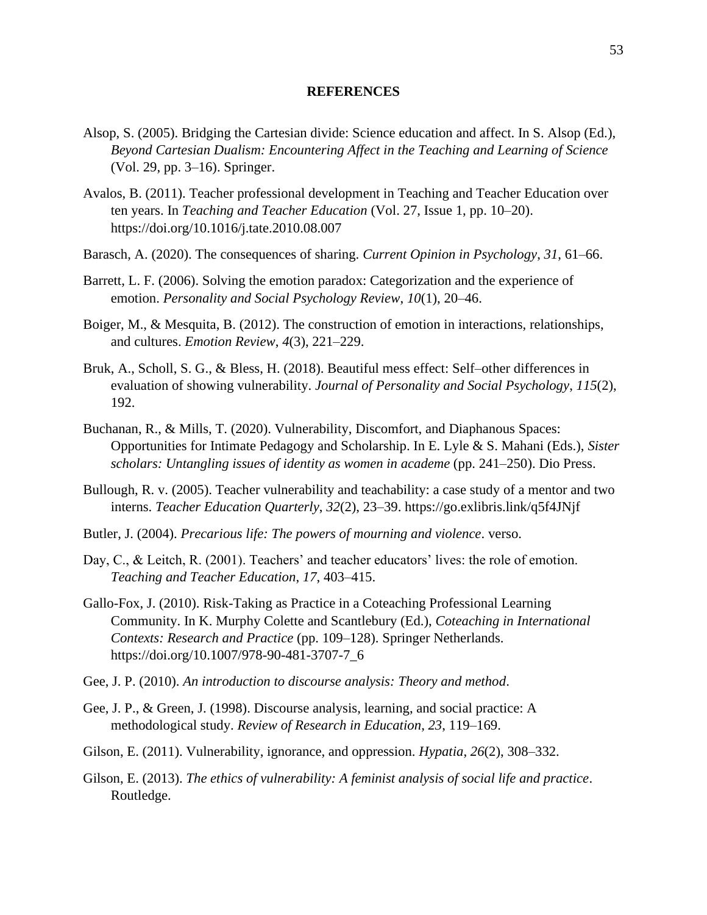# REFERENCES

Alsop, S. (2005). Bridging the Cartesian divide: Science education and affect. In S. Alsop (Ed.), *Beyond Cartesian Dualism: Encountering Affect in the Teaching and Learning of Science* (Vol. 29, pp. 3–16). Springer.

Avalos, B. (2011). Teacher professional development in Teaching and Teacher Education over ten years. In *Teaching and Teacher Education* (Vol. 27, Issue 1, pp. 10–20). https://doi.org/10.1016/j.tate.2010.08.007

Barasch, A. (2020). The consequences of sharing. *Current Opinion in Psychology*, *31*, 61–66.

Barrett, L. F. (2006). Solving the emotion paradox: Categorization and the experience of emotion. *Personality and Social Psychology Review*, *10*(1), 20–46.

Boiger, M., & Mesquita, B. (2012). The construction of emotion in interactions, relationships, and cultures. *Emotion Review*, *4*(3), 221–229.

Bruk, A., Scholl, S. G., & Bless, H. (2018). Beautiful mess effect: Self–other differences in evaluation of showing vulnerability. *Journal of Personality and Social Psychology*, *115*(2), 192.

Buchanan, R., & Mills, T. (2020). Vulnerability, Discomfort, and Diaphanous Spaces: Opportunities for Intimate Pedagogy and Scholarship. In E. Lyle & S. Mahani (Eds.), *Sister scholars: Untangling issues of identity as women in academe* (pp. 241–250). Dio Press.

Bullough, R. v. (2005). Teacher vulnerability and teachability: a case study of a mentor and two interns. *Teacher Education Quarterly*, *32*(2), 23–39. https://go.exlibris.link/q5f4JNjf

Butler, J. (2004). *Precarious life: The powers of mourning and violence*. verso.

Day, C., & Leitch, R. (2001). Teachers' and teacher educators' lives: the role of emotion. *Teaching and Teacher Education*, *17*, 403–415.

Gallo-Fox, J. (2010). Risk-Taking as Practice in a Coteaching Professional Learning Community. In K. Murphy Colette and Scantlebury (Ed.), *Coteaching in International Contexts: Research and Practice* (pp. 109–128). Springer Netherlands. https://doi.org/10.1007/978-90-481-3707-7_6

Gee, J. P. (2010). *An introduction to discourse analysis: Theory and method*.

Gee, J. P., & Green, J. (1998). Discourse analysis, learning, and social practice: A methodological study. *Review of Research in Education*, *23*, 119–169.

Gilson, E. (2011). Vulnerability, ignorance, and oppression. *Hypatia*, *26*(2), 308–332.

Gilson, E. (2013). *The ethics of vulnerability: A feminist analysis of social life and practice*. Routledge.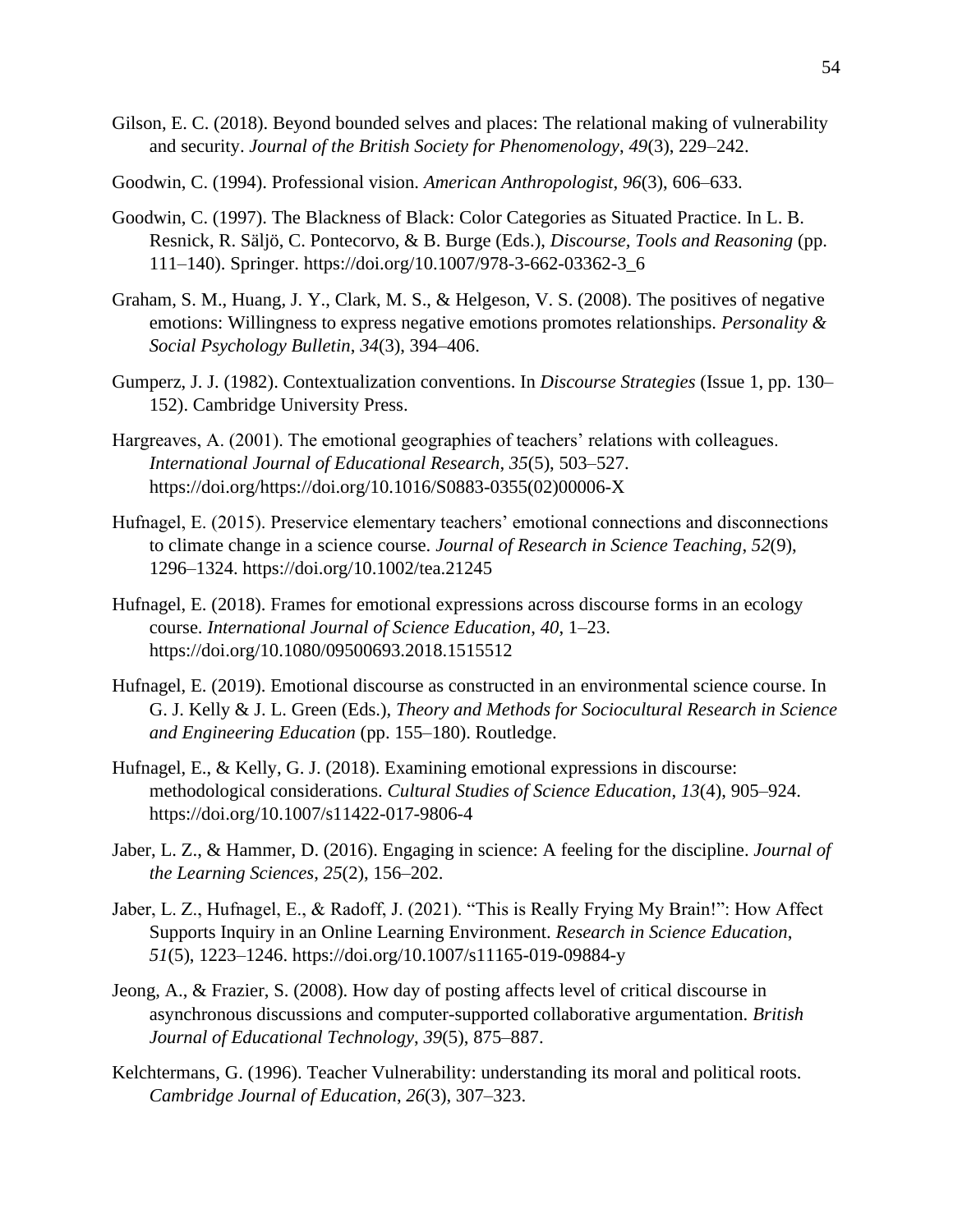Gilson, E. C. (2018). Beyond bounded selves and places: The relational making of vulnerability and security. *Journal of the British Society for Phenomenology*, *49*(3), 229–242.

Goodwin, C. (1994). Professional vision. *American Anthropologist*, *96*(3), 606–633.

Goodwin, C. (1997). The Blackness of Black: Color Categories as Situated Practice. In L. B. Resnick, R. Säljö, C. Pontecorvo, & B. Burge (Eds.), *Discourse, Tools and Reasoning* (pp. 111–140). Springer. https://doi.org/10.1007/978-3-662-03362-3_6

Graham, S. M., Huang, J. Y., Clark, M. S., & Helgeson, V. S. (2008). The positives of negative emotions: Willingness to express negative emotions promotes relationships. *Personality & Social Psychology Bulletin*, *34*(3), 394–406.

Gumperz, J. J. (1982). Contextualization conventions. In *Discourse Strategies* (Issue 1, pp. 130–152). Cambridge University Press.

Hargreaves, A. (2001). The emotional geographies of teachers' relations with colleagues. *International Journal of Educational Research*, *35*(5), 503–527. https://doi.org/https://doi.org/10.1016/S0883-0355(02)00006-X

Hufnagel, E. (2015). Preservice elementary teachers' emotional connections and disconnections to climate change in a science course. *Journal of Research in Science Teaching*, *52*(9), 1296–1324. https://doi.org/10.1002/tea.21245

Hufnagel, E. (2018). Frames for emotional expressions across discourse forms in an ecology course. *International Journal of Science Education*, *40*, 1–23. https://doi.org/10.1080/09500693.2018.1515512

Hufnagel, E. (2019). Emotional discourse as constructed in an environmental science course. In G. J. Kelly & J. L. Green (Eds.), *Theory and Methods for Sociocultural Research in Science and Engineering Education* (pp. 155–180). Routledge.

Hufnagel, E., & Kelly, G. J. (2018). Examining emotional expressions in discourse: methodological considerations. *Cultural Studies of Science Education*, *13*(4), 905–924. https://doi.org/10.1007/s11422-017-9806-4

Jaber, L. Z., & Hammer, D. (2016). Engaging in science: A feeling for the discipline. *Journal of the Learning Sciences*, *25*(2), 156–202.

Jaber, L. Z., Hufnagel, E., & Radoff, J. (2021). "This is Really Frying My Brain!": How Affect Supports Inquiry in an Online Learning Environment. *Research in Science Education*, *51*(5), 1223–1246. https://doi.org/10.1007/s11165-019-09884-y

Jeong, A., & Frazier, S. (2008). How day of posting affects level of critical discourse in asynchronous discussions and computer-supported collaborative argumentation. *British Journal of Educational Technology*, *39*(5), 875–887.

Kelchtermans, G. (1996). Teacher Vulnerability: understanding its moral and political roots. *Cambridge Journal of Education*, *26*(3), 307–323.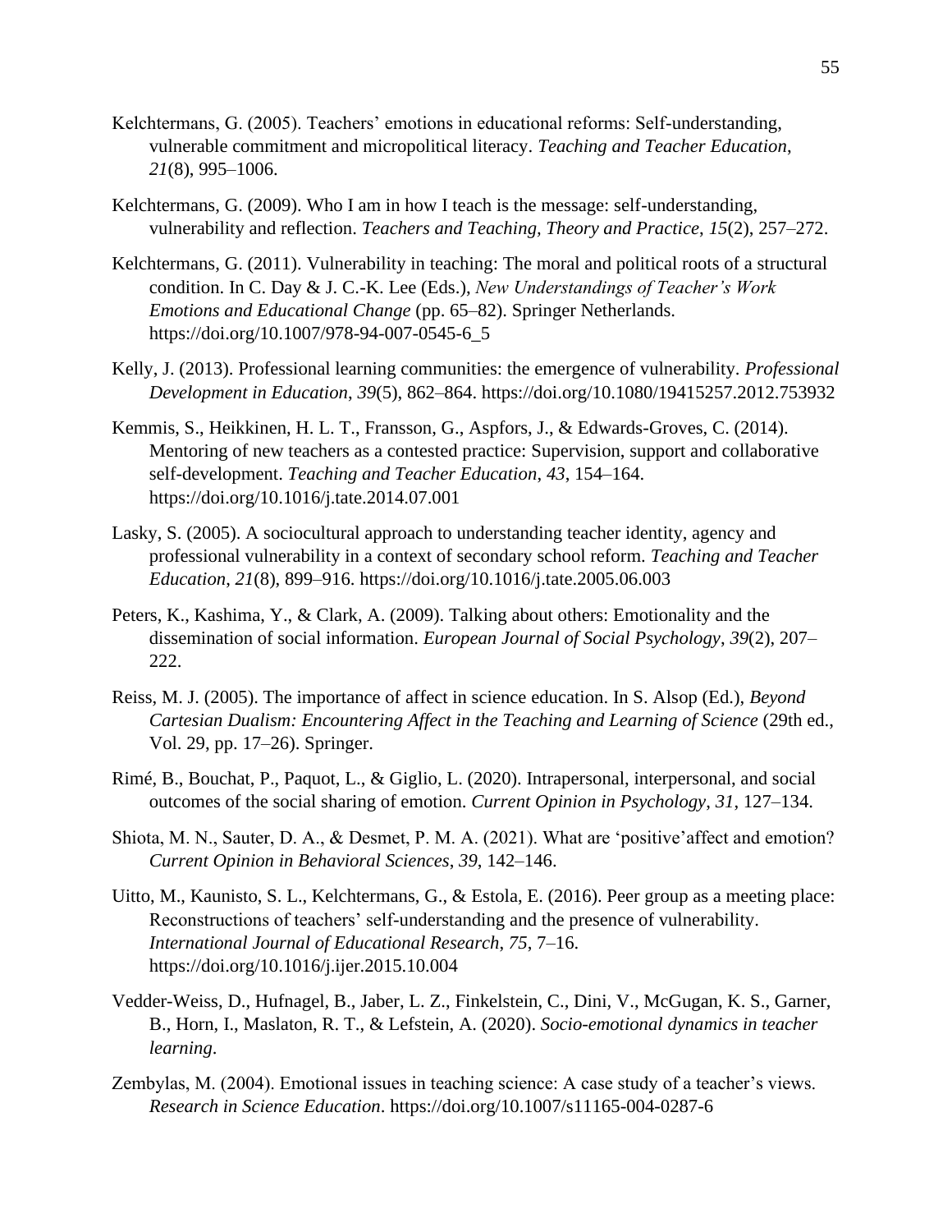Kelchtermans, G. (2005). Teachers' emotions in educational reforms: Self-understanding, vulnerable commitment and micropolitical literacy. *Teaching and Teacher Education*, *21*(8), 995–1006.

Kelchtermans, G. (2009). Who I am in how I teach is the message: self-understanding, vulnerability and reflection. *Teachers and Teaching, Theory and Practice*, *15*(2), 257–272.

Kelchtermans, G. (2011). Vulnerability in teaching: The moral and political roots of a structural condition. In C. Day & J. C.-K. Lee (Eds.), *New Understandings of Teacher's Work Emotions and Educational Change* (pp. 65–82). Springer Netherlands. https://doi.org/10.1007/978-94-007-0545-6_5

Kelly, J. (2013). Professional learning communities: the emergence of vulnerability. *Professional Development in Education*, *39*(5), 862–864. https://doi.org/10.1080/19415257.2012.753932

Kemmis, S., Heikkinen, H. L. T., Fransson, G., Aspfors, J., & Edwards-Groves, C. (2014). Mentoring of new teachers as a contested practice: Supervision, support and collaborative self-development. *Teaching and Teacher Education*, *43*, 154–164. https://doi.org/10.1016/j.tate.2014.07.001

Lasky, S. (2005). A sociocultural approach to understanding teacher identity, agency and professional vulnerability in a context of secondary school reform. *Teaching and Teacher Education*, *21*(8), 899–916. https://doi.org/10.1016/j.tate.2005.06.003

Peters, K., Kashima, Y., & Clark, A. (2009). Talking about others: Emotionality and the dissemination of social information. *European Journal of Social Psychology*, *39*(2), 207–222.

Reiss, M. J. (2005). The importance of affect in science education. In S. Alsop (Ed.), *Beyond Cartesian Dualism: Encountering Affect in the Teaching and Learning of Science* (29th ed., Vol. 29, pp. 17–26). Springer.

Rimé, B., Bouchat, P., Paquot, L., & Giglio, L. (2020). Intrapersonal, interpersonal, and social outcomes of the social sharing of emotion. *Current Opinion in Psychology*, *31*, 127–134.

Shiota, M. N., Sauter, D. A., & Desmet, P. M. A. (2021). What are 'positive'affect and emotion? *Current Opinion in Behavioral Sciences*, *39*, 142–146.

Uitto, M., Kaunisto, S. L., Kelchtermans, G., & Estola, E. (2016). Peer group as a meeting place: Reconstructions of teachers' self-understanding and the presence of vulnerability. *International Journal of Educational Research*, *75*, 7–16. https://doi.org/10.1016/j.ijer.2015.10.004

Vedder-Weiss, D., Hufnagel, B., Jaber, L. Z., Finkelstein, C., Dini, V., McGugan, K. S., Garner, B., Horn, I., Maslaton, R. T., & Lefstein, A. (2020). *Socio-emotional dynamics in teacher learning*.

Zembylas, M. (2004). Emotional issues in teaching science: A case study of a teacher's views. *Research in Science Education*. https://doi.org/10.1007/s11165-004-0287-6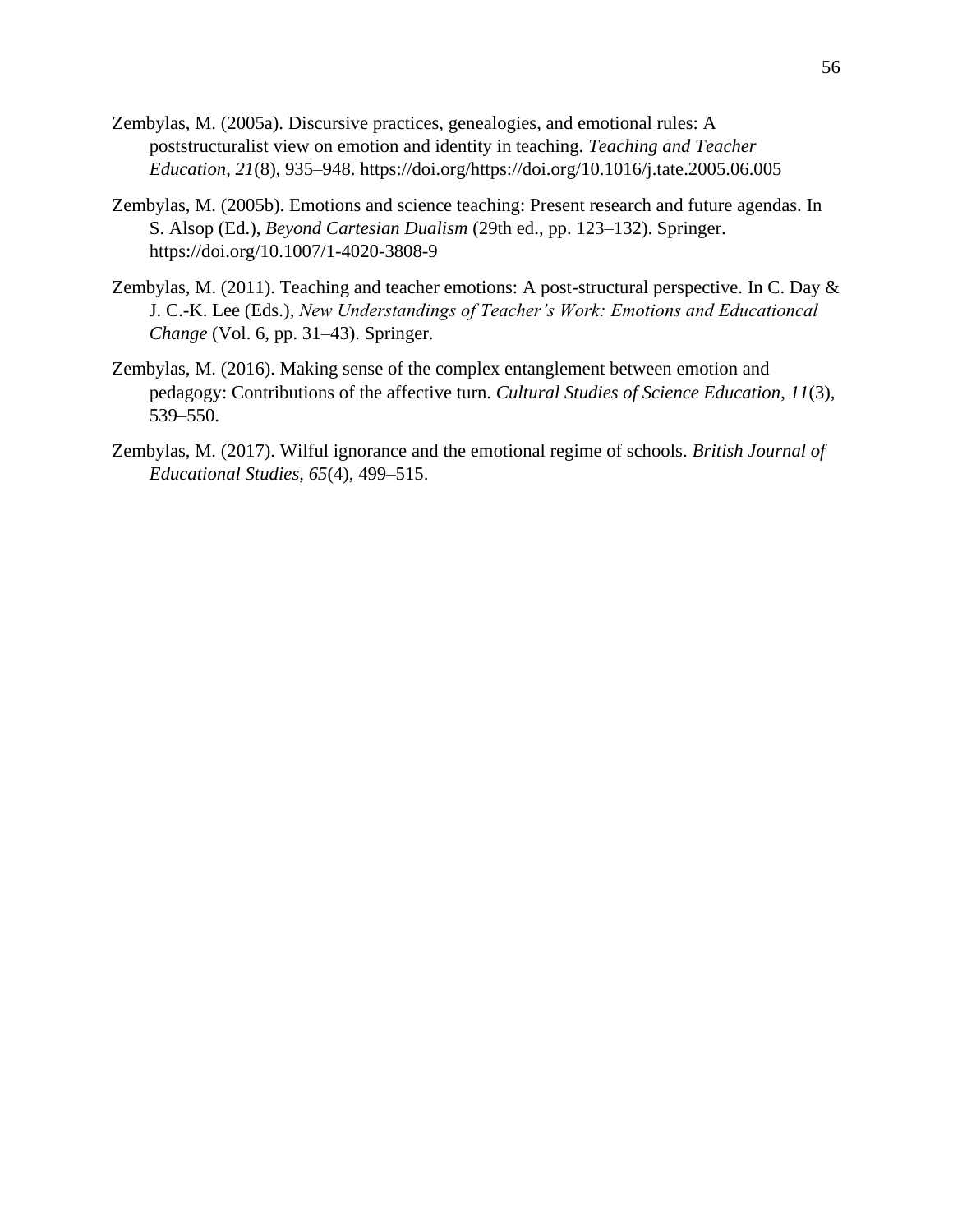Zembylas, M. (2005a). Discursive practices, genealogies, and emotional rules: A poststructuralist view on emotion and identity in teaching. *Teaching and Teacher Education*, *21*(8), 935–948. https://doi.org/https://doi.org/10.1016/j.tate.2005.06.005

Zembylas, M. (2005b). Emotions and science teaching: Present research and future agendas. In S. Alsop (Ed.), *Beyond Cartesian Dualism* (29th ed., pp. 123–132). Springer. https://doi.org/10.1007/1-4020-3808-9

Zembylas, M. (2011). Teaching and teacher emotions: A post-structural perspective. In C. Day & J. C.-K. Lee (Eds.), *New Understandings of Teacher's Work: Emotions and Educationcal Change* (Vol. 6, pp. 31–43). Springer.

Zembylas, M. (2016). Making sense of the complex entanglement between emotion and pedagogy: Contributions of the affective turn. *Cultural Studies of Science Education*, *11*(3), 539–550.

Zembylas, M. (2017). Wilful ignorance and the emotional regime of schools. *British Journal of Educational Studies*, *65*(4), 499–515.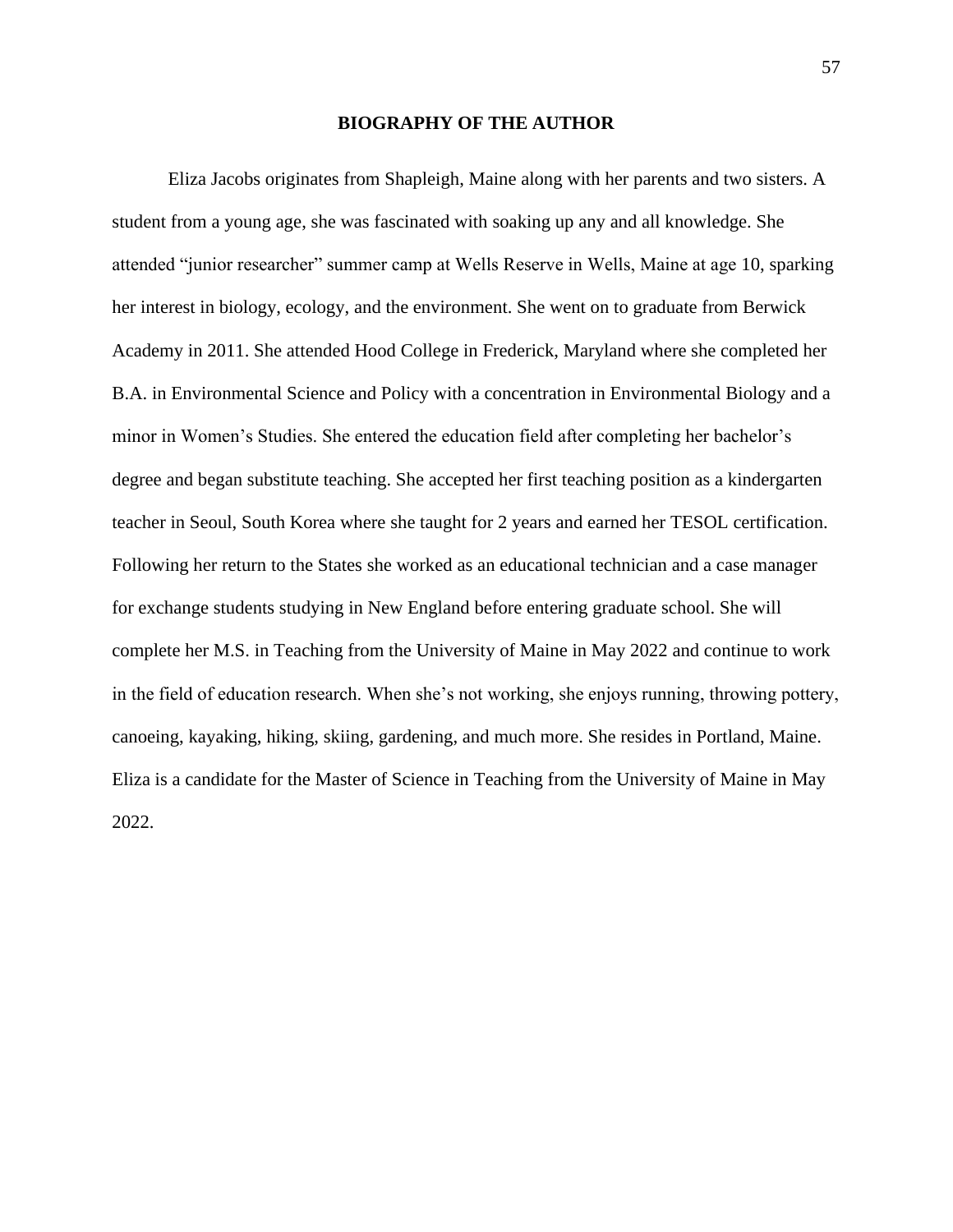## BIOGRAPHY OF THE AUTHOR

Eliza Jacobs originates from Shapleigh, Maine along with her parents and two sisters. A student from a young age, she was fascinated with soaking up any and all knowledge. She attended "junior researcher" summer camp at Wells Reserve in Wells, Maine at age 10, sparking her interest in biology, ecology, and the environment. She went on to graduate from Berwick Academy in 2011. She attended Hood College in Frederick, Maryland where she completed her B.A. in Environmental Science and Policy with a concentration in Environmental Biology and a minor in Women's Studies. She entered the education field after completing her bachelor's degree and began substitute teaching. She accepted her first teaching position as a kindergarten teacher in Seoul, South Korea where she taught for 2 years and earned her TESOL certification. Following her return to the States she worked as an educational technician and a case manager for exchange students studying in New England before entering graduate school. She will complete her M.S. in Teaching from the University of Maine in May 2022 and continue to work in the field of education research. When she's not working, she enjoys running, throwing pottery, canoeing, kayaking, hiking, skiing, gardening, and much more. She resides in Portland, Maine. Eliza is a candidate for the Master of Science in Teaching from the University of Maine in May 2022.